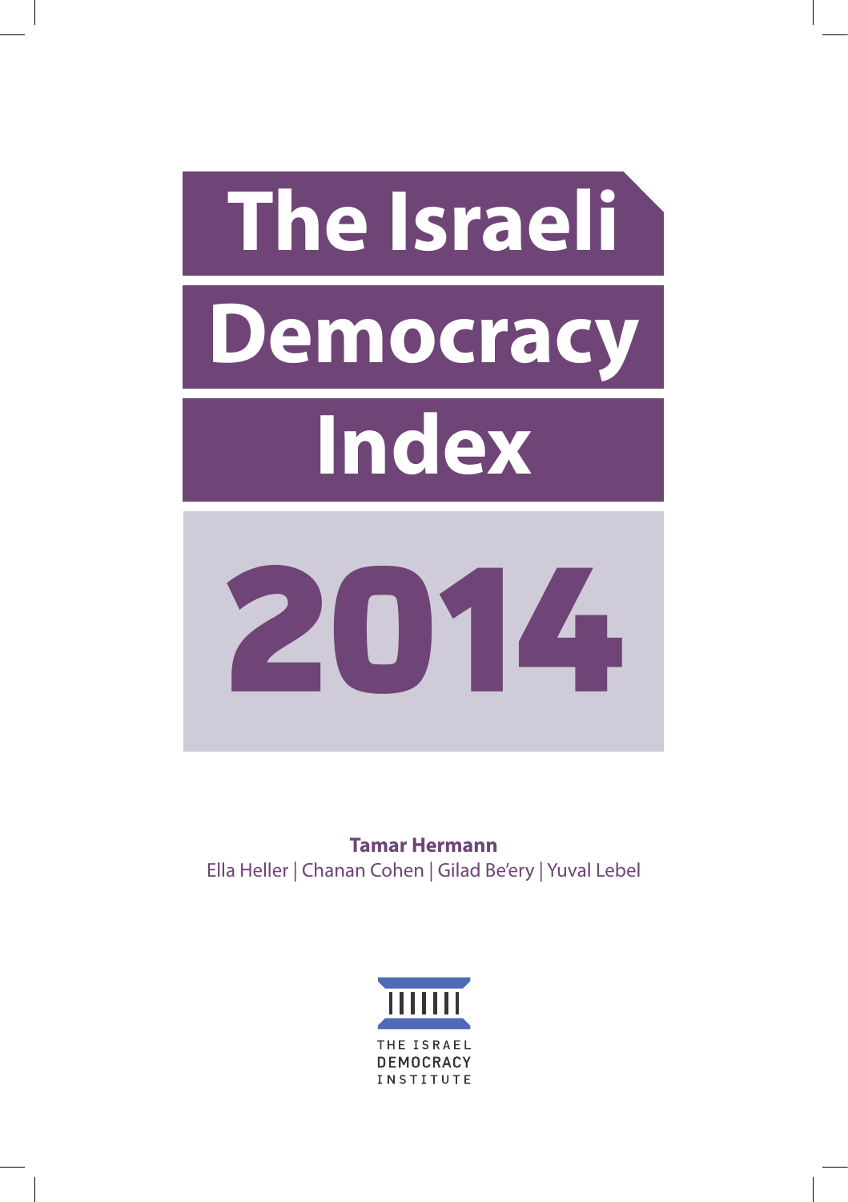# The Israeli Democracy Index 2014

**Tamar Hermann**

Ella Heller | Chanan Cohen | Gilad Be'ery | Yuval Lebel

THE ISRAEL DEMOCRACY INSTITUTE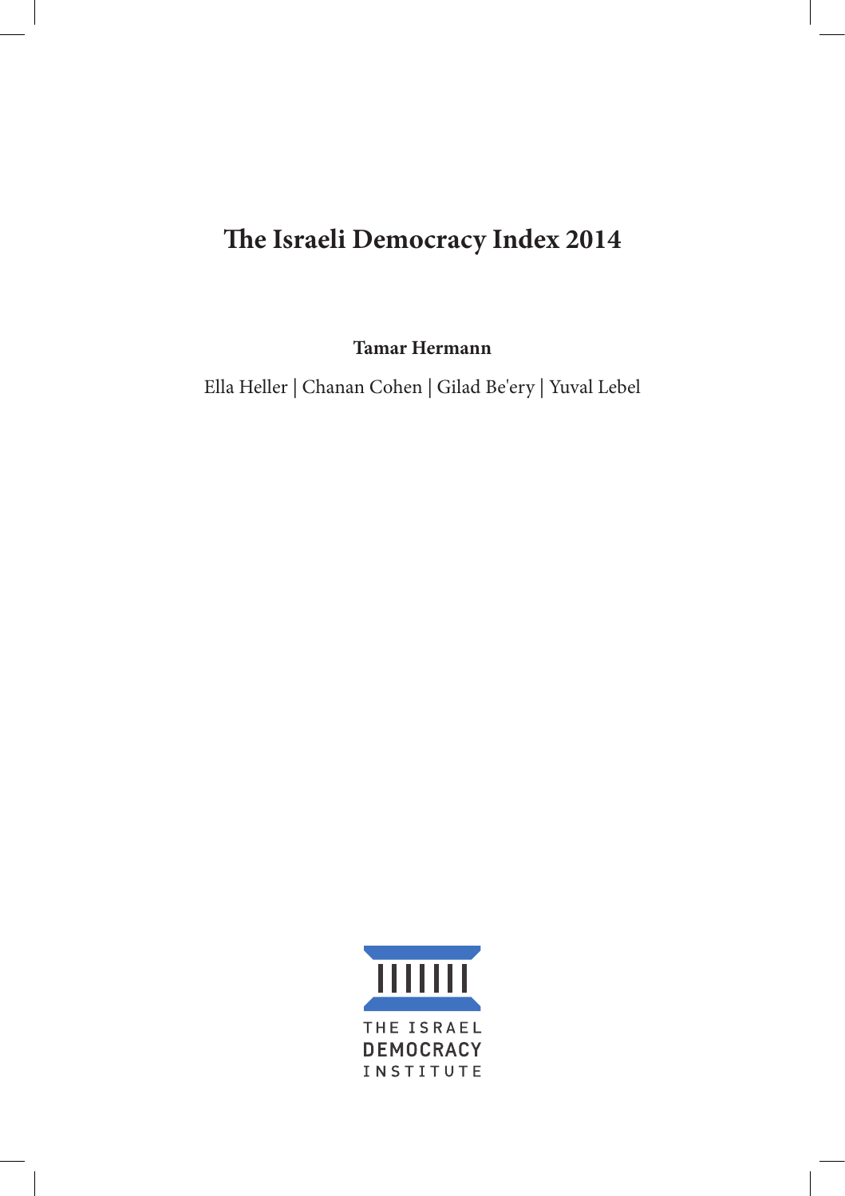# The Israeli Democracy Index 2014

**Tamar Hermann**

Ella Heller | Chanan Cohen | Gilad Be'ery | Yuval Lebel

THE ISRAEL
DEMOCRACY
INSTITUTE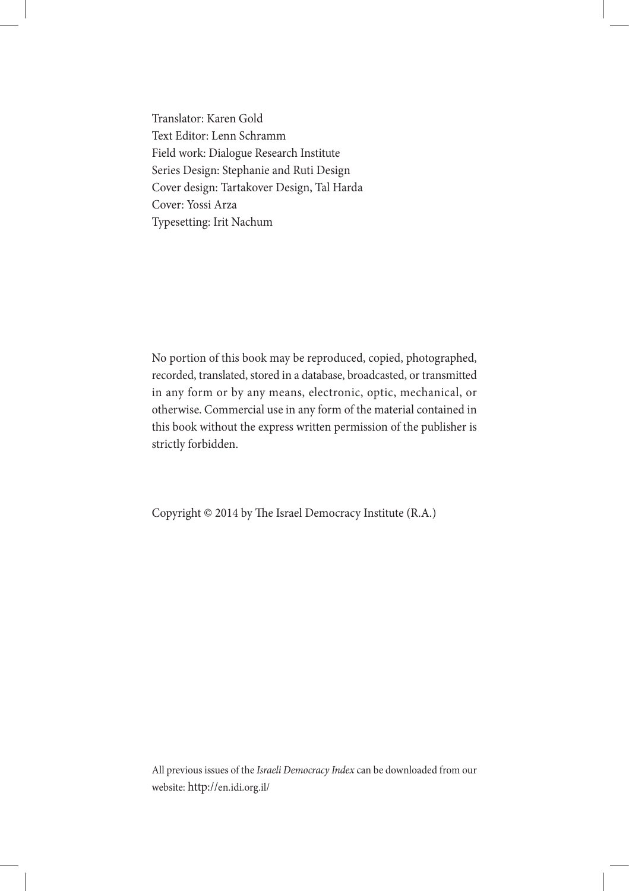Translator: Karen Gold
Text Editor: Lenn Schramm
Field work: Dialogue Research Institute
Series Design: Stephanie and Ruti Design
Cover design: Tartakover Design, Tal Harda
Cover: Yossi Arza
Typesetting: Irit Nachum

No portion of this book may be reproduced, copied, photographed, recorded, translated, stored in a database, broadcasted, or transmitted in any form or by any means, electronic, optic, mechanical, or otherwise. Commercial use in any form of the material contained in this book without the express written permission of the publisher is strictly forbidden.

Copyright © 2014 by The Israel Democracy Institute (R.A.)

All previous issues of the *Israeli Democracy Index* can be downloaded from our website: http://en.idi.org.il/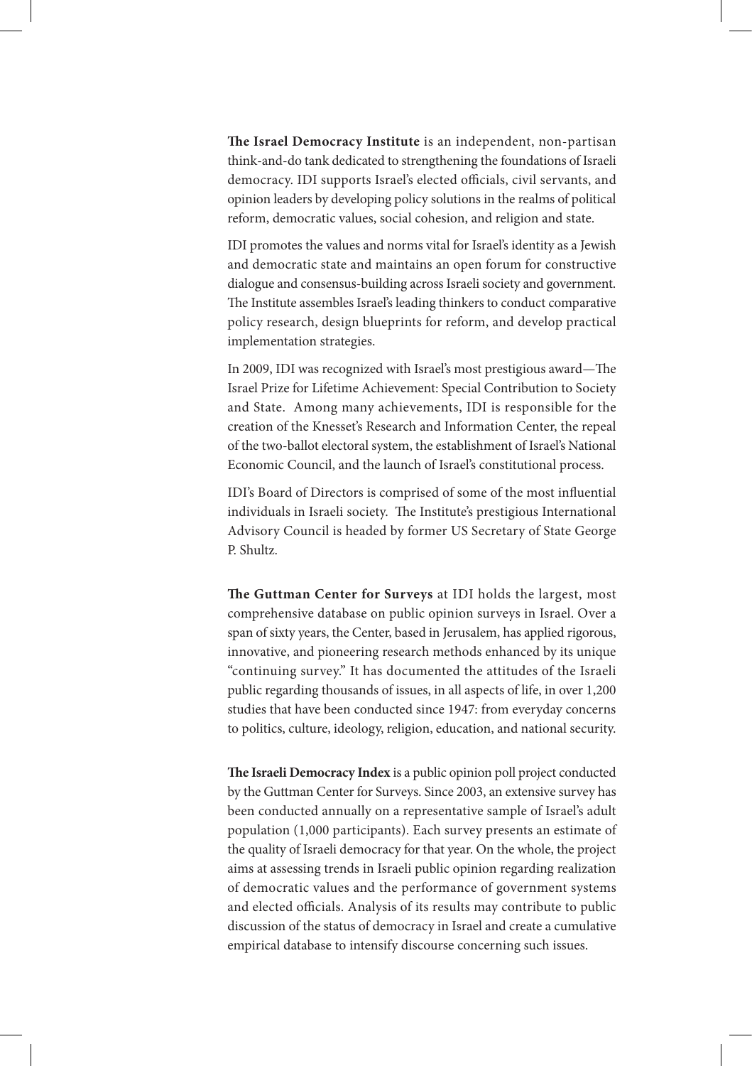**The Israel Democracy Institute** is an independent, non-partisan think-and-do tank dedicated to strengthening the foundations of Israeli democracy. IDI supports Israel's elected officials, civil servants, and opinion leaders by developing policy solutions in the realms of political reform, democratic values, social cohesion, and religion and state.

IDI promotes the values and norms vital for Israel's identity as a Jewish and democratic state and maintains an open forum for constructive dialogue and consensus-building across Israeli society and government. The Institute assembles Israel's leading thinkers to conduct comparative policy research, design blueprints for reform, and develop practical implementation strategies.

In 2009, IDI was recognized with Israel's most prestigious award—The Israel Prize for Lifetime Achievement: Special Contribution to Society and State. Among many achievements, IDI is responsible for the creation of the Knesset's Research and Information Center, the repeal of the two-ballot electoral system, the establishment of Israel's National Economic Council, and the launch of Israel's constitutional process.

IDI's Board of Directors is comprised of some of the most influential individuals in Israeli society. The Institute's prestigious International Advisory Council is headed by former US Secretary of State George P. Shultz.

**The Guttman Center for Surveys** at IDI holds the largest, most comprehensive database on public opinion surveys in Israel. Over a span of sixty years, the Center, based in Jerusalem, has applied rigorous, innovative, and pioneering research methods enhanced by its unique "continuing survey." It has documented the attitudes of the Israeli public regarding thousands of issues, in all aspects of life, in over 1,200 studies that have been conducted since 1947: from everyday concerns to politics, culture, ideology, religion, education, and national security.

**The Israeli Democracy Index** is a public opinion poll project conducted by the Guttman Center for Surveys. Since 2003, an extensive survey has been conducted annually on a representative sample of Israel's adult population (1,000 participants). Each survey presents an estimate of the quality of Israeli democracy for that year. On the whole, the project aims at assessing trends in Israeli public opinion regarding realization of democratic values and the performance of government systems and elected officials. Analysis of its results may contribute to public discussion of the status of democracy in Israel and create a cumulative empirical database to intensify discourse concerning such issues.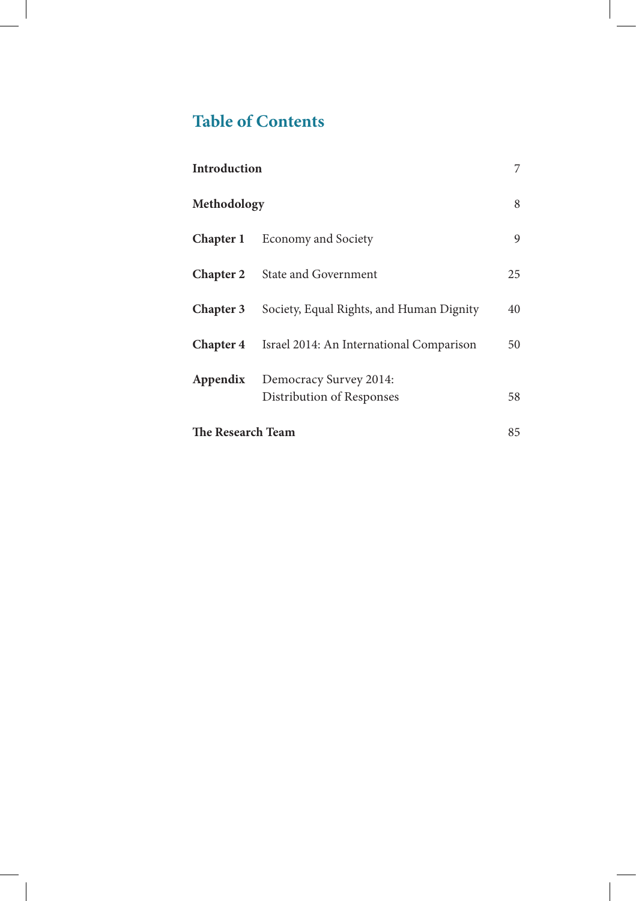## Table of Contents

| | | |
|---|---|---|
| **Introduction** | | 7 |
| **Methodology** | | 8 |
| **Chapter 1** | Economy and Society | 9 |
| **Chapter 2** | State and Government | 25 |
| **Chapter 3** | Society, Equal Rights, and Human Dignity | 40 |
| **Chapter 4** | Israel 2014: An International Comparison | 50 |
| **Appendix** | Democracy Survey 2014: Distribution of Responses | 58 |
| **The Research Team** | | 85 |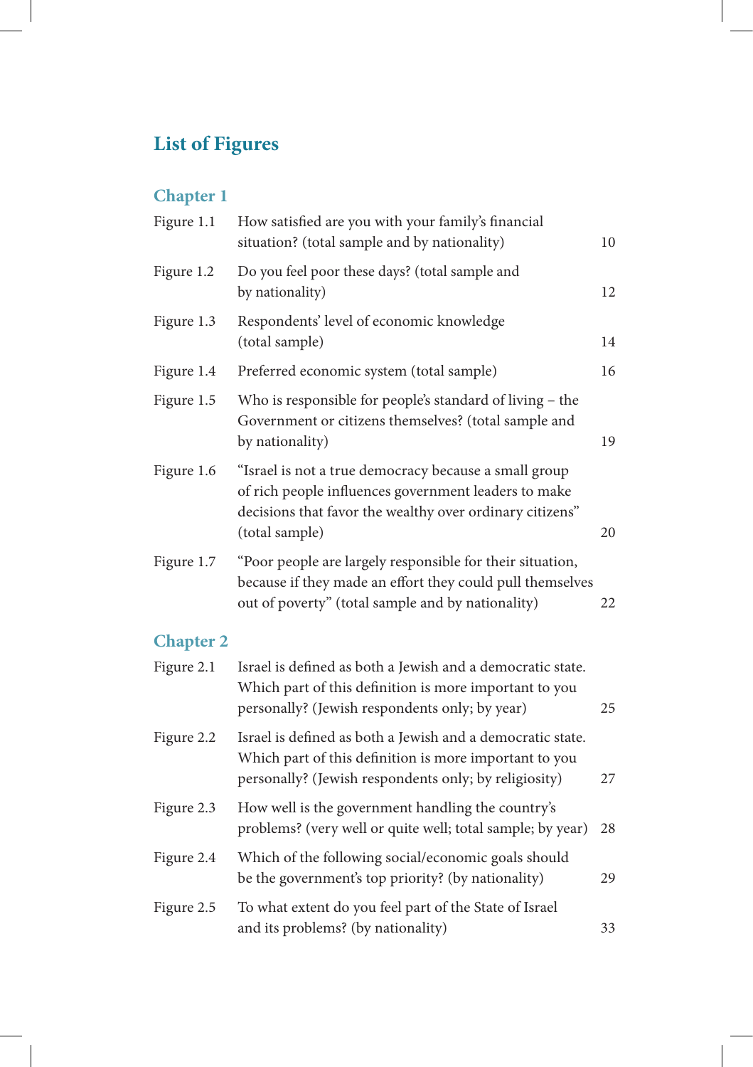# List of Figures

## Chapter 1

| | | |
|---|---|---|
| Figure 1.1 | How satisfied are you with your family's financial situation? (total sample and by nationality) | 10 |
| Figure 1.2 | Do you feel poor these days? (total sample and by nationality) | 12 |
| Figure 1.3 | Respondents' level of economic knowledge (total sample) | 14 |
| Figure 1.4 | Preferred economic system (total sample) | 16 |
| Figure 1.5 | Who is responsible for people's standard of living – the Government or citizens themselves? (total sample and by nationality) | 19 |
| Figure 1.6 | "Israel is not a true democracy because a small group of rich people influences government leaders to make decisions that favor the wealthy over ordinary citizens" (total sample) | 20 |
| Figure 1.7 | "Poor people are largely responsible for their situation, because if they made an effort they could pull themselves out of poverty" (total sample and by nationality) | 22 |

## Chapter 2

| | | |
|---|---|---|
| Figure 2.1 | Israel is defined as both a Jewish and a democratic state. Which part of this definition is more important to you personally? (Jewish respondents only; by year) | 25 |
| Figure 2.2 | Israel is defined as both a Jewish and a democratic state. Which part of this definition is more important to you personally? (Jewish respondents only; by religiosity) | 27 |
| Figure 2.3 | How well is the government handling the country's problems? (very well or quite well; total sample; by year) | 28 |
| Figure 2.4 | Which of the following social/economic goals should be the government's top priority? (by nationality) | 29 |
| Figure 2.5 | To what extent do you feel part of the State of Israel and its problems? (by nationality) | 33 |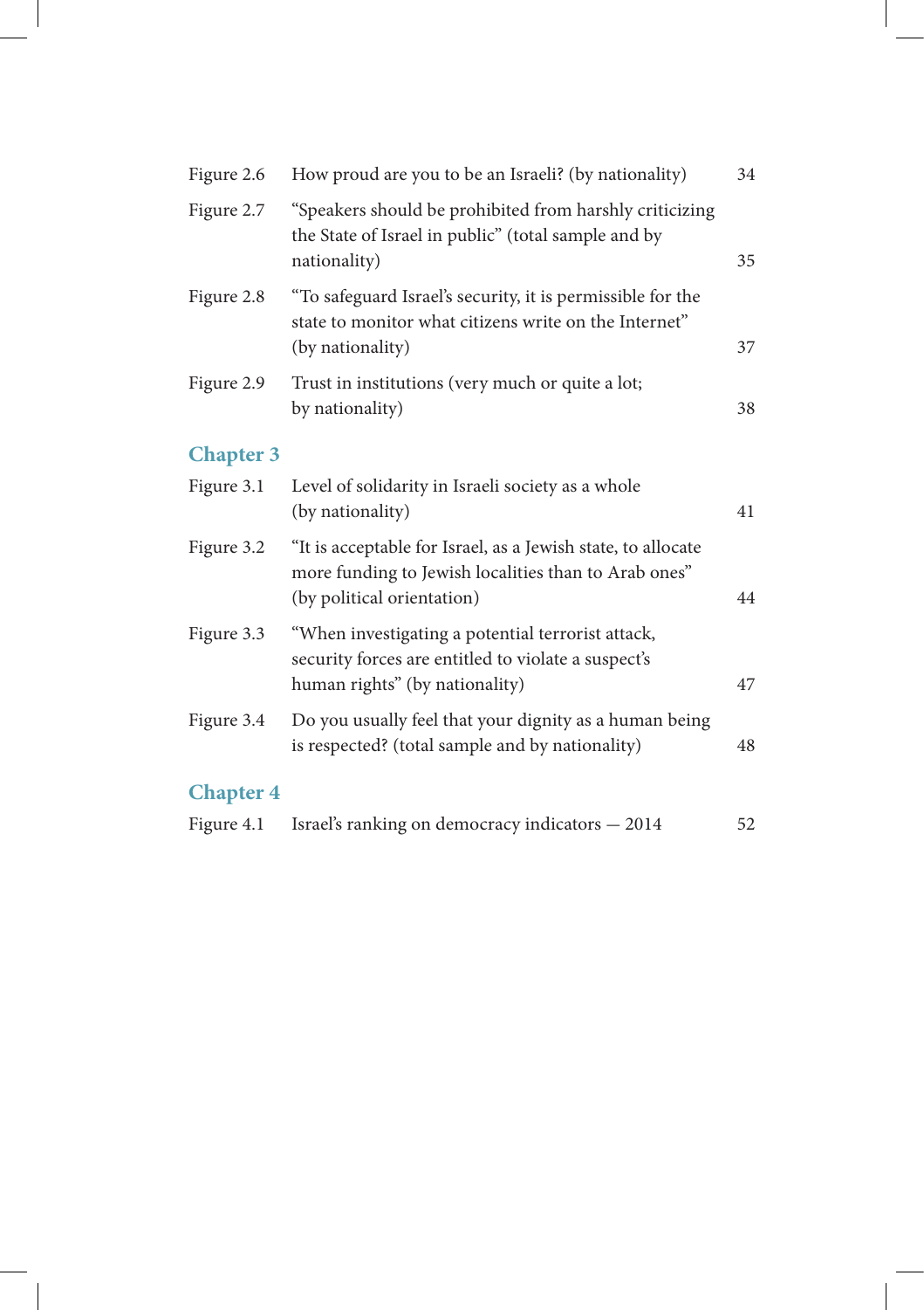| | | |
|---|---|---|
| Figure 2.6 | How proud are you to be an Israeli? (by nationality) | 34 |
| Figure 2.7 | “Speakers should be prohibited from harshly criticizing the State of Israel in public” (total sample and by nationality) | 35 |
| Figure 2.8 | “To safeguard Israel’s security, it is permissible for the state to monitor what citizens write on the Internet” (by nationality) | 37 |
| Figure 2.9 | Trust in institutions (very much or quite a lot; by nationality) | 38 |

## Chapter 3

| | | |
|---|---|---|
| Figure 3.1 | Level of solidarity in Israeli society as a whole (by nationality) | 41 |
| Figure 3.2 | “It is acceptable for Israel, as a Jewish state, to allocate more funding to Jewish localities than to Arab ones” (by political orientation) | 44 |
| Figure 3.3 | “When investigating a potential terrorist attack, security forces are entitled to violate a suspect’s human rights” (by nationality) | 47 |
| Figure 3.4 | Do you usually feel that your dignity as a human being is respected? (total sample and by nationality) | 48 |

## Chapter 4

| | | |
|---|---|---|
| Figure 4.1 | Israel’s ranking on democracy indicators — 2014 | 52 |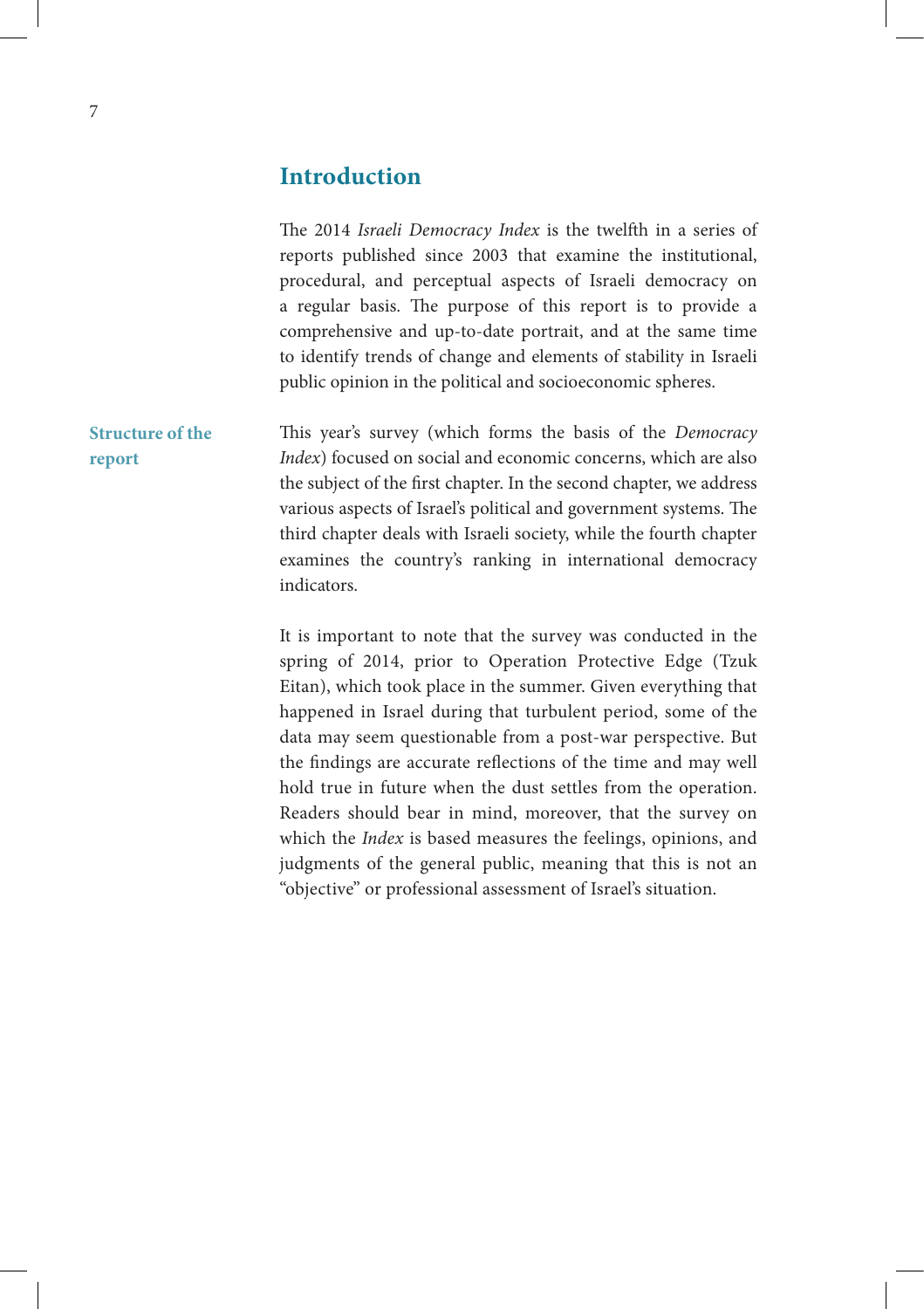## Introduction

The 2014 *Israeli Democracy Index* is the twelfth in a series of reports published since 2003 that examine the institutional, procedural, and perceptual aspects of Israeli democracy on a regular basis. The purpose of this report is to provide a comprehensive and up-to-date portrait, and at the same time to identify trends of change and elements of stability in Israeli public opinion in the political and socioeconomic spheres.

### Structure of the report

This year's survey (which forms the basis of the *Democracy Index*) focused on social and economic concerns, which are also the subject of the first chapter. In the second chapter, we address various aspects of Israel's political and government systems. The third chapter deals with Israeli society, while the fourth chapter examines the country's ranking in international democracy indicators.

It is important to note that the survey was conducted in the spring of 2014, prior to Operation Protective Edge (Tzuk Eitan), which took place in the summer. Given everything that happened in Israel during that turbulent period, some of the data may seem questionable from a post-war perspective. But the findings are accurate reflections of the time and may well hold true in future when the dust settles from the operation. Readers should bear in mind, moreover, that the survey on which the *Index* is based measures the feelings, opinions, and judgments of the general public, meaning that this is not an "objective" or professional assessment of Israel's situation.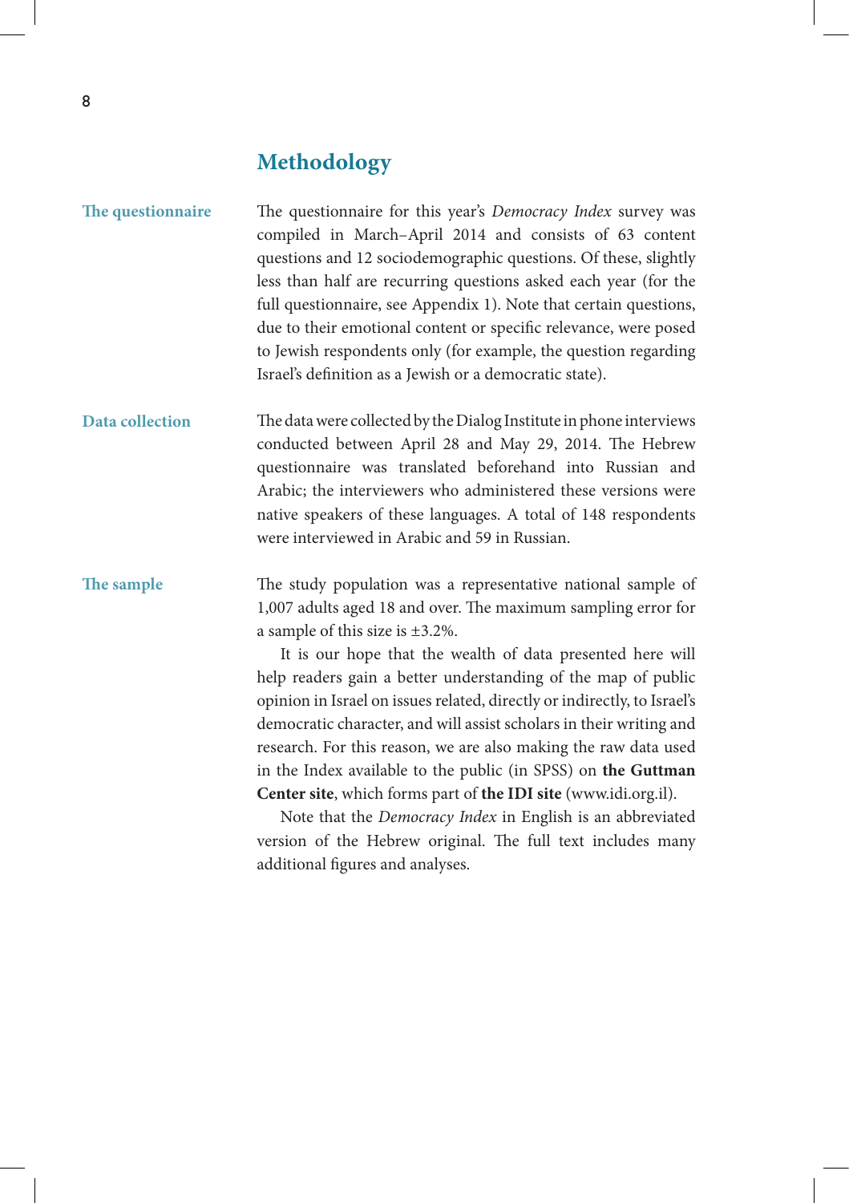## Methodology

**The questionnaire**

The questionnaire for this year's *Democracy Index* survey was compiled in March–April 2014 and consists of 63 content questions and 12 sociodemographic questions. Of these, slightly less than half are recurring questions asked each year (for the full questionnaire, see Appendix 1). Note that certain questions, due to their emotional content or specific relevance, were posed to Jewish respondents only (for example, the question regarding Israel's definition as a Jewish or a democratic state).

**Data collection**

The data were collected by the Dialog Institute in phone interviews conducted between April 28 and May 29, 2014. The Hebrew questionnaire was translated beforehand into Russian and Arabic; the interviewers who administered these versions were native speakers of these languages. A total of 148 respondents were interviewed in Arabic and 59 in Russian.

**The sample**

The study population was a representative national sample of 1,007 adults aged 18 and over. The maximum sampling error for a sample of this size is ±3.2%.

It is our hope that the wealth of data presented here will help readers gain a better understanding of the map of public opinion in Israel on issues related, directly or indirectly, to Israel's democratic character, and will assist scholars in their writing and research. For this reason, we are also making the raw data used in the Index available to the public (in SPSS) on **the Guttman Center site**, which forms part of **the IDI site** (www.idi.org.il).

Note that the *Democracy Index* in English is an abbreviated version of the Hebrew original. The full text includes many additional figures and analyses.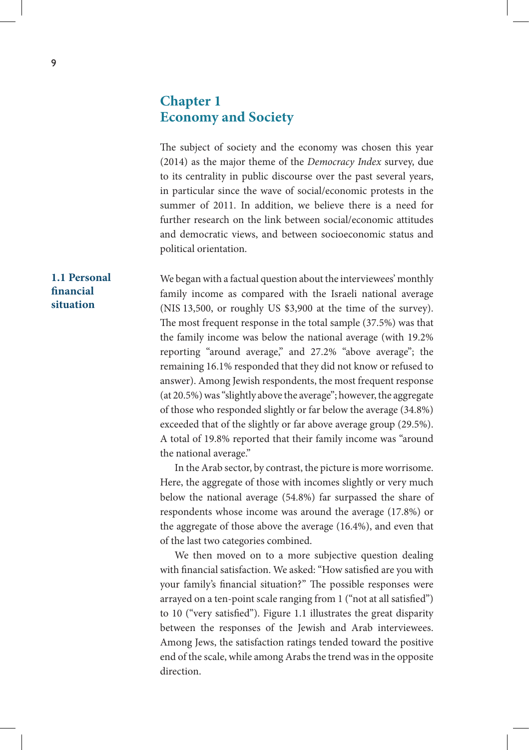# Chapter 1
# Economy and Society

The subject of society and the economy was chosen this year (2014) as the major theme of the *Democracy Index* survey, due to its centrality in public discourse over the past several years, in particular since the wave of social/economic protests in the summer of 2011. In addition, we believe there is a need for further research on the link between social/economic attitudes and democratic views, and between socioeconomic status and political orientation.

## 1.1 Personal financial situation

We began with a factual question about the interviewees' monthly family income as compared with the Israeli national average (NIS 13,500, or roughly US $3,900 at the time of the survey). The most frequent response in the total sample (37.5%) was that the family income was below the national average (with 19.2% reporting "around average," and 27.2% "above average"; the remaining 16.1% responded that they did not know or refused to answer). Among Jewish respondents, the most frequent response (at 20.5%) was "slightly above the average"; however, the aggregate of those who responded slightly or far below the average (34.8%) exceeded that of the slightly or far above average group (29.5%). A total of 19.8% reported that their family income was "around the national average."

In the Arab sector, by contrast, the picture is more worrisome. Here, the aggregate of those with incomes slightly or very much below the national average (54.8%) far surpassed the share of respondents whose income was around the average (17.8%) or the aggregate of those above the average (16.4%), and even that of the last two categories combined.

We then moved on to a more subjective question dealing with financial satisfaction. We asked: "How satisfied are you with your family's financial situation?" The possible responses were arrayed on a ten-point scale ranging from 1 ("not at all satisfied") to 10 ("very satisfied"). Figure 1.1 illustrates the great disparity between the responses of the Jewish and Arab interviewees. Among Jews, the satisfaction ratings tended toward the positive end of the scale, while among Arabs the trend was in the opposite direction.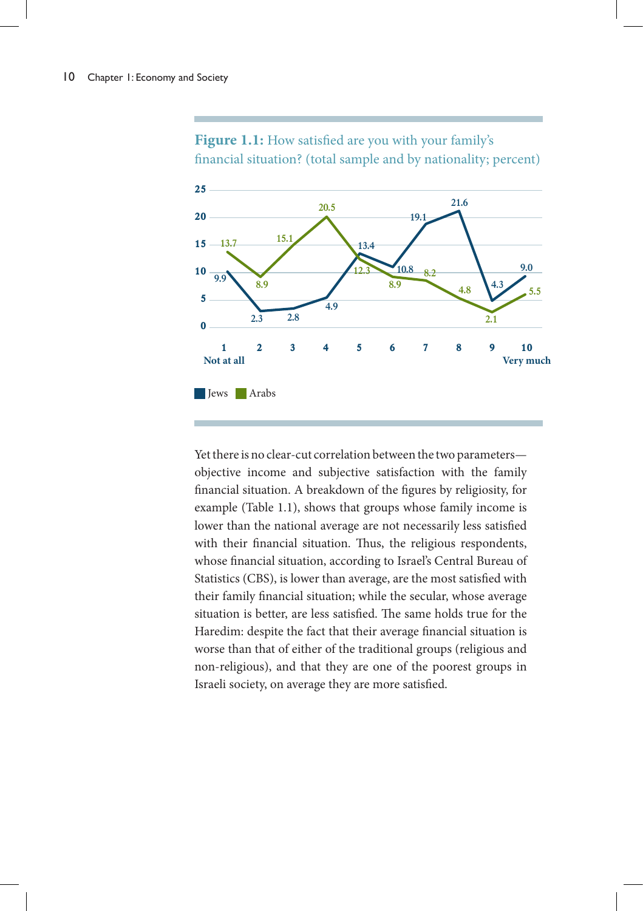**Figure 1.1:** How satisfied are you with your family's financial situation? (total sample and by nationality; percent)

| Satisfaction | Jews | Arabs |
|---|---|---|
| 1 Not at all | 9.9 | 13.7 |
| 2 | 2.3 | 8.9 |
| 3 | 2.8 | 15.1 |
| 4 | 4.9 | 20.5 |
| 5 | 13.4 | 12.3 |
| 6 | 10.8 | 8.9 |
| 7 | 19.1 | 8.2 |
| 8 | 21.6 | 4.8 |
| 9 | 4.3 | 2.1 |
| 10 Very much | 9.0 | 5.5 |

Yet there is no clear-cut correlation between the two parameters—objective income and subjective satisfaction with the family financial situation. A breakdown of the figures by religiosity, for example (Table 1.1), shows that groups whose family income is lower than the national average are not necessarily less satisfied with their financial situation. Thus, the religious respondents, whose financial situation, according to Israel's Central Bureau of Statistics (CBS), is lower than average, are the most satisfied with their family financial situation; while the secular, whose average situation is better, are less satisfied. The same holds true for the Haredim: despite the fact that their average financial situation is worse than that of either of the traditional groups (religious and non-religious), and that they are one of the poorest groups in Israeli society, on average they are more satisfied.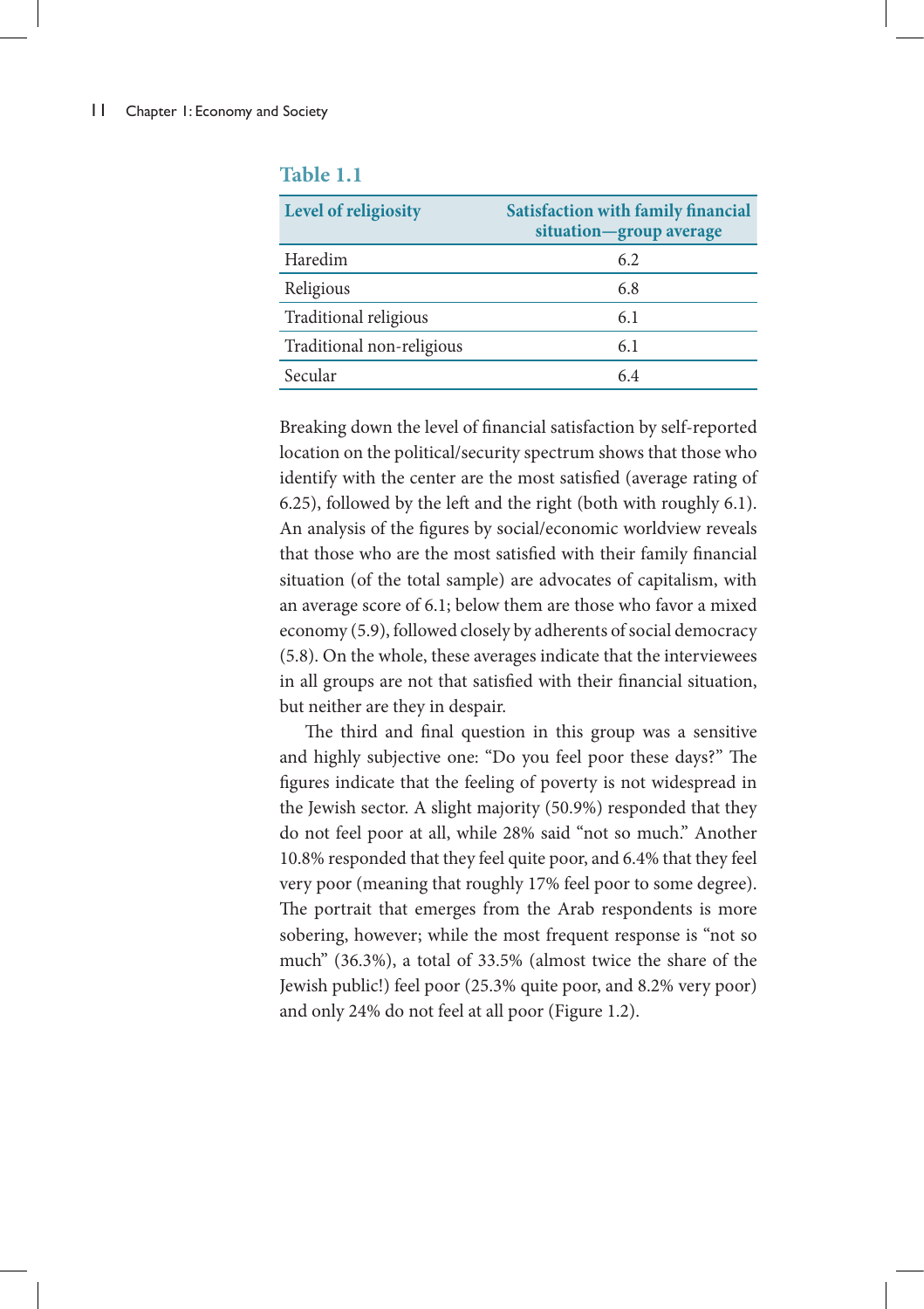**Table 1.1**

| Level of religiosity | Satisfaction with family financial situation—group average |
|---|---|
| Haredim | 6.2 |
| Religious | 6.8 |
| Traditional religious | 6.1 |
| Traditional non-religious | 6.1 |
| Secular | 6.4 |

Breaking down the level of financial satisfaction by self-reported location on the political/security spectrum shows that those who identify with the center are the most satisfied (average rating of 6.25), followed by the left and the right (both with roughly 6.1). An analysis of the figures by social/economic worldview reveals that those who are the most satisfied with their family financial situation (of the total sample) are advocates of capitalism, with an average score of 6.1; below them are those who favor a mixed economy (5.9), followed closely by adherents of social democracy (5.8). On the whole, these averages indicate that the interviewees in all groups are not that satisfied with their financial situation, but neither are they in despair.

The third and final question in this group was a sensitive and highly subjective one: "Do you feel poor these days?" The figures indicate that the feeling of poverty is not widespread in the Jewish sector. A slight majority (50.9%) responded that they do not feel poor at all, while 28% said "not so much." Another 10.8% responded that they feel quite poor, and 6.4% that they feel very poor (meaning that roughly 17% feel poor to some degree). The portrait that emerges from the Arab respondents is more sobering, however; while the most frequent response is "not so much" (36.3%), a total of 33.5% (almost twice the share of the Jewish public!) feel poor (25.3% quite poor, and 8.2% very poor) and only 24% do not feel at all poor (Figure 1.2).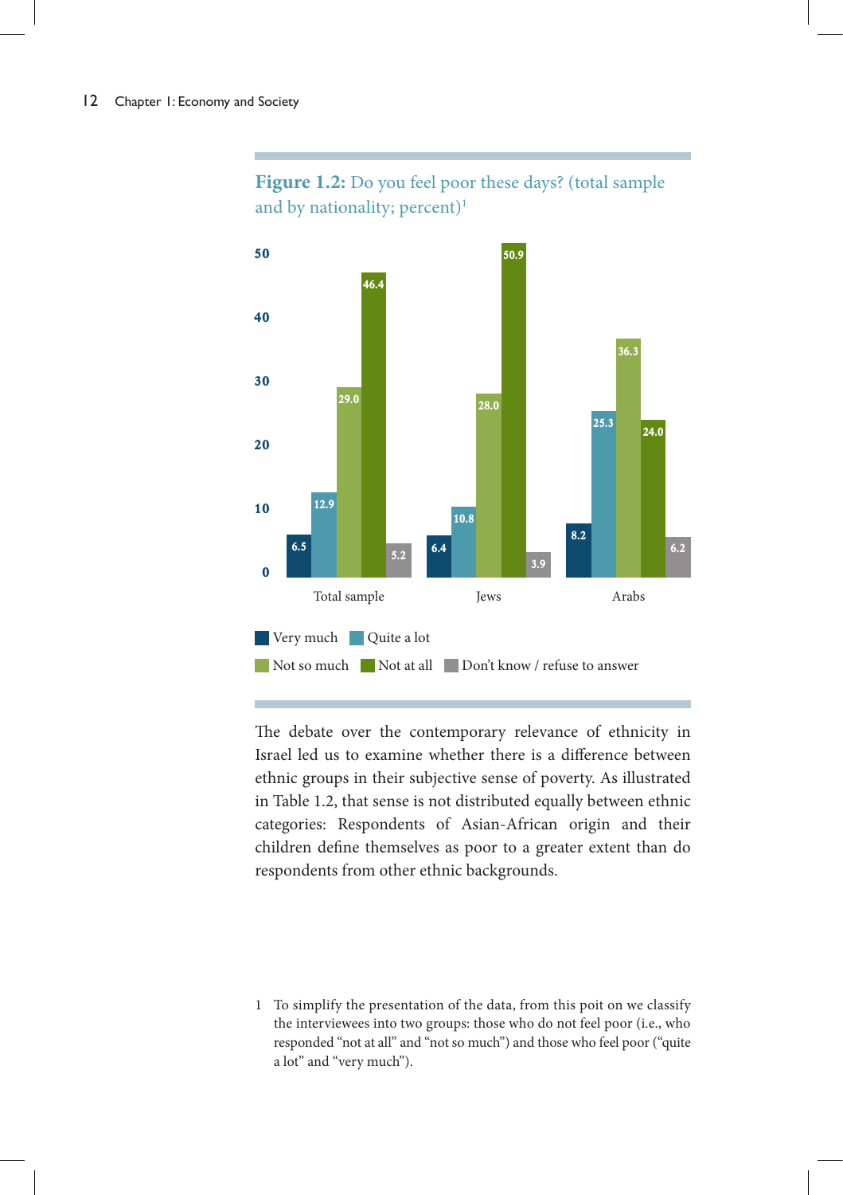**Figure 1.2:** Do you feel poor these days? (total sample and by nationality; percent)[1]

| | Very much | Quite a lot | Not so much | Not at all | Don't know / refuse to answer |
|---|---|---|---|---|---|
| Total sample | 6.5 | 12.9 | 29.0 | 46.4 | 5.2 |
| Jews | 6.4 | 10.8 | 28.0 | 50.9 | 3.9 |
| Arabs | 8.2 | 25.3 | 36.3 | 24.0 | 6.2 |

The debate over the contemporary relevance of ethnicity in Israel led us to examine whether there is a difference between ethnic groups in their subjective sense of poverty. As illustrated in Table 1.2, that sense is not distributed equally between ethnic categories: Respondents of Asian-African origin and their children define themselves as poor to a greater extent than do respondents from other ethnic backgrounds.

1 To simplify the presentation of the data, from this poit on we classify the interviewees into two groups: those who do not feel poor (i.e., who responded "not at all" and "not so much") and those who feel poor ("quite a lot" and "very much").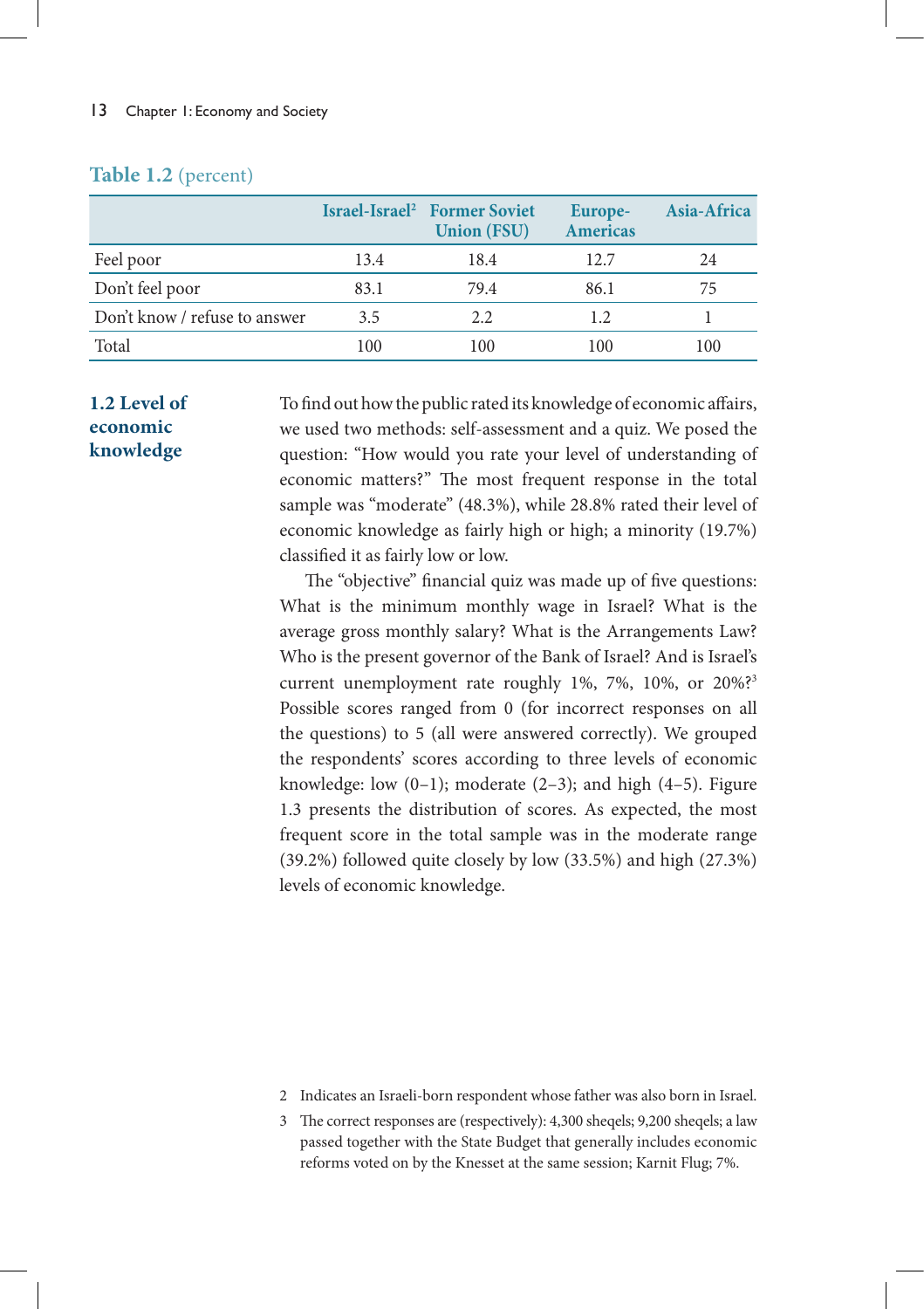**Table 1.2** (percent)

| | Israel-Israel[2] | Former Soviet Union (FSU) | Europe-Americas | Asia-Africa |
|---|---|---|---|---|
| Feel poor | 13.4 | 18.4 | 12.7 | 24 |
| Don't feel poor | 83.1 | 79.4 | 86.1 | 75 |
| Don't know / refuse to answer | 3.5 | 2.2 | 1.2 | 1 |
| Total | 100 | 100 | 100 | 100 |

## 1.2 Level of economic knowledge

To find out how the public rated its knowledge of economic affairs, we used two methods: self-assessment and a quiz. We posed the question: "How would you rate your level of understanding of economic matters?" The most frequent response in the total sample was "moderate" (48.3%), while 28.8% rated their level of economic knowledge as fairly high or high; a minority (19.7%) classified it as fairly low or low.

The "objective" financial quiz was made up of five questions: What is the minimum monthly wage in Israel? What is the average gross monthly salary? What is the Arrangements Law? Who is the present governor of the Bank of Israel? And is Israel's current unemployment rate roughly 1%, 7%, 10%, or 20%?[3] Possible scores ranged from 0 (for incorrect responses on all the questions) to 5 (all were answered correctly). We grouped the respondents' scores according to three levels of economic knowledge: low (0–1); moderate (2–3); and high (4–5). Figure 1.3 presents the distribution of scores. As expected, the most frequent score in the total sample was in the moderate range (39.2%) followed quite closely by low (33.5%) and high (27.3%) levels of economic knowledge.

2 Indicates an Israeli-born respondent whose father was also born in Israel.

3 The correct responses are (respectively): 4,300 sheqels; 9,200 sheqels; a law passed together with the State Budget that generally includes economic reforms voted on by the Knesset at the same session; Karnit Flug; 7%.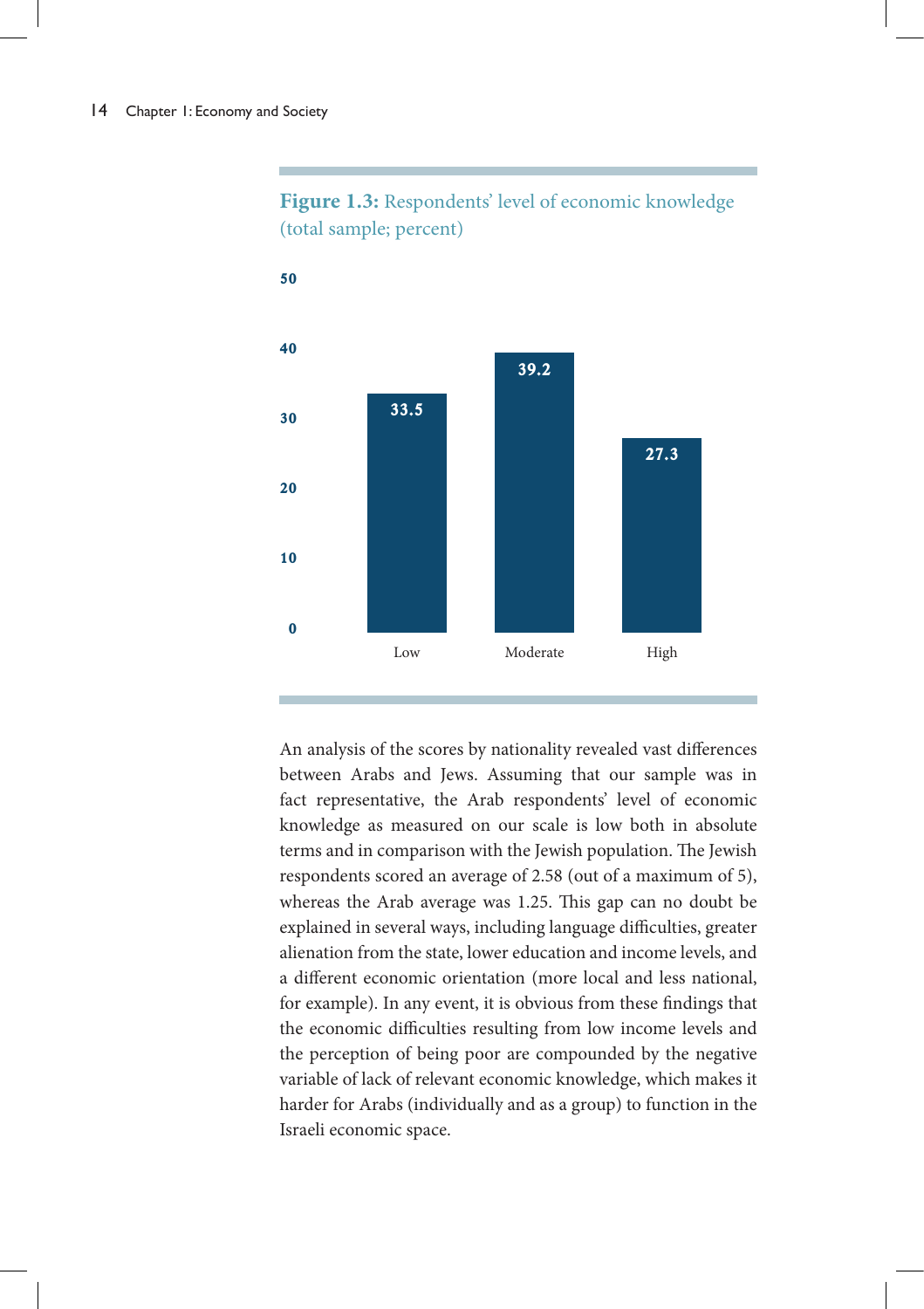**Figure 1.3:** Respondents' level of economic knowledge (total sample; percent)

| Level | Percent |
|---|---|
| Low | 33.5 |
| Moderate | 39.2 |
| High | 27.3 |

An analysis of the scores by nationality revealed vast differences between Arabs and Jews. Assuming that our sample was in fact representative, the Arab respondents' level of economic knowledge as measured on our scale is low both in absolute terms and in comparison with the Jewish population. The Jewish respondents scored an average of 2.58 (out of a maximum of 5), whereas the Arab average was 1.25. This gap can no doubt be explained in several ways, including language difficulties, greater alienation from the state, lower education and income levels, and a different economic orientation (more local and less national, for example). In any event, it is obvious from these findings that the economic difficulties resulting from low income levels and the perception of being poor are compounded by the negative variable of lack of relevant economic knowledge, which makes it harder for Arabs (individually and as a group) to function in the Israeli economic space.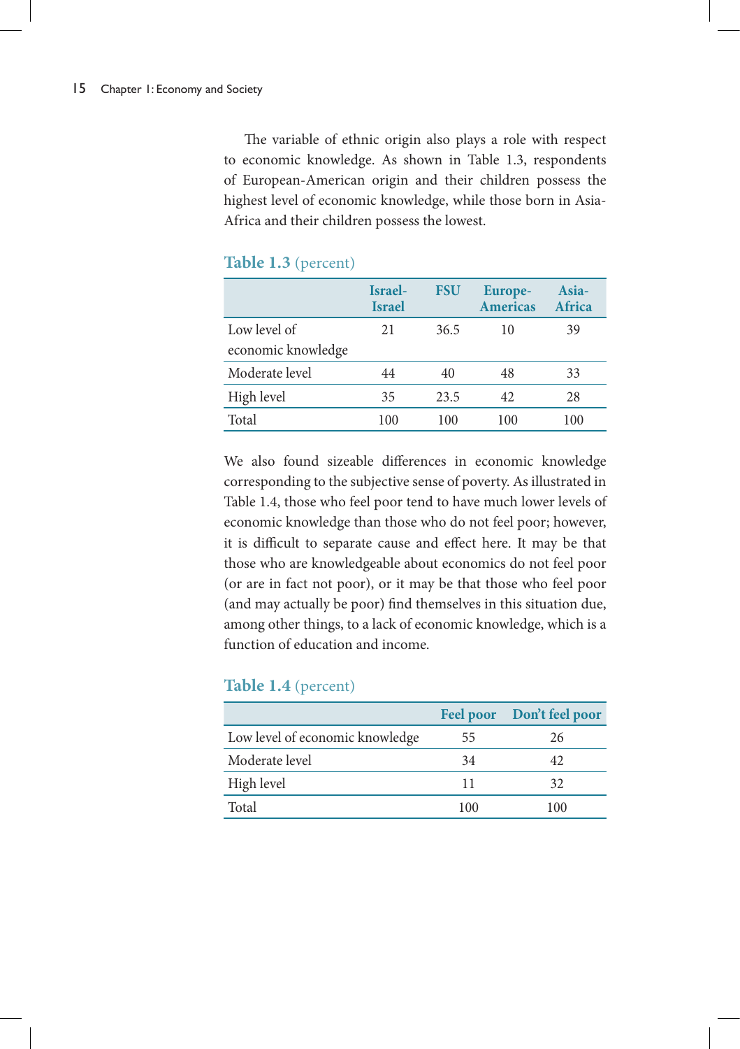The variable of ethnic origin also plays a role with respect to economic knowledge. As shown in Table 1.3, respondents of European-American origin and their children possess the highest level of economic knowledge, while those born in Asia-Africa and their children possess the lowest.

**Table 1.3** (percent)

| | Israel-Israel | FSU | Europe-Americas | Asia-Africa |
|---|---|---|---|---|
| Low level of economic knowledge | 21 | 36.5 | 10 | 39 |
| Moderate level | 44 | 40 | 48 | 33 |
| High level | 35 | 23.5 | 42 | 28 |
| Total | 100 | 100 | 100 | 100 |

We also found sizeable differences in economic knowledge corresponding to the subjective sense of poverty. As illustrated in Table 1.4, those who feel poor tend to have much lower levels of economic knowledge than those who do not feel poor; however, it is difficult to separate cause and effect here. It may be that those who are knowledgeable about economics do not feel poor (or are in fact not poor), or it may be that those who feel poor (and may actually be poor) find themselves in this situation due, among other things, to a lack of economic knowledge, which is a function of education and income.

**Table 1.4** (percent)

| | Feel poor | Don't feel poor |
|---|---|---|
| Low level of economic knowledge | 55 | 26 |
| Moderate level | 34 | 42 |
| High level | 11 | 32 |
| Total | 100 | 100 |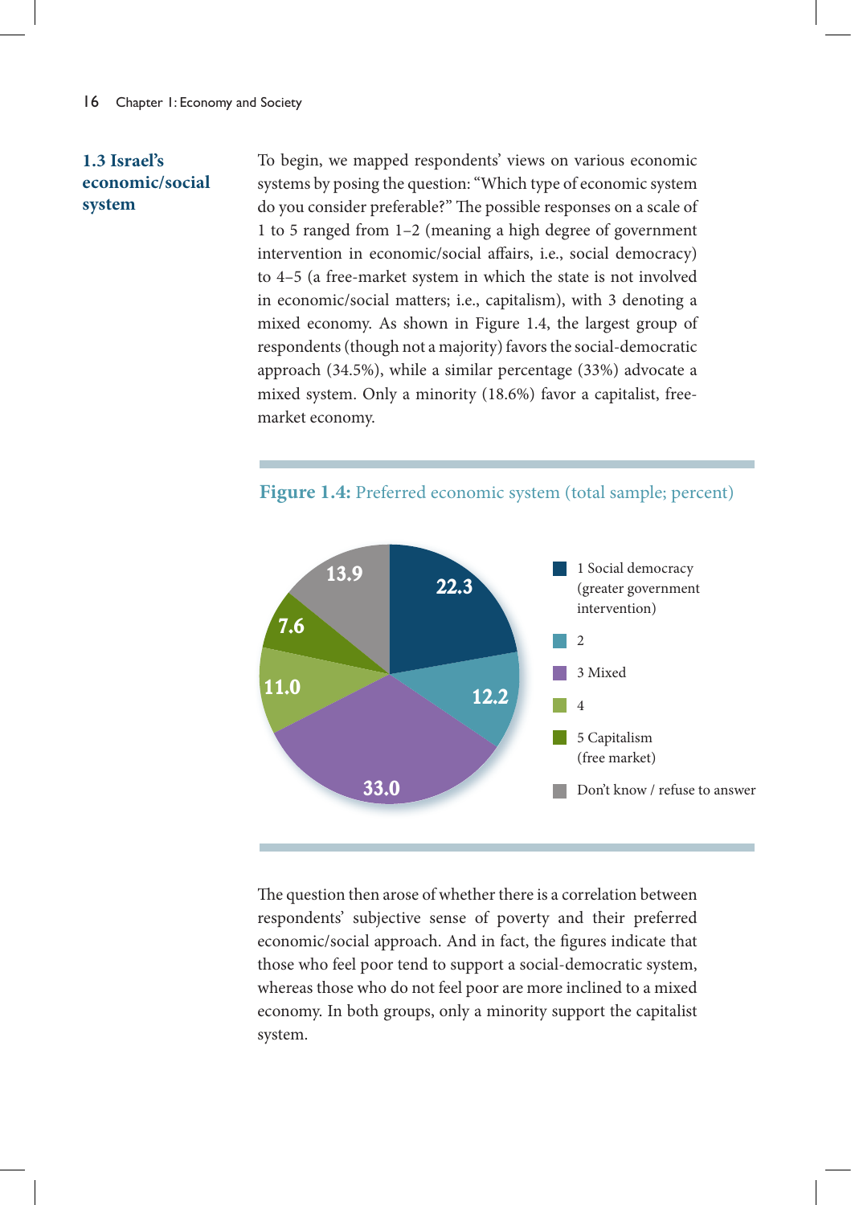### 1.3 Israel's economic/social system

To begin, we mapped respondents' views on various economic systems by posing the question: "Which type of economic system do you consider preferable?" The possible responses on a scale of 1 to 5 ranged from 1–2 (meaning a high degree of government intervention in economic/social affairs, i.e., social democracy) to 4–5 (a free-market system in which the state is not involved in economic/social matters; i.e., capitalism), with 3 denoting a mixed economy. As shown in Figure 1.4, the largest group of respondents (though not a majority) favors the social-democratic approach (34.5%), while a similar percentage (33%) advocate a mixed system. Only a minority (18.6%) favor a capitalist, free-market economy.

**Figure 1.4:** Preferred economic system (total sample; percent)

| Response | Percent |
|---|---|
| 1 Social democracy (greater government intervention) | 22.3 |
| 2 | 12.2 |
| 3 Mixed | 33.0 |
| 4 | 11.0 |
| 5 Capitalism (free market) | 7.6 |
| Don't know / refuse to answer | 13.9 |

The question then arose of whether there is a correlation between respondents' subjective sense of poverty and their preferred economic/social approach. And in fact, the figures indicate that those who feel poor tend to support a social-democratic system, whereas those who do not feel poor are more inclined to a mixed economy. In both groups, only a minority support the capitalist system.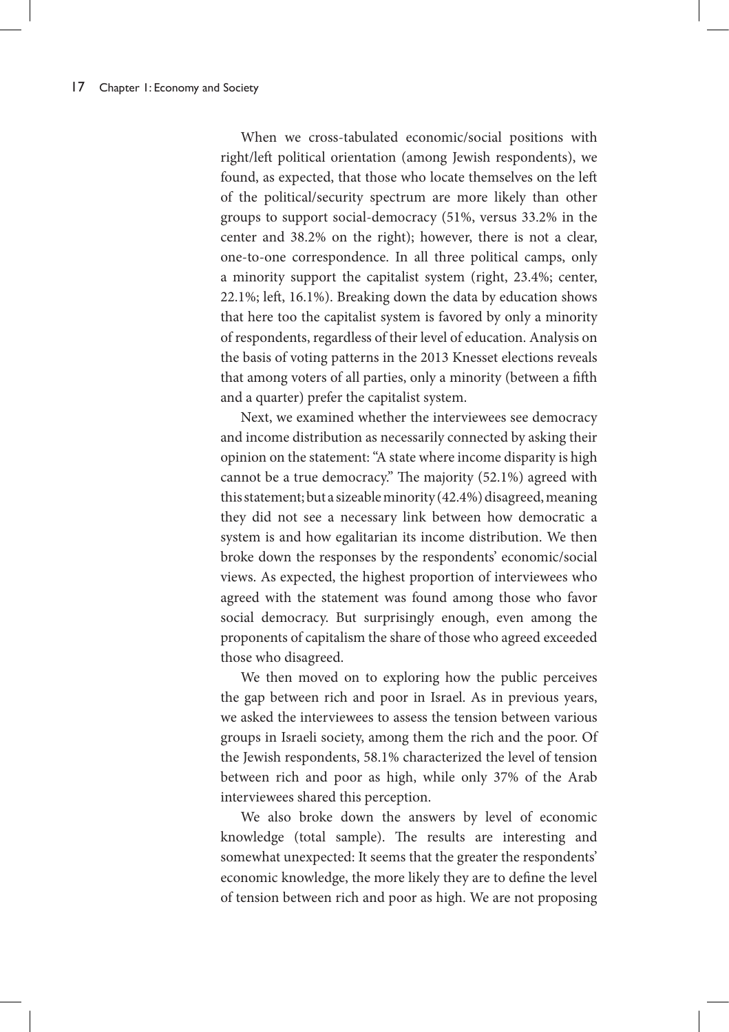When we cross-tabulated economic/social positions with right/left political orientation (among Jewish respondents), we found, as expected, that those who locate themselves on the left of the political/security spectrum are more likely than other groups to support social-democracy (51%, versus 33.2% in the center and 38.2% on the right); however, there is not a clear, one-to-one correspondence. In all three political camps, only a minority support the capitalist system (right, 23.4%; center, 22.1%; left, 16.1%). Breaking down the data by education shows that here too the capitalist system is favored by only a minority of respondents, regardless of their level of education. Analysis on the basis of voting patterns in the 2013 Knesset elections reveals that among voters of all parties, only a minority (between a fifth and a quarter) prefer the capitalist system.

Next, we examined whether the interviewees see democracy and income distribution as necessarily connected by asking their opinion on the statement: "A state where income disparity is high cannot be a true democracy." The majority (52.1%) agreed with this statement; but a sizeable minority (42.4%) disagreed, meaning they did not see a necessary link between how democratic a system is and how egalitarian its income distribution. We then broke down the responses by the respondents' economic/social views. As expected, the highest proportion of interviewees who agreed with the statement was found among those who favor social democracy. But surprisingly enough, even among the proponents of capitalism the share of those who agreed exceeded those who disagreed.

We then moved on to exploring how the public perceives the gap between rich and poor in Israel. As in previous years, we asked the interviewees to assess the tension between various groups in Israeli society, among them the rich and the poor. Of the Jewish respondents, 58.1% characterized the level of tension between rich and poor as high, while only 37% of the Arab interviewees shared this perception.

We also broke down the answers by level of economic knowledge (total sample). The results are interesting and somewhat unexpected: It seems that the greater the respondents' economic knowledge, the more likely they are to define the level of tension between rich and poor as high. We are not proposing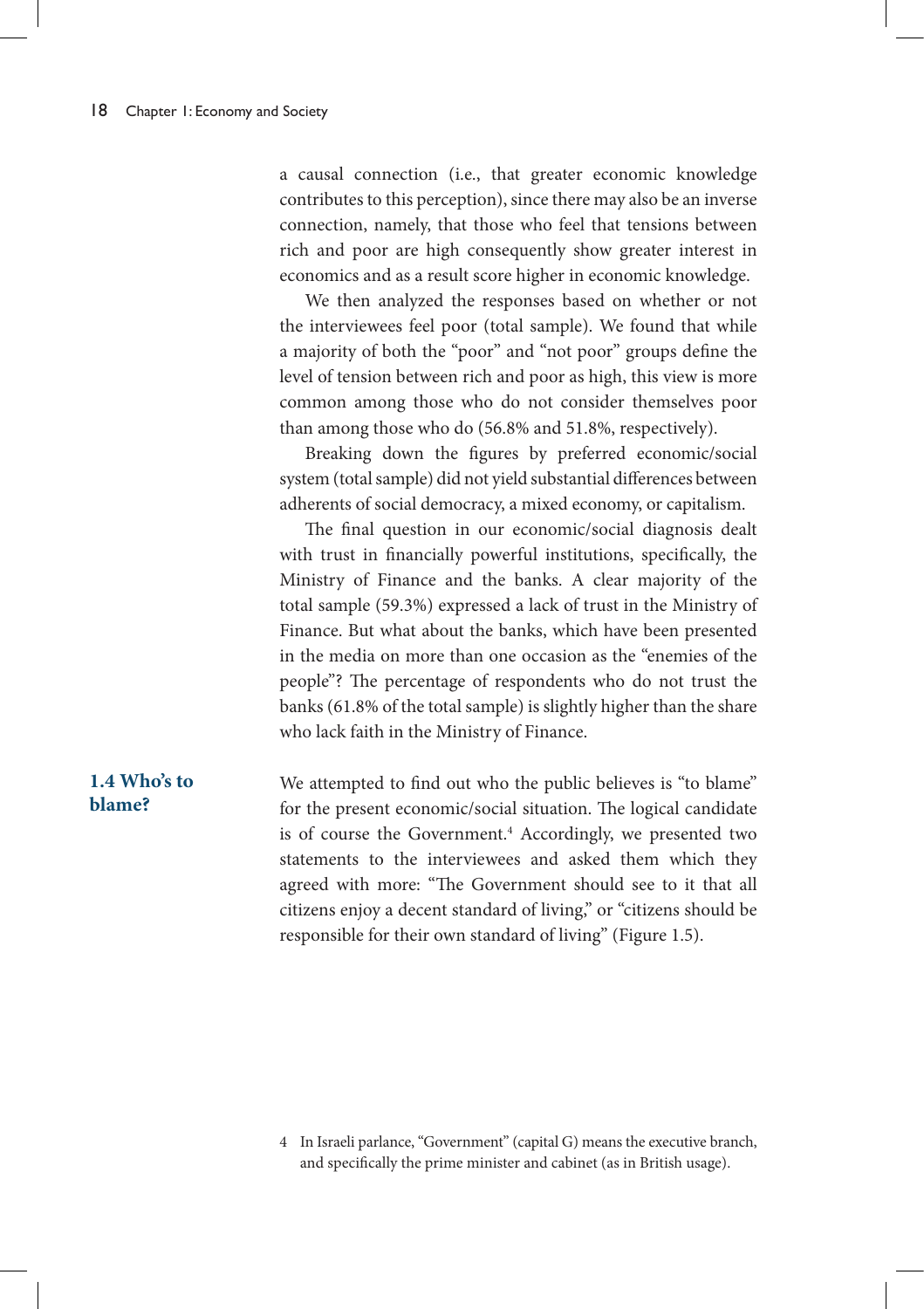a causal connection (i.e., that greater economic knowledge contributes to this perception), since there may also be an inverse connection, namely, that those who feel that tensions between rich and poor are high consequently show greater interest in economics and as a result score higher in economic knowledge.

We then analyzed the responses based on whether or not the interviewees feel poor (total sample). We found that while a majority of both the "poor" and "not poor" groups define the level of tension between rich and poor as high, this view is more common among those who do not consider themselves poor than among those who do (56.8% and 51.8%, respectively).

Breaking down the figures by preferred economic/social system (total sample) did not yield substantial differences between adherents of social democracy, a mixed economy, or capitalism.

The final question in our economic/social diagnosis dealt with trust in financially powerful institutions, specifically, the Ministry of Finance and the banks. A clear majority of the total sample (59.3%) expressed a lack of trust in the Ministry of Finance. But what about the banks, which have been presented in the media on more than one occasion as the "enemies of the people"? The percentage of respondents who do not trust the banks (61.8% of the total sample) is slightly higher than the share who lack faith in the Ministry of Finance.

## 1.4 Who's to blame?

We attempted to find out who the public believes is "to blame" for the present economic/social situation. The logical candidate is of course the Government.[4] Accordingly, we presented two statements to the interviewees and asked them which they agreed with more: "The Government should see to it that all citizens enjoy a decent standard of living," or "citizens should be responsible for their own standard of living" (Figure 1.5).

4 In Israeli parlance, "Government" (capital G) means the executive branch, and specifically the prime minister and cabinet (as in British usage).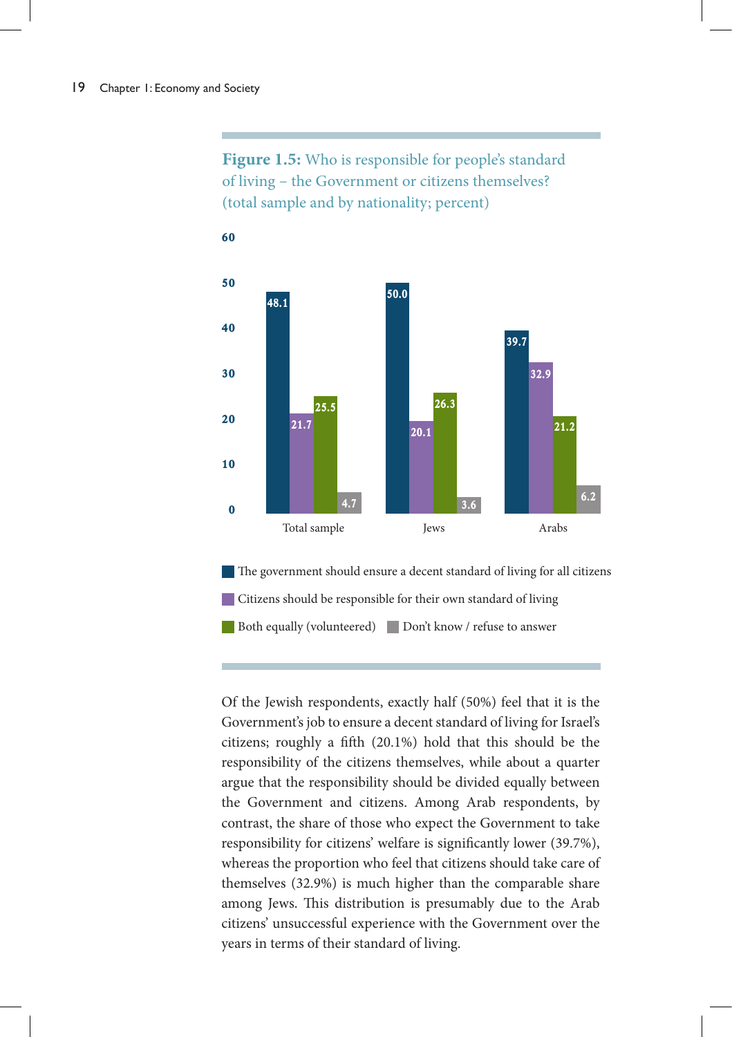**Figure 1.5:** Who is responsible for people's standard of living – the Government or citizens themselves? (total sample and by nationality; percent)

| | The government should ensure a decent standard of living for all citizens | Citizens should be responsible for their own standard of living | Both equally (volunteered) | Don't know / refuse to answer |
|---|---|---|---|---|
| Total sample | 48.1 | 21.7 | 25.5 | 4.7 |
| Jews | 50.0 | 20.1 | 26.3 | 3.6 |
| Arabs | 39.7 | 32.9 | 21.2 | 6.2 |

Of the Jewish respondents, exactly half (50%) feel that it is the Government's job to ensure a decent standard of living for Israel's citizens; roughly a fifth (20.1%) hold that this should be the responsibility of the citizens themselves, while about a quarter argue that the responsibility should be divided equally between the Government and citizens. Among Arab respondents, by contrast, the share of those who expect the Government to take responsibility for citizens' welfare is significantly lower (39.7%), whereas the proportion who feel that citizens should take care of themselves (32.9%) is much higher than the comparable share among Jews. This distribution is presumably due to the Arab citizens' unsuccessful experience with the Government over the years in terms of their standard of living.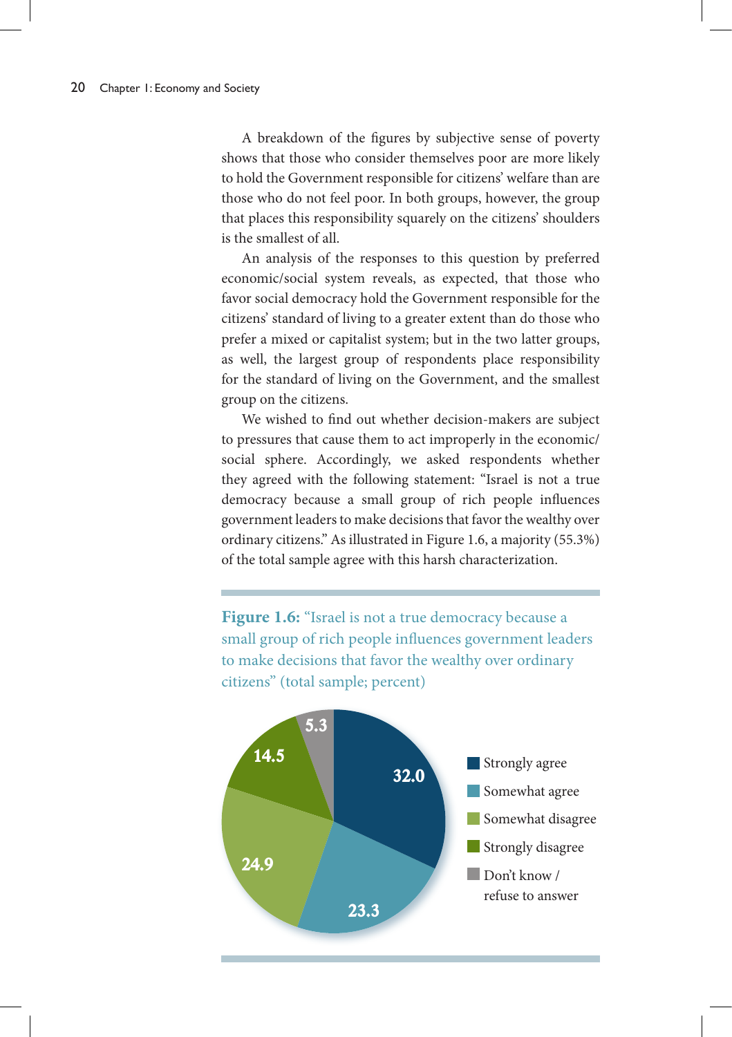A breakdown of the figures by subjective sense of poverty shows that those who consider themselves poor are more likely to hold the Government responsible for citizens' welfare than are those who do not feel poor. In both groups, however, the group that places this responsibility squarely on the citizens' shoulders is the smallest of all.

An analysis of the responses to this question by preferred economic/social system reveals, as expected, that those who favor social democracy hold the Government responsible for the citizens' standard of living to a greater extent than do those who prefer a mixed or capitalist system; but in the two latter groups, as well, the largest group of respondents place responsibility for the standard of living on the Government, and the smallest group on the citizens.

We wished to find out whether decision-makers are subject to pressures that cause them to act improperly in the economic/social sphere. Accordingly, we asked respondents whether they agreed with the following statement: "Israel is not a true democracy because a small group of rich people influences government leaders to make decisions that favor the wealthy over ordinary citizens." As illustrated in Figure 1.6, a majority (55.3%) of the total sample agree with this harsh characterization.

**Figure 1.6:** "Israel is not a true democracy because a small group of rich people influences government leaders to make decisions that favor the wealthy over ordinary citizens" (total sample; percent)

| Response | Percent |
|---|---|
| Strongly agree | 32.0 |
| Somewhat agree | 23.3 |
| Somewhat disagree | 24.9 |
| Strongly disagree | 14.5 |
| Don't know / refuse to answer | 5.3 |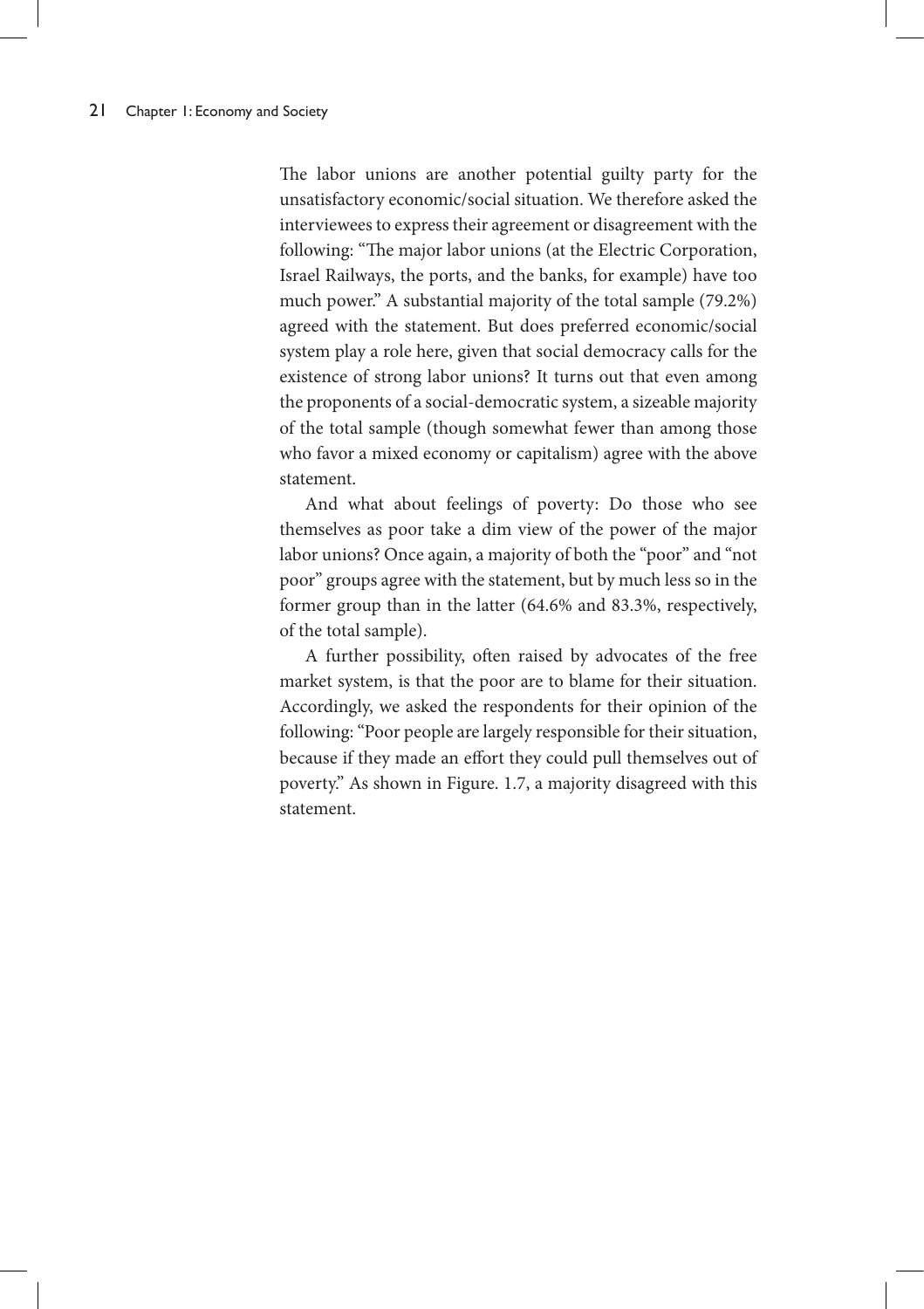The labor unions are another potential guilty party for the unsatisfactory economic/social situation. We therefore asked the interviewees to express their agreement or disagreement with the following: "The major labor unions (at the Electric Corporation, Israel Railways, the ports, and the banks, for example) have too much power." A substantial majority of the total sample (79.2%) agreed with the statement. But does preferred economic/social system play a role here, given that social democracy calls for the existence of strong labor unions? It turns out that even among the proponents of a social-democratic system, a sizeable majority of the total sample (though somewhat fewer than among those who favor a mixed economy or capitalism) agree with the above statement.

And what about feelings of poverty: Do those who see themselves as poor take a dim view of the power of the major labor unions? Once again, a majority of both the "poor" and "not poor" groups agree with the statement, but by much less so in the former group than in the latter (64.6% and 83.3%, respectively, of the total sample).

A further possibility, often raised by advocates of the free market system, is that the poor are to blame for their situation. Accordingly, we asked the respondents for their opinion of the following: "Poor people are largely responsible for their situation, because if they made an effort they could pull themselves out of poverty." As shown in Figure. 1.7, a majority disagreed with this statement.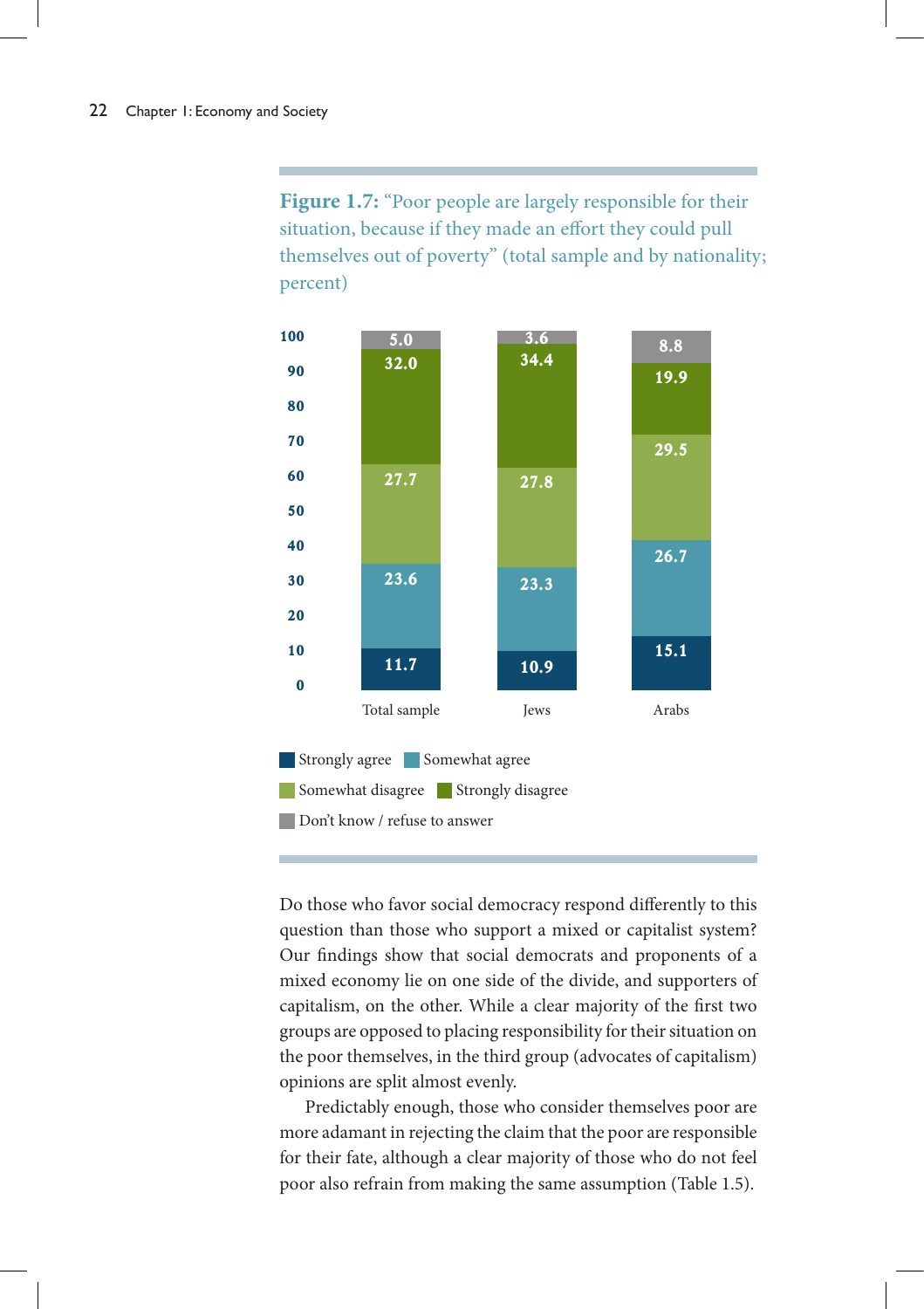**Figure 1.7:** "Poor people are largely responsible for their situation, because if they made an effort they could pull themselves out of poverty" (total sample and by nationality; percent)

| | Total sample | Jews | Arabs |
|---|---|---|---|
| Strongly agree | 11.7 | 10.9 | 15.1 |
| Somewhat agree | 23.6 | 23.3 | 26.7 |
| Somewhat disagree | 27.7 | 27.8 | 29.5 |
| Strongly disagree | 32.0 | 34.4 | 19.9 |
| Don't know / refuse to answer | 5.0 | 3.6 | 8.8 |

Do those who favor social democracy respond differently to this question than those who support a mixed or capitalist system? Our findings show that social democrats and proponents of a mixed economy lie on one side of the divide, and supporters of capitalism, on the other. While a clear majority of the first two groups are opposed to placing responsibility for their situation on the poor themselves, in the third group (advocates of capitalism) opinions are split almost evenly.

Predictably enough, those who consider themselves poor are more adamant in rejecting the claim that the poor are responsible for their fate, although a clear majority of those who do not feel poor also refrain from making the same assumption (Table 1.5).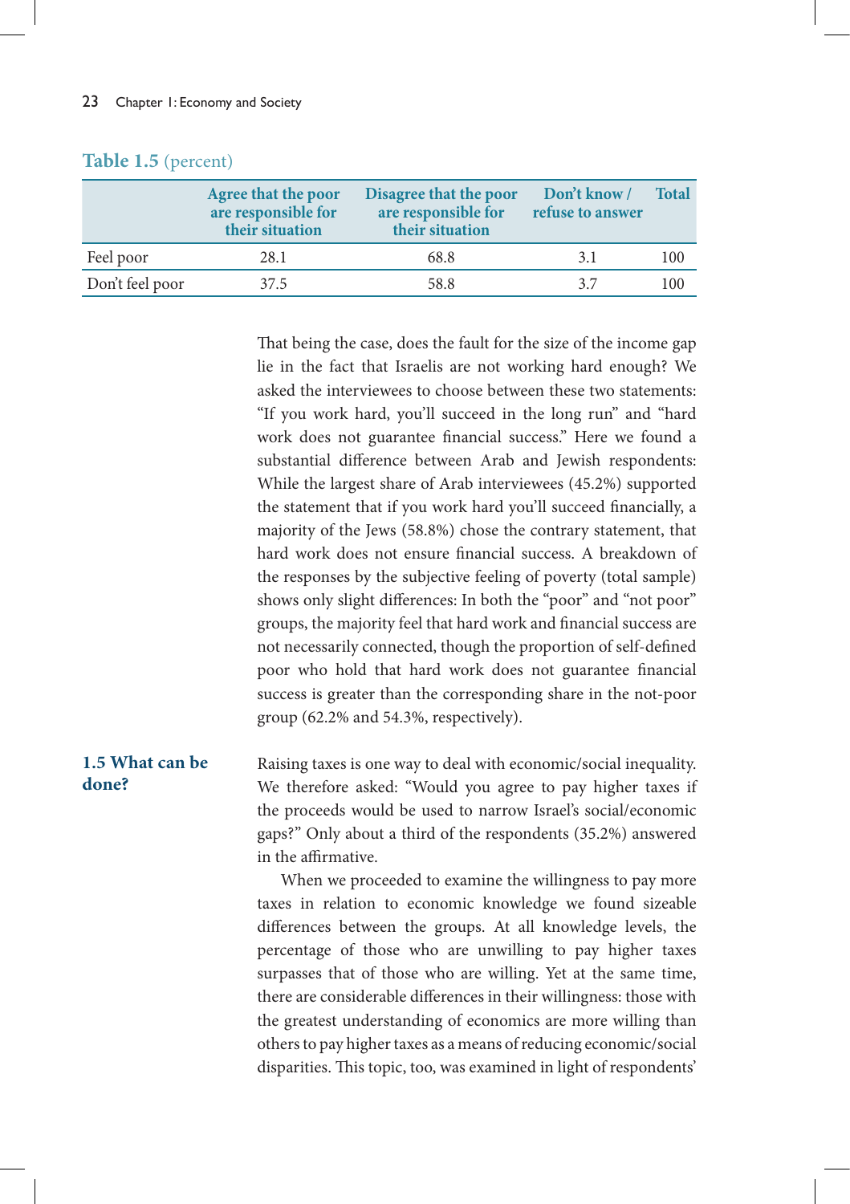**Table 1.5** (percent)

| | Agree that the poor are responsible for their situation | Disagree that the poor are responsible for their situation | Don't know / refuse to answer | Total |
|---|---|---|---|---|
| Feel poor | 28.1 | 68.8 | 3.1 | 100 |
| Don't feel poor | 37.5 | 58.8 | 3.7 | 100 |

That being the case, does the fault for the size of the income gap lie in the fact that Israelis are not working hard enough? We asked the interviewees to choose between these two statements: "If you work hard, you'll succeed in the long run" and "hard work does not guarantee financial success." Here we found a substantial difference between Arab and Jewish respondents: While the largest share of Arab interviewees (45.2%) supported the statement that if you work hard you'll succeed financially, a majority of the Jews (58.8%) chose the contrary statement, that hard work does not ensure financial success. A breakdown of the responses by the subjective feeling of poverty (total sample) shows only slight differences: In both the "poor" and "not poor" groups, the majority feel that hard work and financial success are not necessarily connected, though the proportion of self-defined poor who hold that hard work does not guarantee financial success is greater than the corresponding share in the not-poor group (62.2% and 54.3%, respectively).

## 1.5 What can be done?

Raising taxes is one way to deal with economic/social inequality. We therefore asked: "Would you agree to pay higher taxes if the proceeds would be used to narrow Israel's social/economic gaps?" Only about a third of the respondents (35.2%) answered in the affirmative.

When we proceeded to examine the willingness to pay more taxes in relation to economic knowledge we found sizeable differences between the groups. At all knowledge levels, the percentage of those who are unwilling to pay higher taxes surpasses that of those who are willing. Yet at the same time, there are considerable differences in their willingness: those with the greatest understanding of economics are more willing than others to pay higher taxes as a means of reducing economic/social disparities. This topic, too, was examined in light of respondents'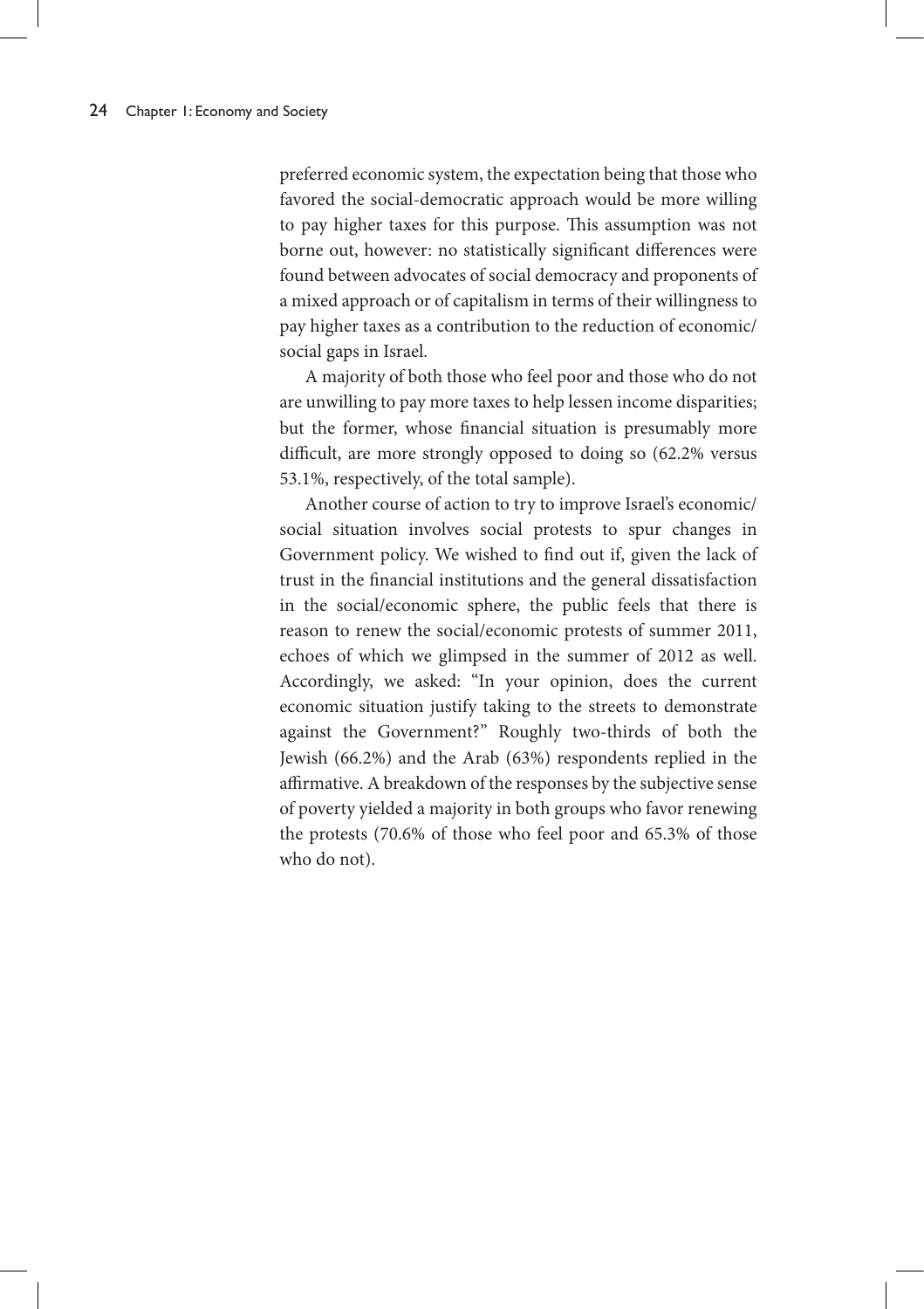preferred economic system, the expectation being that those who favored the social-democratic approach would be more willing to pay higher taxes for this purpose. This assumption was not borne out, however: no statistically significant differences were found between advocates of social democracy and proponents of a mixed approach or of capitalism in terms of their willingness to pay higher taxes as a contribution to the reduction of economic/social gaps in Israel.

A majority of both those who feel poor and those who do not are unwilling to pay more taxes to help lessen income disparities; but the former, whose financial situation is presumably more difficult, are more strongly opposed to doing so (62.2% versus 53.1%, respectively, of the total sample).

Another course of action to try to improve Israel's economic/social situation involves social protests to spur changes in Government policy. We wished to find out if, given the lack of trust in the financial institutions and the general dissatisfaction in the social/economic sphere, the public feels that there is reason to renew the social/economic protests of summer 2011, echoes of which we glimpsed in the summer of 2012 as well. Accordingly, we asked: "In your opinion, does the current economic situation justify taking to the streets to demonstrate against the Government?" Roughly two-thirds of both the Jewish (66.2%) and the Arab (63%) respondents replied in the affirmative. A breakdown of the responses by the subjective sense of poverty yielded a majority in both groups who favor renewing the protests (70.6% of those who feel poor and 65.3% of those who do not).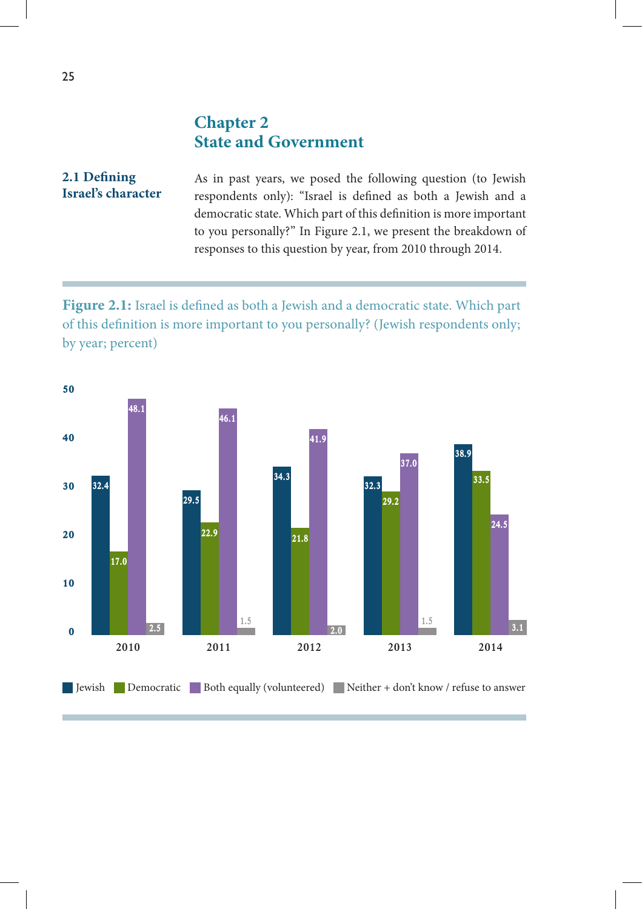# Chapter 2
# State and Government

## 2.1 Defining Israel's character

As in past years, we posed the following question (to Jewish respondents only): "Israel is defined as both a Jewish and a democratic state. Which part of this definition is more important to you personally?" In Figure 2.1, we present the breakdown of responses to this question by year, from 2010 through 2014.

**Figure 2.1:** Israel is defined as both a Jewish and a democratic state. Which part of this definition is more important to you personally? (Jewish respondents only; by year; percent)

| Year | Jewish | Democratic | Both equally (volunteered) | Neither + don't know / refuse to answer |
|---|---|---|---|---|
| 2010 | 32.4 | 17.0 | 48.1 | 2.5 |
| 2011 | 29.5 | 22.9 | 46.1 | 1.5 |
| 2012 | 34.3 | 21.8 | 41.9 | 2.0 |
| 2013 | 32.3 | 29.2 | 37.0 | 1.5 |
| 2014 | 38.9 | 33.5 | 24.5 | 3.1 |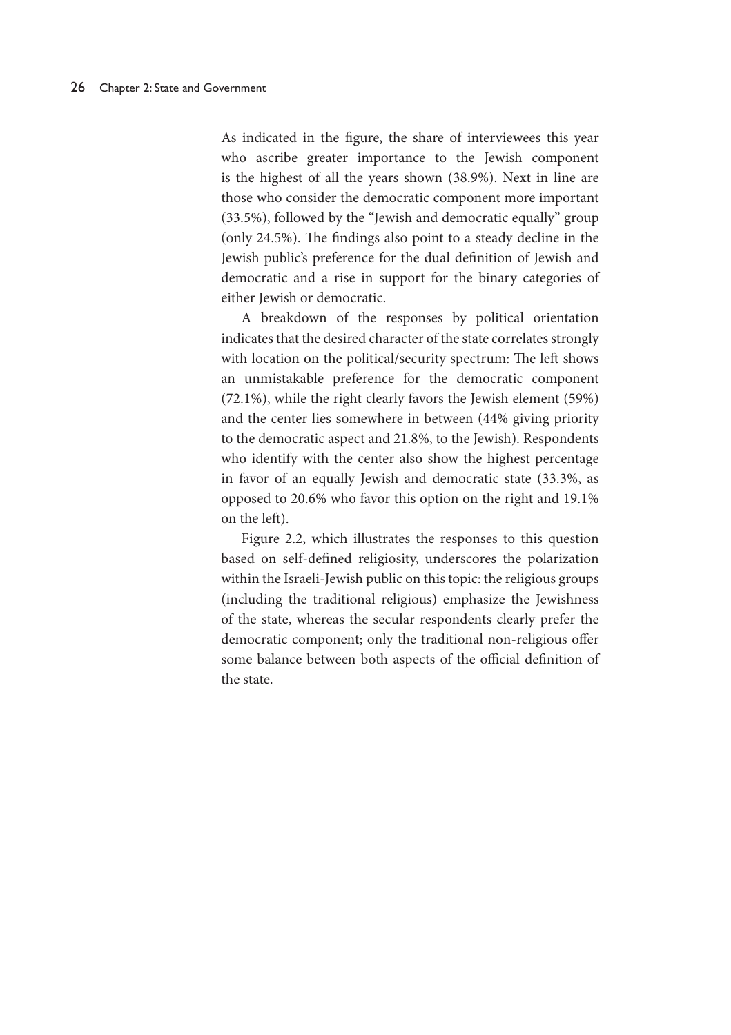As indicated in the figure, the share of interviewees this year who ascribe greater importance to the Jewish component is the highest of all the years shown (38.9%). Next in line are those who consider the democratic component more important (33.5%), followed by the "Jewish and democratic equally" group (only 24.5%). The findings also point to a steady decline in the Jewish public's preference for the dual definition of Jewish and democratic and a rise in support for the binary categories of either Jewish or democratic.

A breakdown of the responses by political orientation indicates that the desired character of the state correlates strongly with location on the political/security spectrum: The left shows an unmistakable preference for the democratic component (72.1%), while the right clearly favors the Jewish element (59%) and the center lies somewhere in between (44% giving priority to the democratic aspect and 21.8%, to the Jewish). Respondents who identify with the center also show the highest percentage in favor of an equally Jewish and democratic state (33.3%, as opposed to 20.6% who favor this option on the right and 19.1% on the left).

Figure 2.2, which illustrates the responses to this question based on self-defined religiosity, underscores the polarization within the Israeli-Jewish public on this topic: the religious groups (including the traditional religious) emphasize the Jewishness of the state, whereas the secular respondents clearly prefer the democratic component; only the traditional non-religious offer some balance between both aspects of the official definition of the state.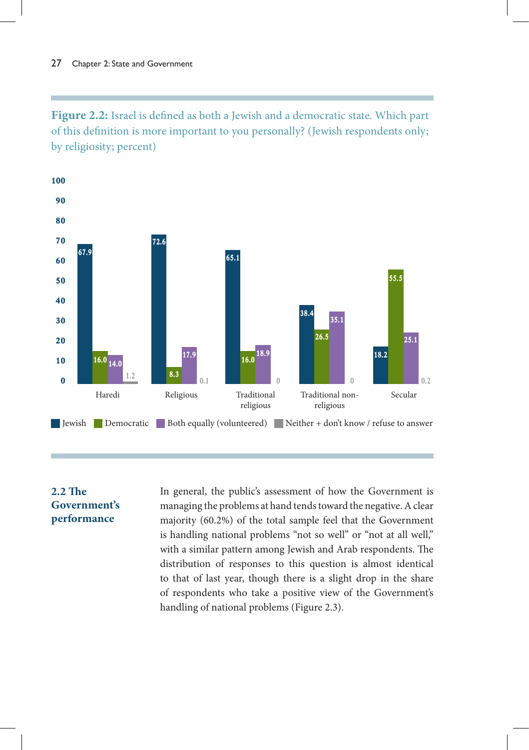**Figure 2.2:** Israel is defined as both a Jewish and a democratic state. Which part of this definition is more important to you personally? (Jewish respondents only; by religiosity; percent)

| | Jewish | Democratic | Both equally (volunteered) | Neither + don't know / refuse to answer |
|---|---|---|---|---|
| Haredi | 67.9 | 16.0 | 14.0 | 1.2 |
| Religious | 72.6 | 8.3 | 17.9 | 0.1 |
| Traditional religious | 65.1 | 16.0 | 18.9 | 0 |
| Traditional non-religious | 38.4 | 26.5 | 35.1 | 0 |
| Secular | 18.2 | 55.5 | 25.1 | 0.2 |

## 2.2 The Government's performance

In general, the public's assessment of how the Government is managing the problems at hand tends toward the negative. A clear majority (60.2%) of the total sample feel that the Government is handling national problems "not so well" or "not at all well," with a similar pattern among Jewish and Arab respondents. The distribution of responses to this question is almost identical to that of last year, though there is a slight drop in the share of respondents who take a positive view of the Government's handling of national problems (Figure 2.3).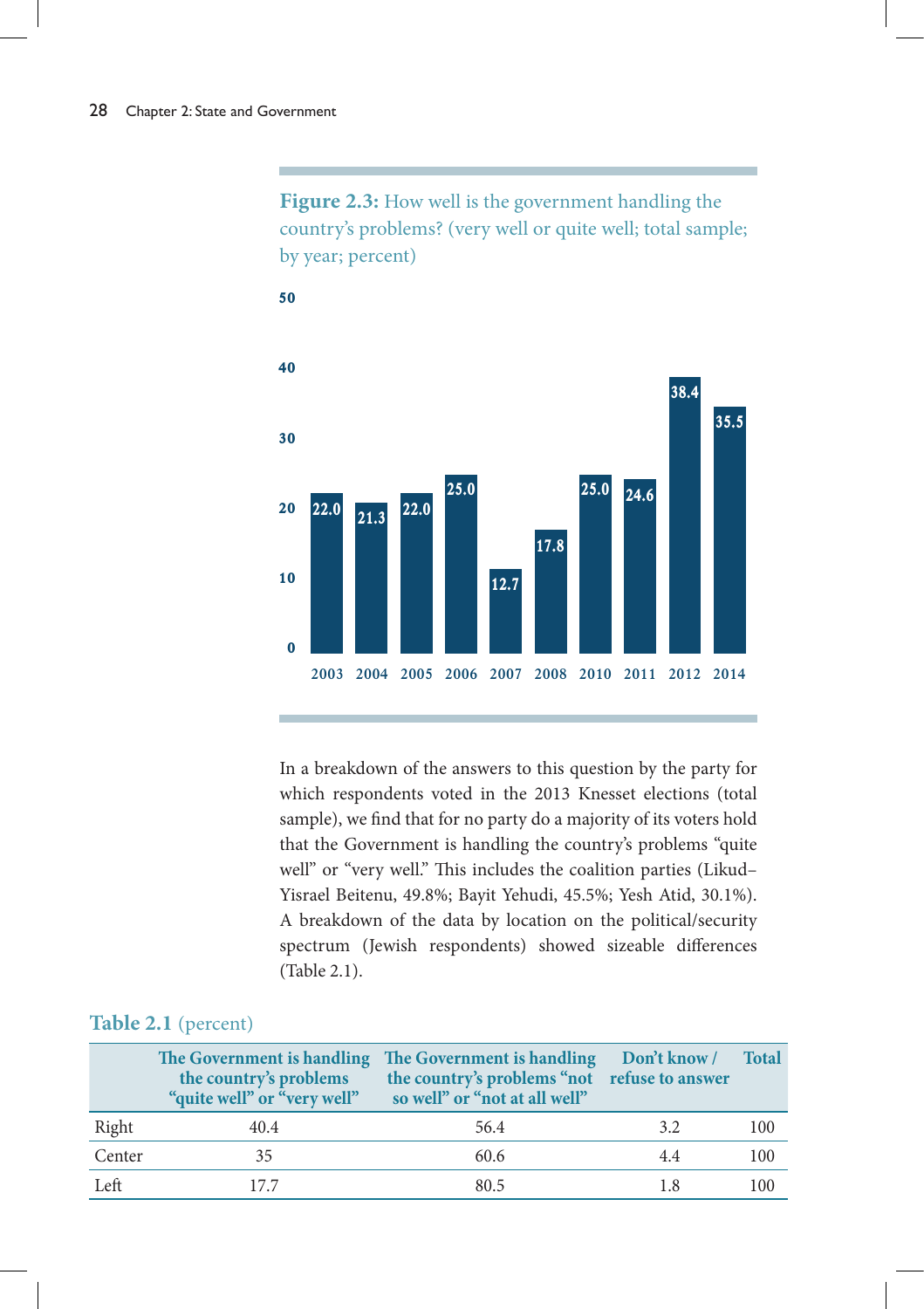**Figure 2.3:** How well is the government handling the country's problems? (very well or quite well; total sample; by year; percent)

| Year | Percent |
|---|---|
| 2003 | 22.0 |
| 2004 | 21.3 |
| 2005 | 22.0 |
| 2006 | 25.0 |
| 2007 | 12.7 |
| 2008 | 17.8 |
| 2010 | 25.0 |
| 2011 | 24.6 |
| 2012 | 38.4 |
| 2014 | 35.5 |

In a breakdown of the answers to this question by the party for which respondents voted in the 2013 Knesset elections (total sample), we find that for no party do a majority of its voters hold that the Government is handling the country's problems "quite well" or "very well." This includes the coalition parties (Likud–Yisrael Beitenu, 49.8%; Bayit Yehudi, 45.5%; Yesh Atid, 30.1%). A breakdown of the data by location on the political/security spectrum (Jewish respondents) showed sizeable differences (Table 2.1).

**Table 2.1** (percent)

| | The Government is handling the country's problems "quite well" or "very well" | The Government is handling the country's problems "not so well" or "not at all well" | Don't know / refuse to answer | Total |
|---|---|---|---|---|
| Right | 40.4 | 56.4 | 3.2 | 100 |
| Center | 35 | 60.6 | 4.4 | 100 |
| Left | 17.7 | 80.5 | 1.8 | 100 |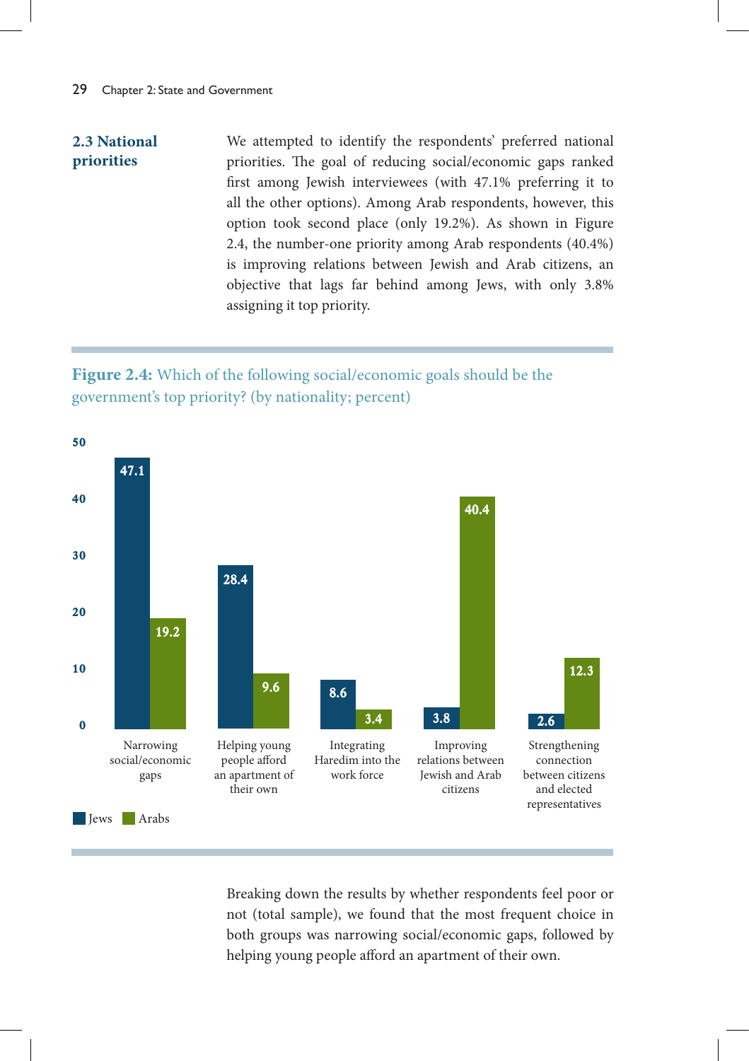## 2.3 National priorities

We attempted to identify the respondents' preferred national priorities. The goal of reducing social/economic gaps ranked first among Jewish interviewees (with 47.1% preferring it to all the other options). Among Arab respondents, however, this option took second place (only 19.2%). As shown in Figure 2.4, the number-one priority among Arab respondents (40.4%) is improving relations between Jewish and Arab citizens, an objective that lags far behind among Jews, with only 3.8% assigning it top priority.

**Figure 2.4:** Which of the following social/economic goals should be the government's top priority? (by nationality; percent)

| | Jews | Arabs |
|---|---|---|
| Narrowing social/economic gaps | 47.1 | 19.2 |
| Helping young people afford an apartment of their own | 28.4 | 9.6 |
| Integrating Haredim into the work force | 8.6 | 3.4 |
| Improving relations between Jewish and Arab citizens | 3.8 | 40.4 |
| Strengthening connection between citizens and elected representatives | 2.6 | 12.3 |

Breaking down the results by whether respondents feel poor or not (total sample), we found that the most frequent choice in both groups was narrowing social/economic gaps, followed by helping young people afford an apartment of their own.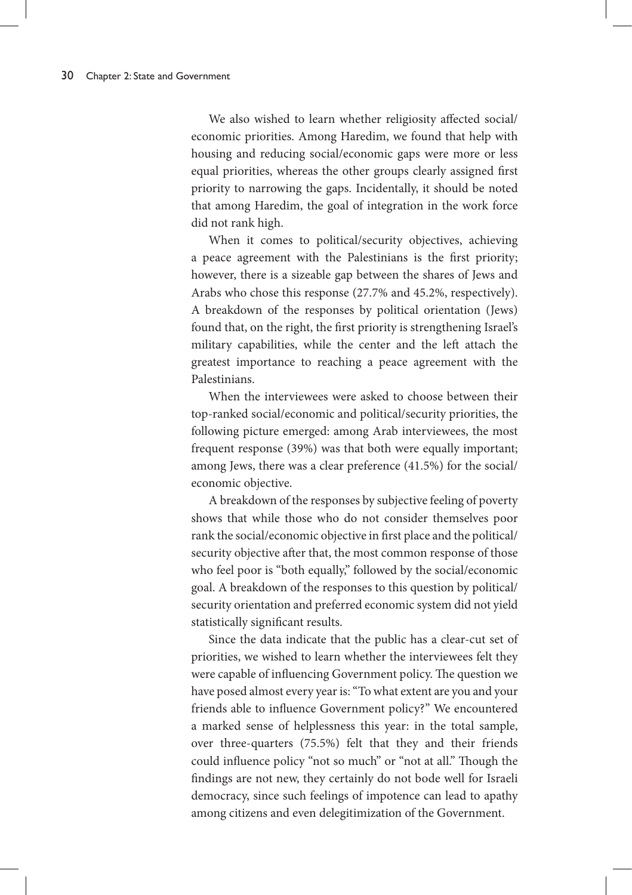We also wished to learn whether religiosity affected social/economic priorities. Among Haredim, we found that help with housing and reducing social/economic gaps were more or less equal priorities, whereas the other groups clearly assigned first priority to narrowing the gaps. Incidentally, it should be noted that among Haredim, the goal of integration in the work force did not rank high.

When it comes to political/security objectives, achieving a peace agreement with the Palestinians is the first priority; however, there is a sizeable gap between the shares of Jews and Arabs who chose this response (27.7% and 45.2%, respectively). A breakdown of the responses by political orientation (Jews) found that, on the right, the first priority is strengthening Israel's military capabilities, while the center and the left attach the greatest importance to reaching a peace agreement with the Palestinians.

When the interviewees were asked to choose between their top-ranked social/economic and political/security priorities, the following picture emerged: among Arab interviewees, the most frequent response (39%) was that both were equally important; among Jews, there was a clear preference (41.5%) for the social/economic objective.

A breakdown of the responses by subjective feeling of poverty shows that while those who do not consider themselves poor rank the social/economic objective in first place and the political/security objective after that, the most common response of those who feel poor is "both equally," followed by the social/economic goal. A breakdown of the responses to this question by political/security orientation and preferred economic system did not yield statistically significant results.

Since the data indicate that the public has a clear-cut set of priorities, we wished to learn whether the interviewees felt they were capable of influencing Government policy. The question we have posed almost every year is: "To what extent are you and your friends able to influence Government policy?" We encountered a marked sense of helplessness this year: in the total sample, over three-quarters (75.5%) felt that they and their friends could influence policy "not so much" or "not at all." Though the findings are not new, they certainly do not bode well for Israeli democracy, since such feelings of impotence can lead to apathy among citizens and even delegitimization of the Government.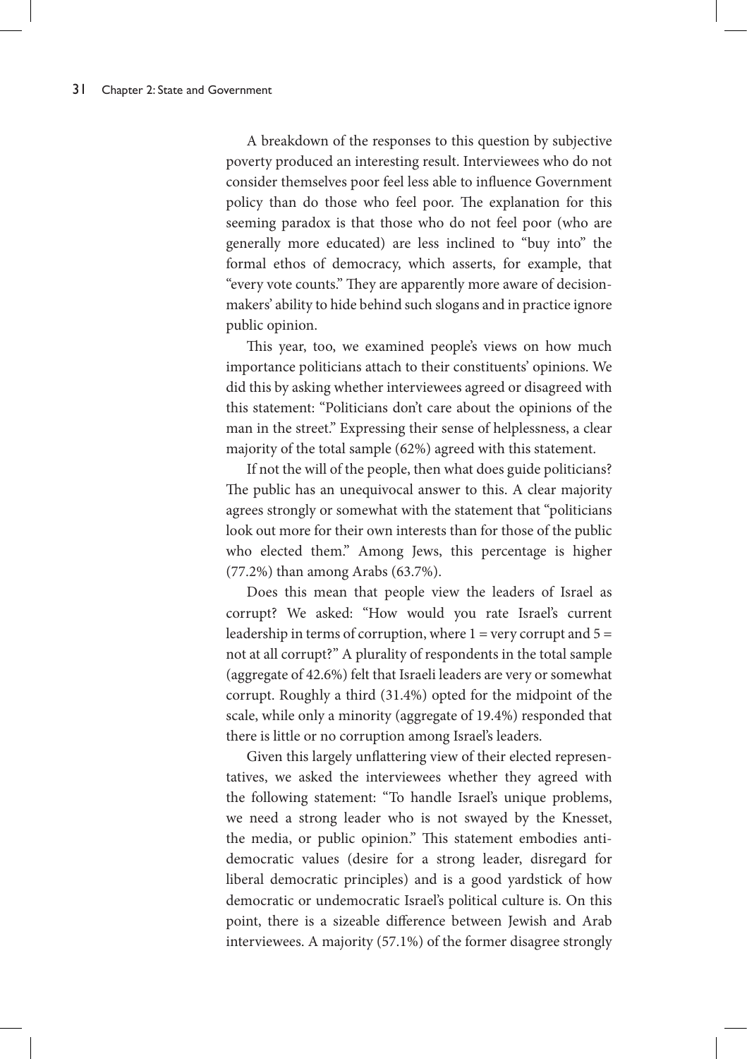A breakdown of the responses to this question by subjective poverty produced an interesting result. Interviewees who do not consider themselves poor feel less able to influence Government policy than do those who feel poor. The explanation for this seeming paradox is that those who do not feel poor (who are generally more educated) are less inclined to "buy into" the formal ethos of democracy, which asserts, for example, that "every vote counts." They are apparently more aware of decision-makers' ability to hide behind such slogans and in practice ignore public opinion.

This year, too, we examined people's views on how much importance politicians attach to their constituents' opinions. We did this by asking whether interviewees agreed or disagreed with this statement: "Politicians don't care about the opinions of the man in the street." Expressing their sense of helplessness, a clear majority of the total sample (62%) agreed with this statement.

If not the will of the people, then what does guide politicians? The public has an unequivocal answer to this. A clear majority agrees strongly or somewhat with the statement that "politicians look out more for their own interests than for those of the public who elected them." Among Jews, this percentage is higher (77.2%) than among Arabs (63.7%).

Does this mean that people view the leaders of Israel as corrupt? We asked: "How would you rate Israel's current leadership in terms of corruption, where 1 = very corrupt and 5 = not at all corrupt?" A plurality of respondents in the total sample (aggregate of 42.6%) felt that Israeli leaders are very or somewhat corrupt. Roughly a third (31.4%) opted for the midpoint of the scale, while only a minority (aggregate of 19.4%) responded that there is little or no corruption among Israel's leaders.

Given this largely unflattering view of their elected representatives, we asked the interviewees whether they agreed with the following statement: "To handle Israel's unique problems, we need a strong leader who is not swayed by the Knesset, the media, or public opinion." This statement embodies anti-democratic values (desire for a strong leader, disregard for liberal democratic principles) and is a good yardstick of how democratic or undemocratic Israel's political culture is. On this point, there is a sizeable difference between Jewish and Arab interviewees. A majority (57.1%) of the former disagree strongly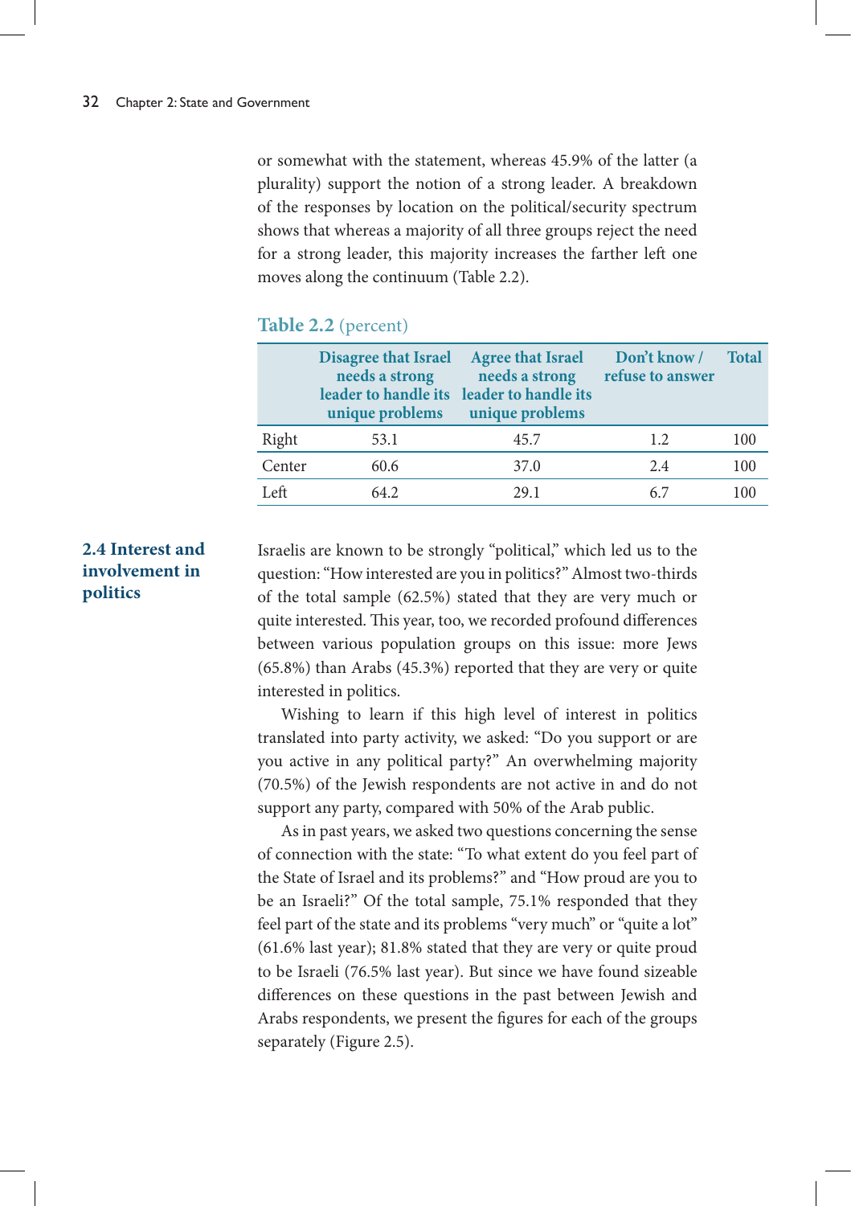or somewhat with the statement, whereas 45.9% of the latter (a plurality) support the notion of a strong leader. A breakdown of the responses by location on the political/security spectrum shows that whereas a majority of all three groups reject the need for a strong leader, this majority increases the farther left one moves along the continuum (Table 2.2).

**Table 2.2** (percent)

| | Disagree that Israel needs a strong leader to handle its unique problems | Agree that Israel needs a strong leader to handle its unique problems | Don't know / refuse to answer | Total |
|---|---|---|---|---|
| Right | 53.1 | 45.7 | 1.2 | 100 |
| Center | 60.6 | 37.0 | 2.4 | 100 |
| Left | 64.2 | 29.1 | 6.7 | 100 |

## 2.4 Interest and involvement in politics

Israelis are known to be strongly "political," which led us to the question: "How interested are you in politics?" Almost two-thirds of the total sample (62.5%) stated that they are very much or quite interested. This year, too, we recorded profound differences between various population groups on this issue: more Jews (65.8%) than Arabs (45.3%) reported that they are very or quite interested in politics.

Wishing to learn if this high level of interest in politics translated into party activity, we asked: "Do you support or are you active in any political party?" An overwhelming majority (70.5%) of the Jewish respondents are not active in and do not support any party, compared with 50% of the Arab public.

As in past years, we asked two questions concerning the sense of connection with the state: "To what extent do you feel part of the State of Israel and its problems?" and "How proud are you to be an Israeli?" Of the total sample, 75.1% responded that they feel part of the state and its problems "very much" or "quite a lot" (61.6% last year); 81.8% stated that they are very or quite proud to be Israeli (76.5% last year). But since we have found sizeable differences on these questions in the past between Jewish and Arabs respondents, we present the figures for each of the groups separately (Figure 2.5).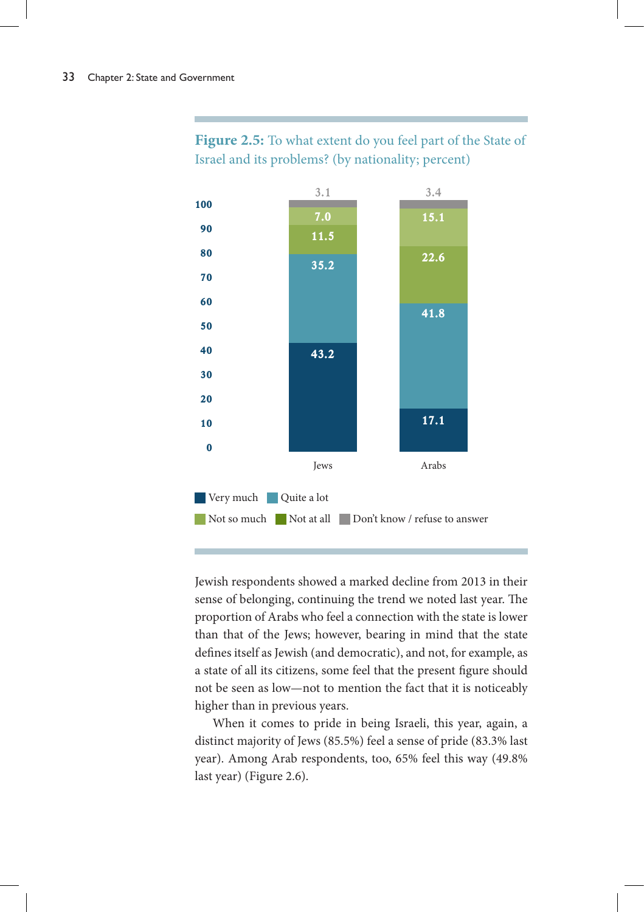**Figure 2.5:** To what extent do you feel part of the State of Israel and its problems? (by nationality; percent)

| | Jews | Arabs |
|---|---|---|
| Very much | 43.2 | 17.1 |
| Quite a lot | 35.2 | 41.8 |
| Not so much | 7.0 | 15.1 |
| Not at all | 11.5 | 22.6 |
| Don't know / refuse to answer | 3.1 | 3.4 |

Jewish respondents showed a marked decline from 2013 in their sense of belonging, continuing the trend we noted last year. The proportion of Arabs who feel a connection with the state is lower than that of the Jews; however, bearing in mind that the state defines itself as Jewish (and democratic), and not, for example, as a state of all its citizens, some feel that the present figure should not be seen as low—not to mention the fact that it is noticeably higher than in previous years.

When it comes to pride in being Israeli, this year, again, a distinct majority of Jews (85.5%) feel a sense of pride (83.3% last year). Among Arab respondents, too, 65% feel this way (49.8% last year) (Figure 2.6).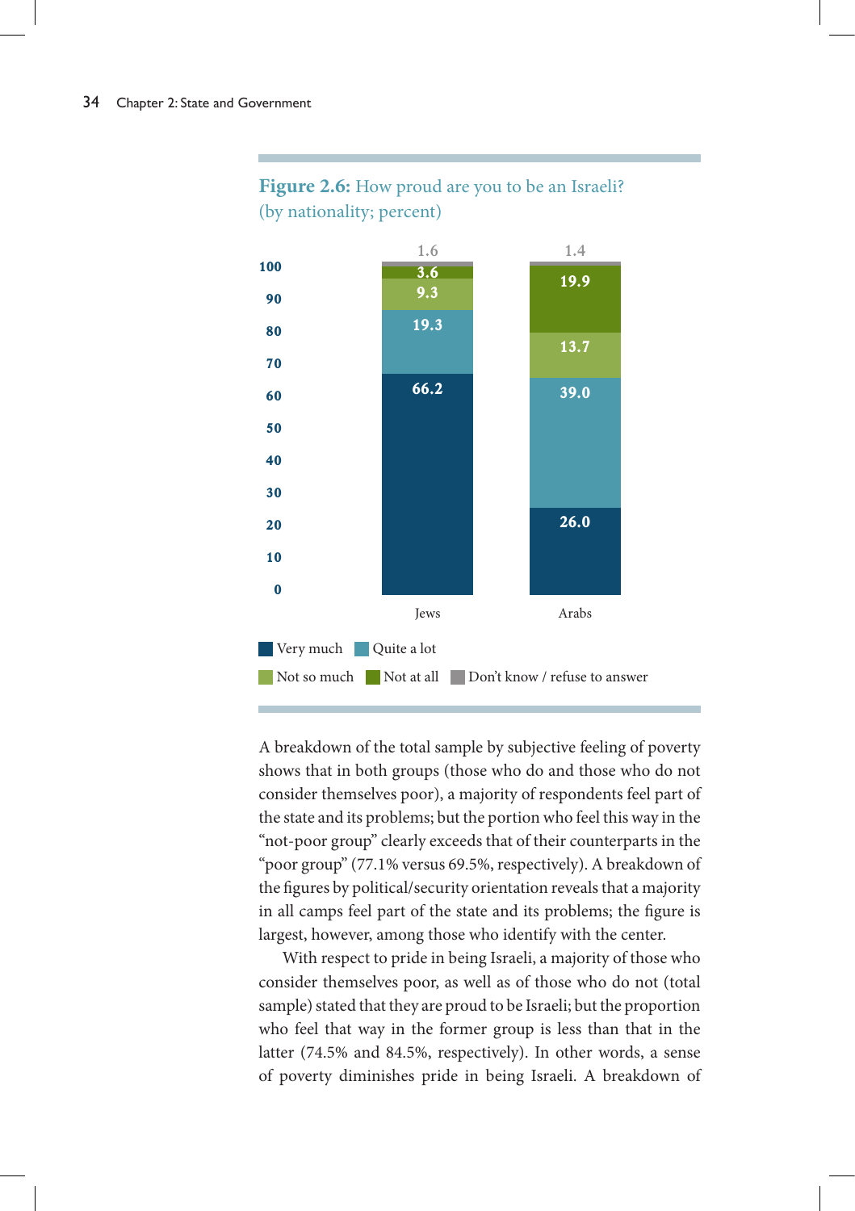**Figure 2.6:** How proud are you to be an Israeli? (by nationality; percent)

| | Jews | Arabs |
|---|---|---|
| Very much | 66.2 | 26.0 |
| Quite a lot | 19.3 | 39.0 |
| Not so much | 9.3 | 13.7 |
| Not at all | 3.6 | 19.9 |
| Don't know / refuse to answer | 1.6 | 1.4 |

A breakdown of the total sample by subjective feeling of poverty shows that in both groups (those who do and those who do not consider themselves poor), a majority of respondents feel part of the state and its problems; but the portion who feel this way in the "not-poor group" clearly exceeds that of their counterparts in the "poor group" (77.1% versus 69.5%, respectively). A breakdown of the figures by political/security orientation reveals that a majority in all camps feel part of the state and its problems; the figure is largest, however, among those who identify with the center.

With respect to pride in being Israeli, a majority of those who consider themselves poor, as well as of those who do not (total sample) stated that they are proud to be Israeli; but the proportion who feel that way in the former group is less than that in the latter (74.5% and 84.5%, respectively). In other words, a sense of poverty diminishes pride in being Israeli. A breakdown of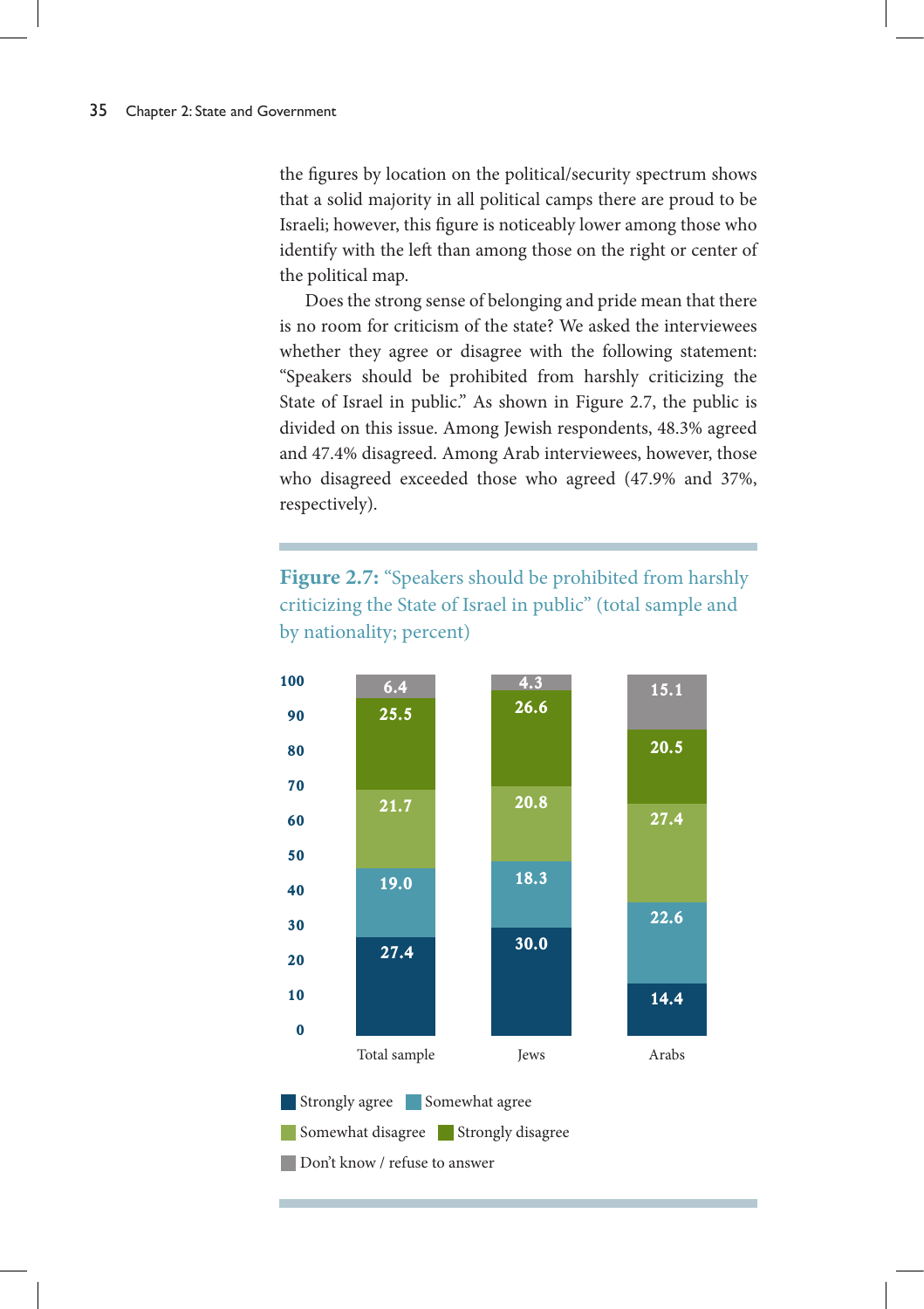the figures by location on the political/security spectrum shows that a solid majority in all political camps there are proud to be Israeli; however, this figure is noticeably lower among those who identify with the left than among those on the right or center of the political map.

Does the strong sense of belonging and pride mean that there is no room for criticism of the state? We asked the interviewees whether they agree or disagree with the following statement: "Speakers should be prohibited from harshly criticizing the State of Israel in public." As shown in Figure 2.7, the public is divided on this issue. Among Jewish respondents, 48.3% agreed and 47.4% disagreed. Among Arab interviewees, however, those who disagreed exceeded those who agreed (47.9% and 37%, respectively).

**Figure 2.7:** "Speakers should be prohibited from harshly criticizing the State of Israel in public" (total sample and by nationality; percent)

| | Total sample | Jews | Arabs |
|---|---|---|---|
| Strongly agree | 27.4 | 30.0 | 14.4 |
| Somewhat agree | 19.0 | 18.3 | 22.6 |
| Somewhat disagree | 21.7 | 20.8 | 27.4 |
| Strongly disagree | 25.5 | 26.6 | 20.5 |
| Don't know / refuse to answer | 6.4 | 4.3 | 15.1 |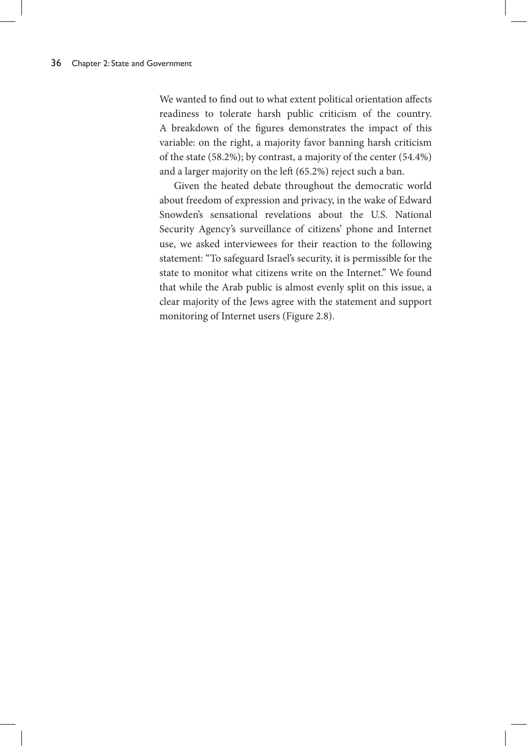We wanted to find out to what extent political orientation affects readiness to tolerate harsh public criticism of the country. A breakdown of the figures demonstrates the impact of this variable: on the right, a majority favor banning harsh criticism of the state (58.2%); by contrast, a majority of the center (54.4%) and a larger majority on the left (65.2%) reject such a ban.

Given the heated debate throughout the democratic world about freedom of expression and privacy, in the wake of Edward Snowden's sensational revelations about the U.S. National Security Agency's surveillance of citizens' phone and Internet use, we asked interviewees for their reaction to the following statement: "To safeguard Israel's security, it is permissible for the state to monitor what citizens write on the Internet." We found that while the Arab public is almost evenly split on this issue, a clear majority of the Jews agree with the statement and support monitoring of Internet users (Figure 2.8).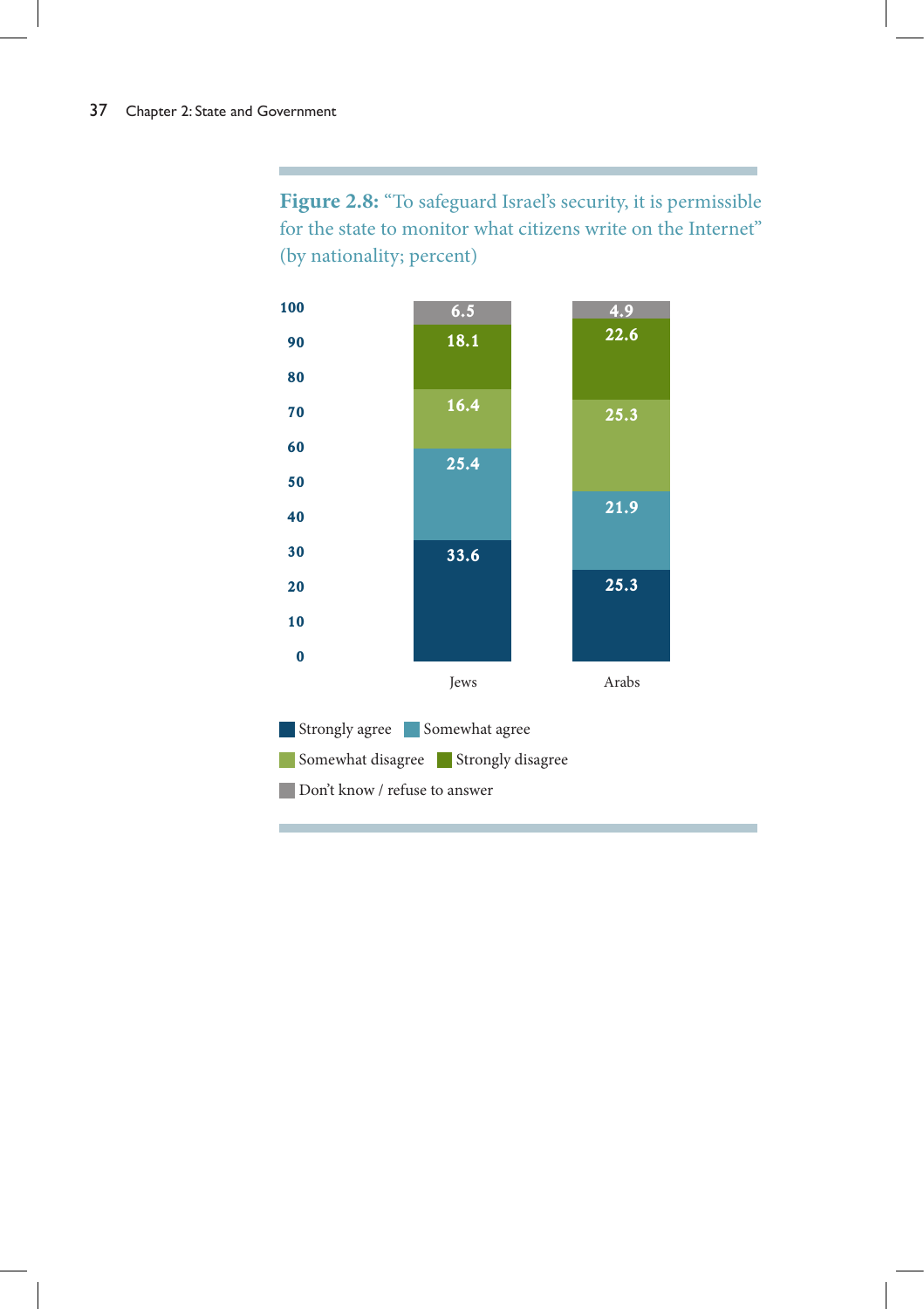**Figure 2.8:** "To safeguard Israel's security, it is permissible for the state to monitor what citizens write on the Internet" (by nationality; percent)

| | Jews | Arabs |
|---|---|---|
| Strongly agree | 33.6 | 25.3 |
| Somewhat agree | 25.4 | 21.9 |
| Somewhat disagree | 16.4 | 25.3 |
| Strongly disagree | 18.1 | 22.6 |
| Don't know / refuse to answer | 6.5 | 4.9 |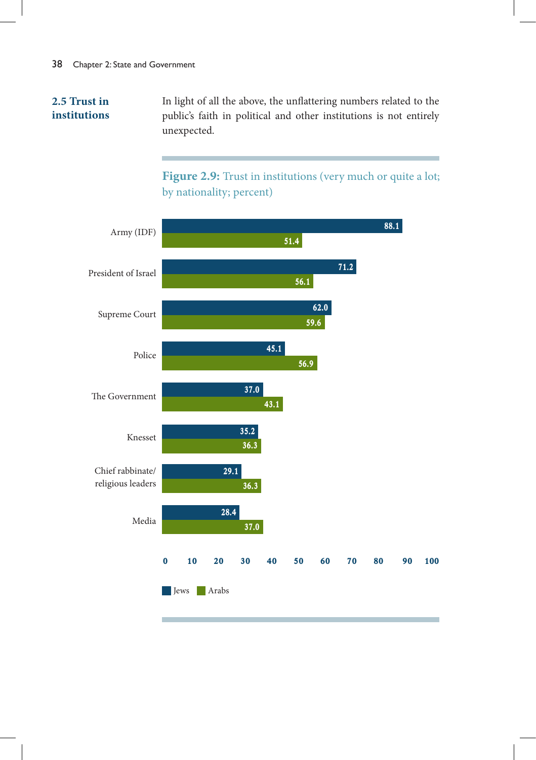## 2.5 Trust in institutions

In light of all the above, the unflattering numbers related to the public's faith in political and other institutions is not entirely unexpected.

**Figure 2.9:** Trust in institutions (very much or quite a lot; by nationality; percent)

| | Jews | Arabs |
|---|---|---|
| Army (IDF) | 88.1 | 51.4 |
| President of Israel | 71.2 | 56.1 |
| Supreme Court | 62.0 | 59.6 |
| Police | 45.1 | 56.9 |
| The Government | 37.0 | 43.1 |
| Knesset | 35.2 | 36.3 |
| Chief rabbinate/ religious leaders | 29.1 | 36.3 |
| Media | 28.4 | 37.0 |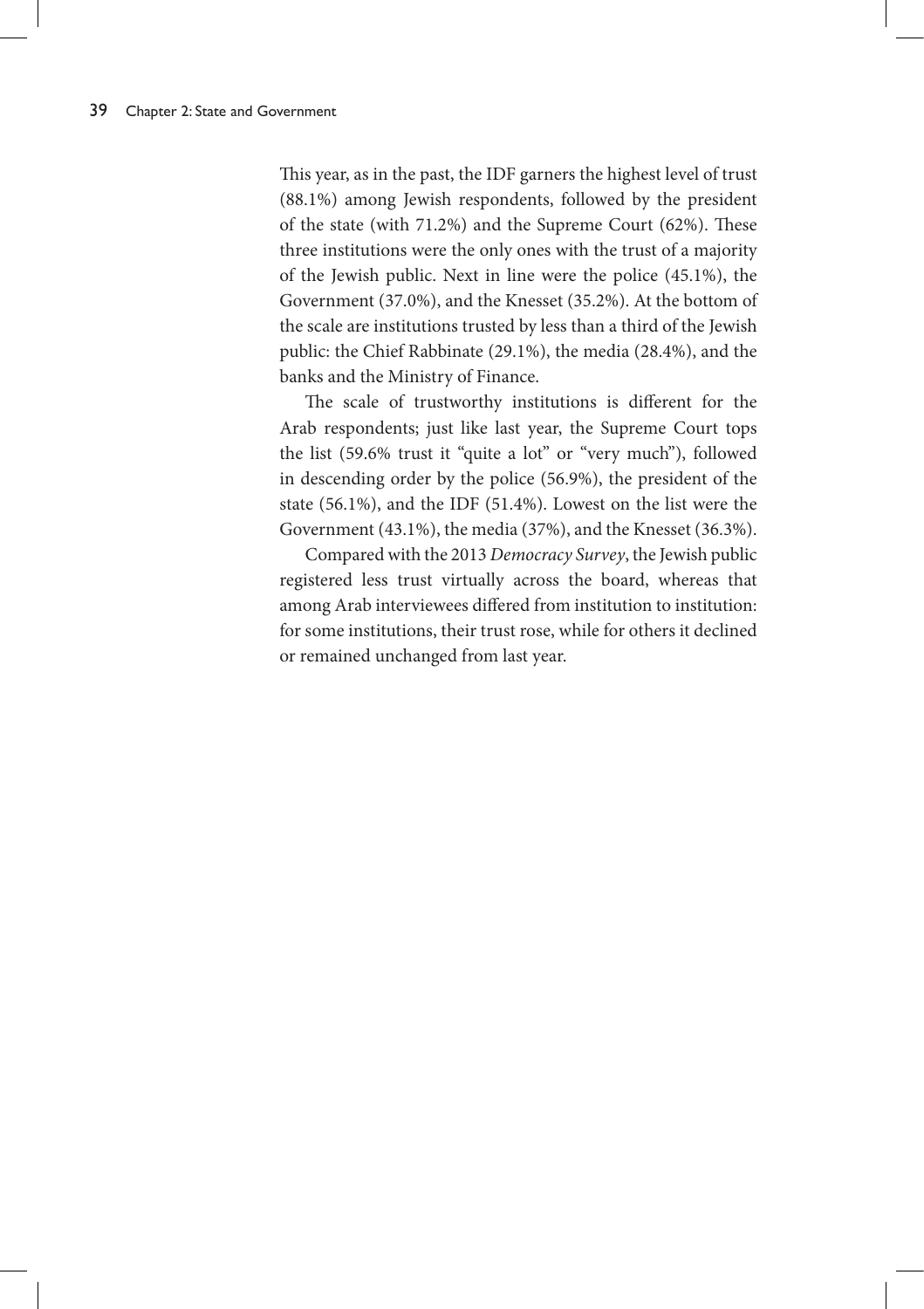This year, as in the past, the IDF garners the highest level of trust (88.1%) among Jewish respondents, followed by the president of the state (with 71.2%) and the Supreme Court (62%). These three institutions were the only ones with the trust of a majority of the Jewish public. Next in line were the police (45.1%), the Government (37.0%), and the Knesset (35.2%). At the bottom of the scale are institutions trusted by less than a third of the Jewish public: the Chief Rabbinate (29.1%), the media (28.4%), and the banks and the Ministry of Finance.

The scale of trustworthy institutions is different for the Arab respondents; just like last year, the Supreme Court tops the list (59.6% trust it "quite a lot" or "very much"), followed in descending order by the police (56.9%), the president of the state (56.1%), and the IDF (51.4%). Lowest on the list were the Government (43.1%), the media (37%), and the Knesset (36.3%).

Compared with the 2013 *Democracy Survey*, the Jewish public registered less trust virtually across the board, whereas that among Arab interviewees differed from institution to institution: for some institutions, their trust rose, while for others it declined or remained unchanged from last year.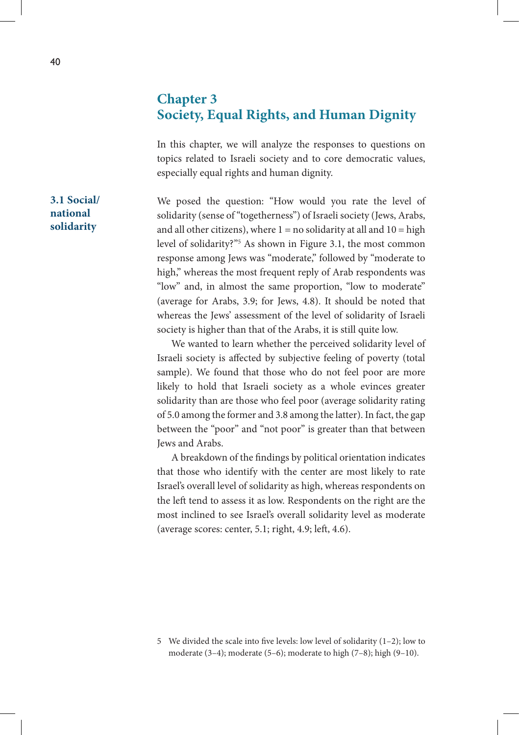# Chapter 3
# Society, Equal Rights, and Human Dignity

In this chapter, we will analyze the responses to questions on topics related to Israeli society and to core democratic values, especially equal rights and human dignity.

## 3.1 Social/national solidarity

We posed the question: "How would you rate the level of solidarity (sense of "togetherness") of Israeli society (Jews, Arabs, and all other citizens), where 1 = no solidarity at all and 10 = high level of solidarity?"[5] As shown in Figure 3.1, the most common response among Jews was "moderate," followed by "moderate to high," whereas the most frequent reply of Arab respondents was "low" and, in almost the same proportion, "low to moderate" (average for Arabs, 3.9; for Jews, 4.8). It should be noted that whereas the Jews' assessment of the level of solidarity of Israeli society is higher than that of the Arabs, it is still quite low.

We wanted to learn whether the perceived solidarity level of Israeli society is affected by subjective feeling of poverty (total sample). We found that those who do not feel poor are more likely to hold that Israeli society as a whole evinces greater solidarity than are those who feel poor (average solidarity rating of 5.0 among the former and 3.8 among the latter). In fact, the gap between the "poor" and "not poor" is greater than that between Jews and Arabs.

A breakdown of the findings by political orientation indicates that those who identify with the center are most likely to rate Israel's overall level of solidarity as high, whereas respondents on the left tend to assess it as low. Respondents on the right are the most inclined to see Israel's overall solidarity level as moderate (average scores: center, 5.1; right, 4.9; left, 4.6).

5 We divided the scale into five levels: low level of solidarity (1–2); low to moderate (3–4); moderate (5–6); moderate to high (7–8); high (9–10).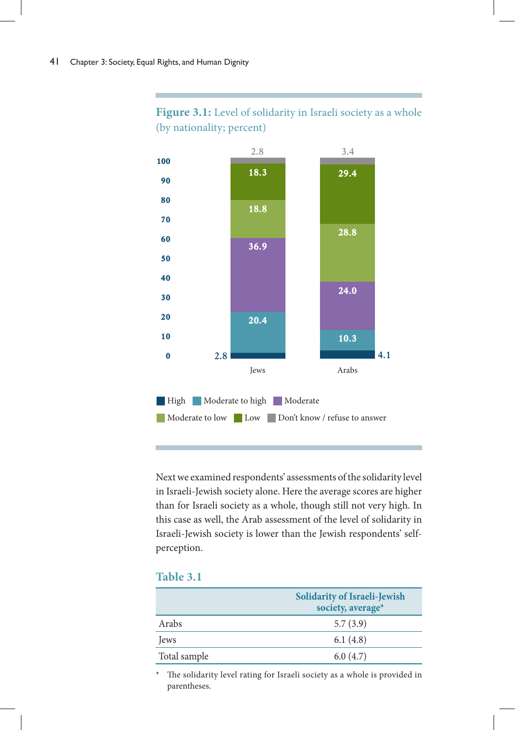**Figure 3.1:** Level of solidarity in Israeli society as a whole (by nationality; percent)

| | Jews | Arabs |
|---|---|---|
| High | 2.8 | 4.1 |
| Moderate to high | 20.4 | 10.3 |
| Moderate | 36.9 | 24.0 |
| Moderate to low | 18.8 | 28.8 |
| Low | 18.3 | 29.4 |
| Don't know / refuse to answer | 2.8 | 3.4 |

Next we examined respondents' assessments of the solidarity level in Israeli-Jewish society alone. Here the average scores are higher than for Israeli society as a whole, though still not very high. In this case as well, the Arab assessment of the level of solidarity in Israeli-Jewish society is lower than the Jewish respondents' self-perception.

## Table 3.1

| | Solidarity of Israeli-Jewish society, average* |
|---|---|
| Arabs | 5.7 (3.9) |
| Jews | 6.1 (4.8) |
| Total sample | 6.0 (4.7) |

* The solidarity level rating for Israeli society as a whole is provided in parentheses.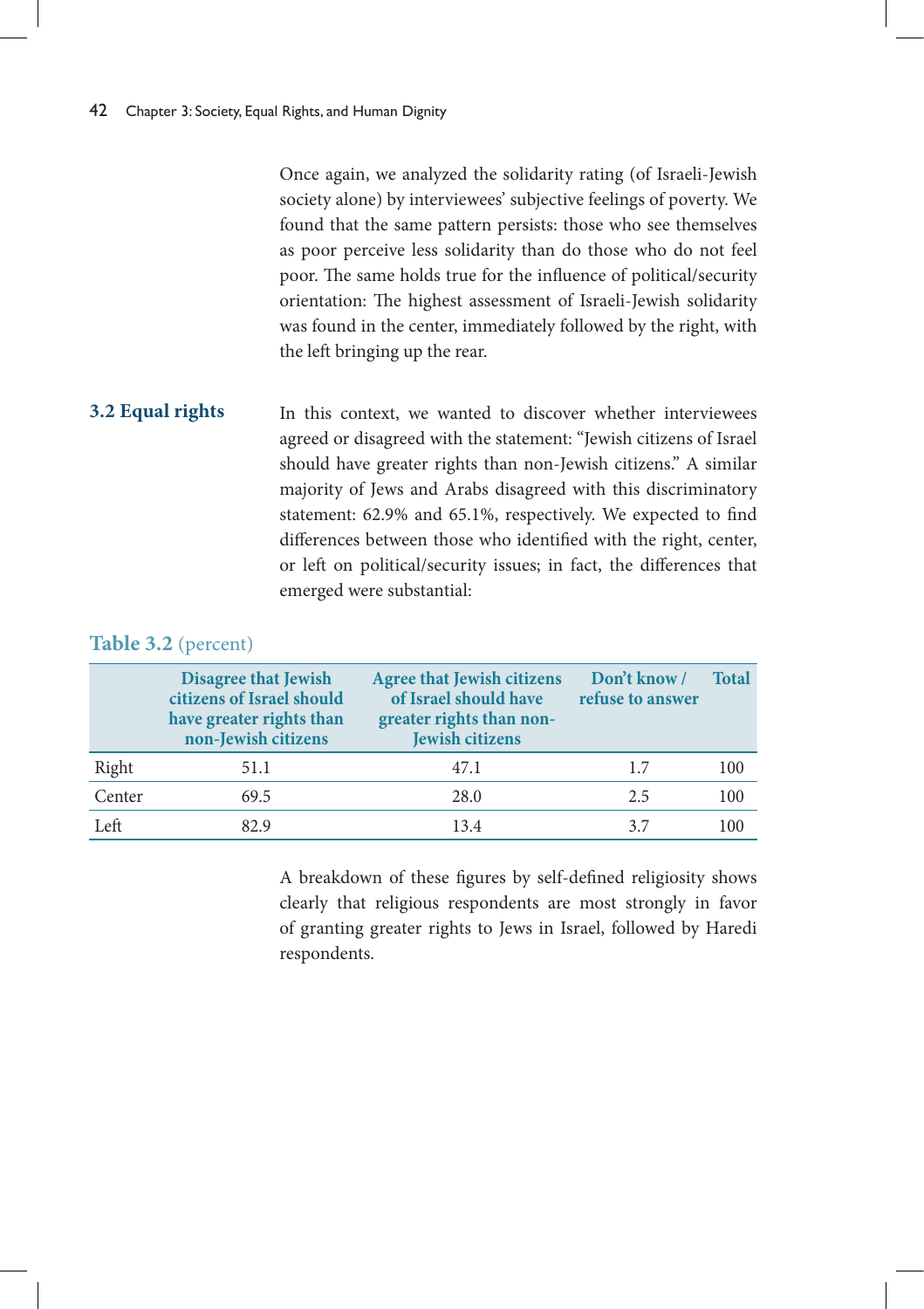Once again, we analyzed the solidarity rating (of Israeli-Jewish society alone) by interviewees' subjective feelings of poverty. We found that the same pattern persists: those who see themselves as poor perceive less solidarity than do those who do not feel poor. The same holds true for the influence of political/security orientation: The highest assessment of Israeli-Jewish solidarity was found in the center, immediately followed by the right, with the left bringing up the rear.

## 3.2 Equal rights

In this context, we wanted to discover whether interviewees agreed or disagreed with the statement: "Jewish citizens of Israel should have greater rights than non-Jewish citizens." A similar majority of Jews and Arabs disagreed with this discriminatory statement: 62.9% and 65.1%, respectively. We expected to find differences between those who identified with the right, center, or left on political/security issues; in fact, the differences that emerged were substantial:

**Table 3.2** (percent)

| | Disagree that Jewish citizens of Israel should have greater rights than non-Jewish citizens | Agree that Jewish citizens of Israel should have greater rights than non-Jewish citizens | Don't know / refuse to answer | Total |
|---|---|---|---|---|
| Right | 51.1 | 47.1 | 1.7 | 100 |
| Center | 69.5 | 28.0 | 2.5 | 100 |
| Left | 82.9 | 13.4 | 3.7 | 100 |

A breakdown of these figures by self-defined religiosity shows clearly that religious respondents are most strongly in favor of granting greater rights to Jews in Israel, followed by Haredi respondents.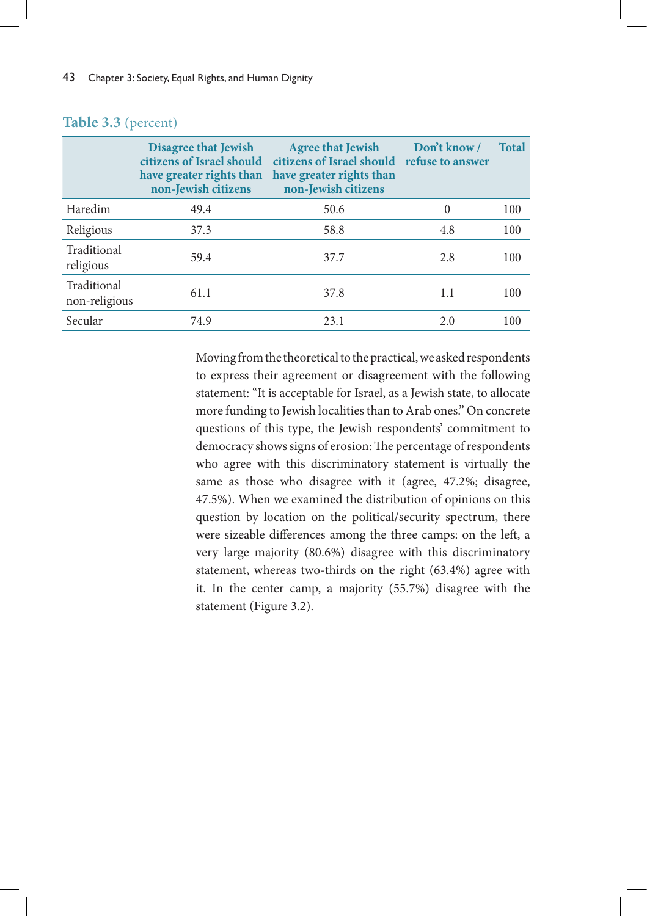**Table 3.3** (percent)

| | Disagree that Jewish citizens of Israel should have greater rights than non-Jewish citizens | Agree that Jewish citizens of Israel should have greater rights than non-Jewish citizens | Don't know / refuse to answer | Total |
|---|---|---|---|---|
| Haredim | 49.4 | 50.6 | 0 | 100 |
| Religious | 37.3 | 58.8 | 4.8 | 100 |
| Traditional religious | 59.4 | 37.7 | 2.8 | 100 |
| Traditional non-religious | 61.1 | 37.8 | 1.1 | 100 |
| Secular | 74.9 | 23.1 | 2.0 | 100 |

Moving from the theoretical to the practical, we asked respondents to express their agreement or disagreement with the following statement: "It is acceptable for Israel, as a Jewish state, to allocate more funding to Jewish localities than to Arab ones." On concrete questions of this type, the Jewish respondents' commitment to democracy shows signs of erosion: The percentage of respondents who agree with this discriminatory statement is virtually the same as those who disagree with it (agree, 47.2%; disagree, 47.5%). When we examined the distribution of opinions on this question by location on the political/security spectrum, there were sizeable differences among the three camps: on the left, a very large majority (80.6%) disagree with this discriminatory statement, whereas two-thirds on the right (63.4%) agree with it. In the center camp, a majority (55.7%) disagree with the statement (Figure 3.2).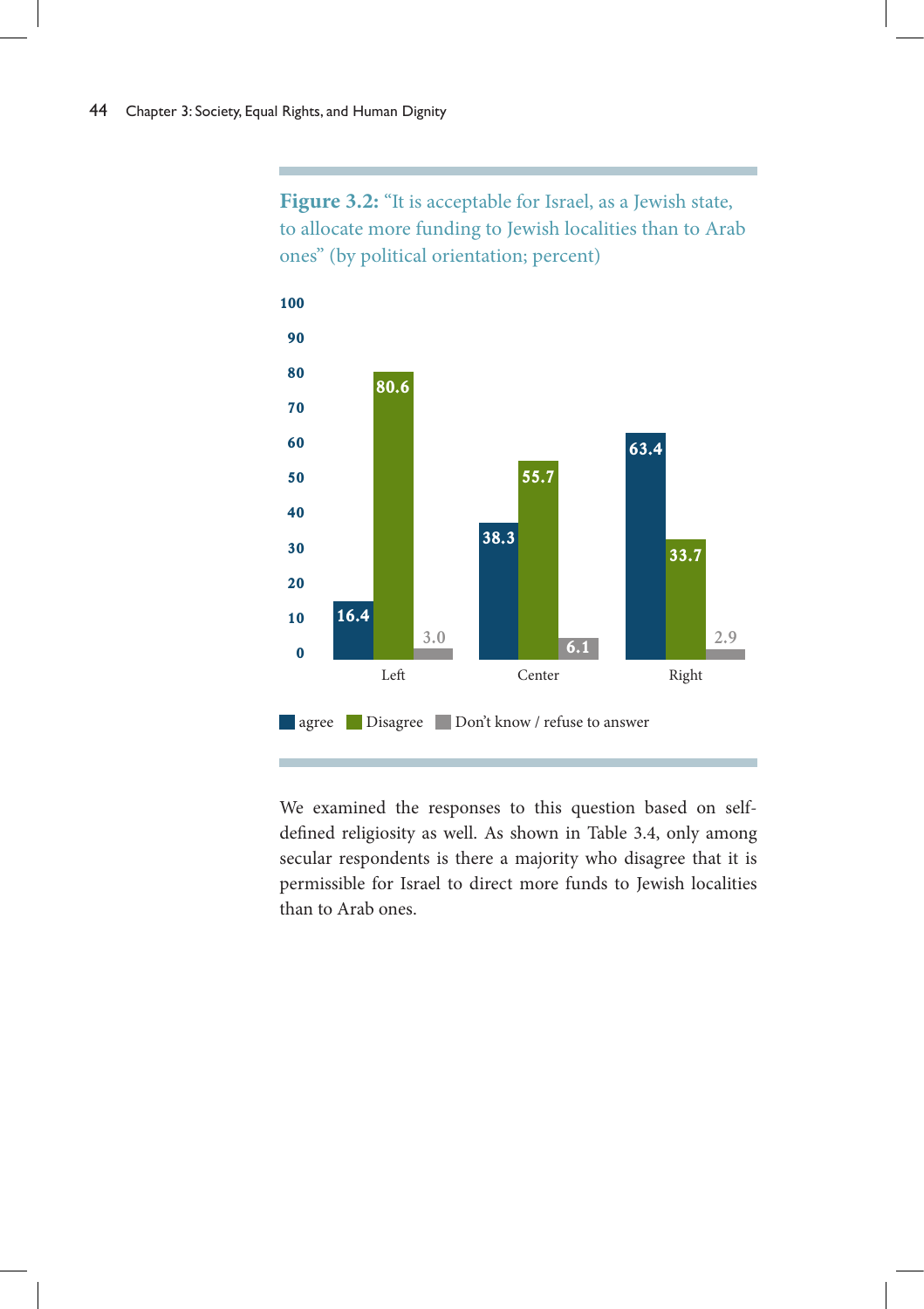**Figure 3.2:** "It is acceptable for Israel, as a Jewish state, to allocate more funding to Jewish localities than to Arab ones" (by political orientation; percent)

| | agree | Disagree | Don't know / refuse to answer |
|---|---|---|---|
| Left | 16.4 | 80.6 | 3.0 |
| Center | 38.3 | 55.7 | 6.1 |
| Right | 63.4 | 33.7 | 2.9 |

We examined the responses to this question based on self-defined religiosity as well. As shown in Table 3.4, only among secular respondents is there a majority who disagree that it is permissible for Israel to direct more funds to Jewish localities than to Arab ones.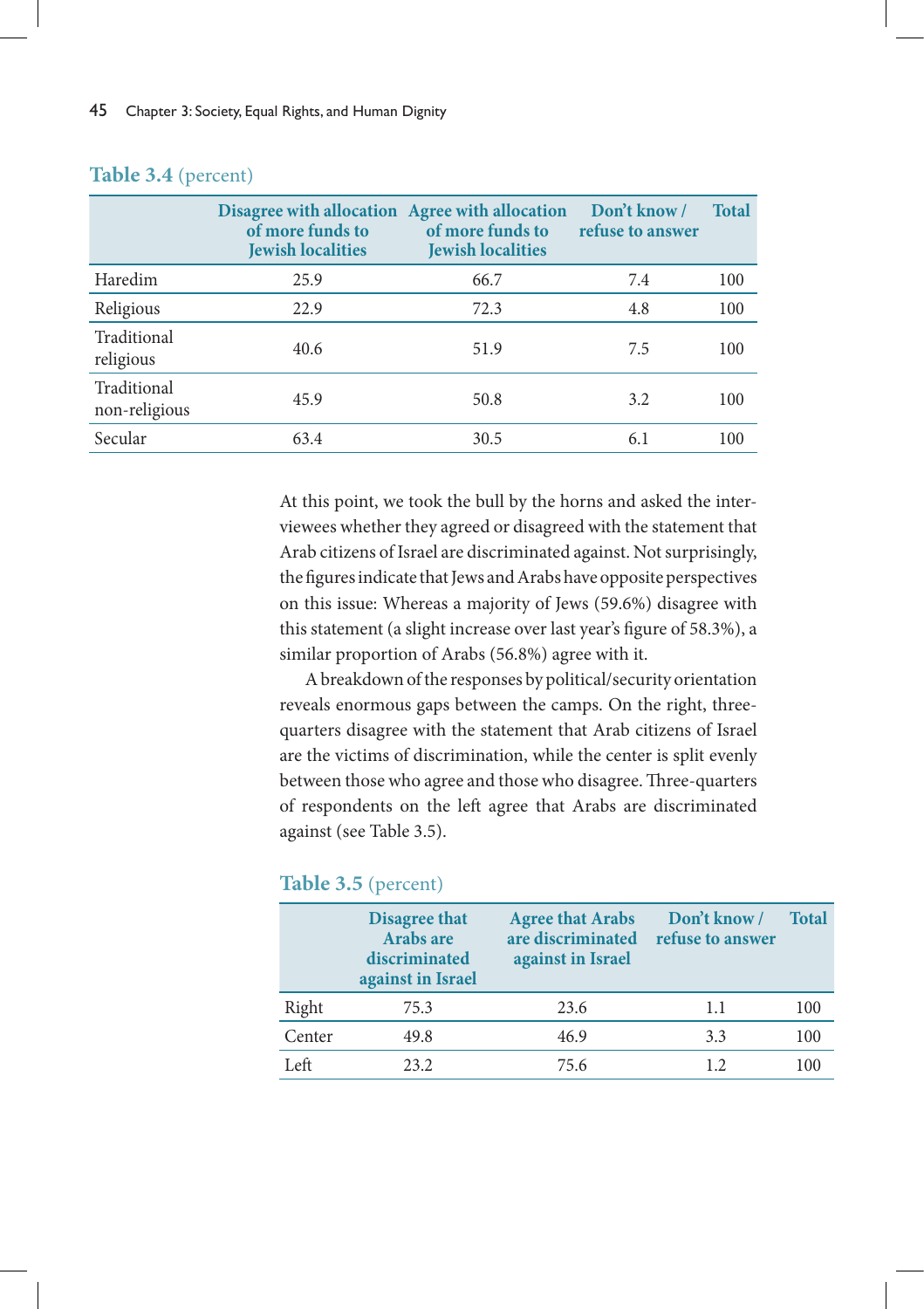**Table 3.4** (percent)

| | Disagree with allocation of more funds to Jewish localities | Agree with allocation of more funds to Jewish localities | Don't know / refuse to answer | Total |
|---|---|---|---|---|
| Haredim | 25.9 | 66.7 | 7.4 | 100 |
| Religious | 22.9 | 72.3 | 4.8 | 100 |
| Traditional religious | 40.6 | 51.9 | 7.5 | 100 |
| Traditional non-religious | 45.9 | 50.8 | 3.2 | 100 |
| Secular | 63.4 | 30.5 | 6.1 | 100 |

At this point, we took the bull by the horns and asked the interviewees whether they agreed or disagreed with the statement that Arab citizens of Israel are discriminated against. Not surprisingly, the figures indicate that Jews and Arabs have opposite perspectives on this issue: Whereas a majority of Jews (59.6%) disagree with this statement (a slight increase over last year's figure of 58.3%), a similar proportion of Arabs (56.8%) agree with it.

A breakdown of the responses by political/security orientation reveals enormous gaps between the camps. On the right, three-quarters disagree with the statement that Arab citizens of Israel are the victims of discrimination, while the center is split evenly between those who agree and those who disagree. Three-quarters of respondents on the left agree that Arabs are discriminated against (see Table 3.5).

**Table 3.5** (percent)

| | Disagree that Arabs are discriminated against in Israel | Agree that Arabs are discriminated against in Israel | Don't know / refuse to answer | Total |
|---|---|---|---|---|
| Right | 75.3 | 23.6 | 1.1 | 100 |
| Center | 49.8 | 46.9 | 3.3 | 100 |
| Left | 23.2 | 75.6 | 1.2 | 100 |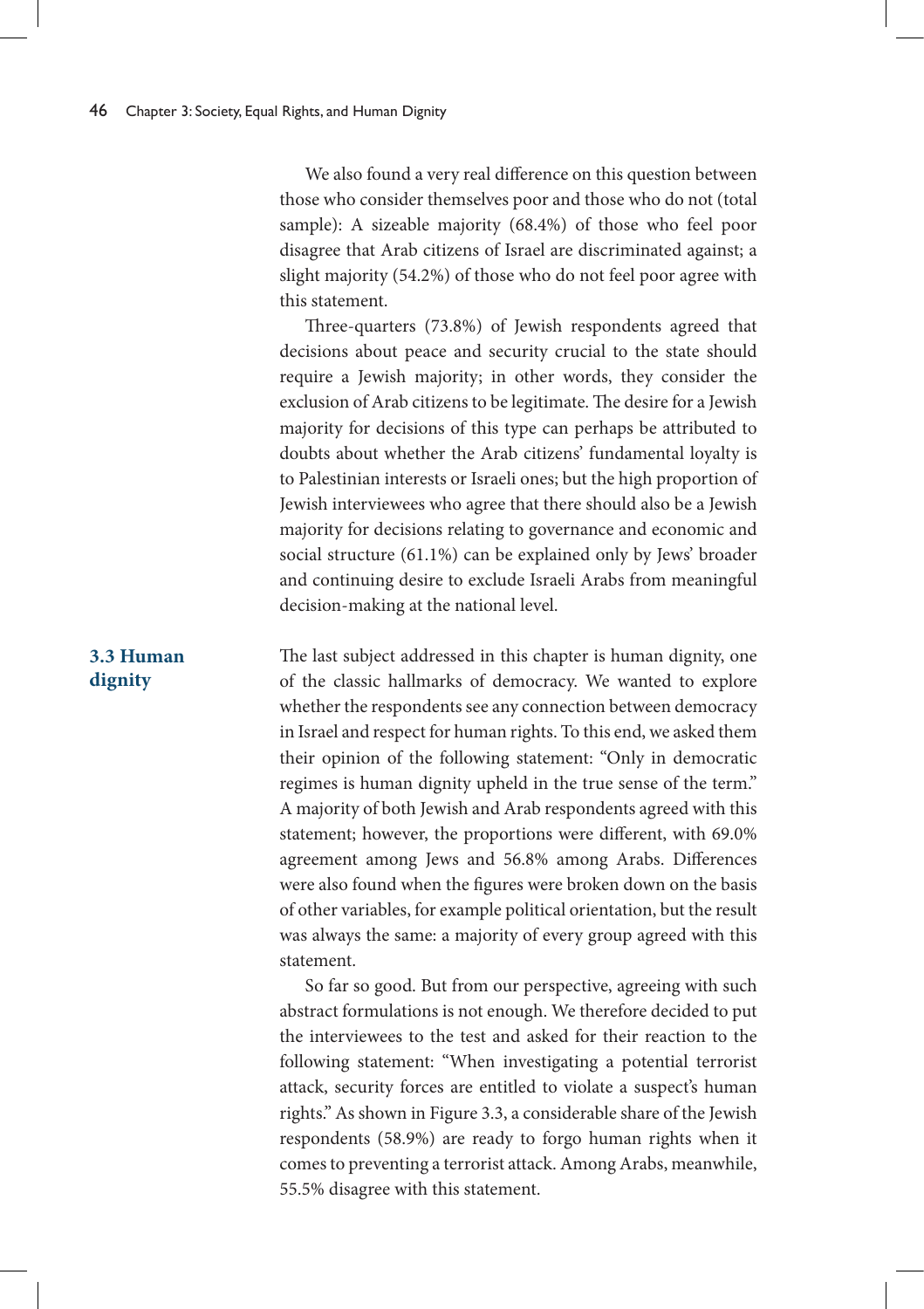We also found a very real difference on this question between those who consider themselves poor and those who do not (total sample): A sizeable majority (68.4%) of those who feel poor disagree that Arab citizens of Israel are discriminated against; a slight majority (54.2%) of those who do not feel poor agree with this statement.

Three-quarters (73.8%) of Jewish respondents agreed that decisions about peace and security crucial to the state should require a Jewish majority; in other words, they consider the exclusion of Arab citizens to be legitimate. The desire for a Jewish majority for decisions of this type can perhaps be attributed to doubts about whether the Arab citizens' fundamental loyalty is to Palestinian interests or Israeli ones; but the high proportion of Jewish interviewees who agree that there should also be a Jewish majority for decisions relating to governance and economic and social structure (61.1%) can be explained only by Jews' broader and continuing desire to exclude Israeli Arabs from meaningful decision-making at the national level.

## 3.3 Human dignity

The last subject addressed in this chapter is human dignity, one of the classic hallmarks of democracy. We wanted to explore whether the respondents see any connection between democracy in Israel and respect for human rights. To this end, we asked them their opinion of the following statement: "Only in democratic regimes is human dignity upheld in the true sense of the term." A majority of both Jewish and Arab respondents agreed with this statement; however, the proportions were different, with 69.0% agreement among Jews and 56.8% among Arabs. Differences were also found when the figures were broken down on the basis of other variables, for example political orientation, but the result was always the same: a majority of every group agreed with this statement.

So far so good. But from our perspective, agreeing with such abstract formulations is not enough. We therefore decided to put the interviewees to the test and asked for their reaction to the following statement: "When investigating a potential terrorist attack, security forces are entitled to violate a suspect's human rights." As shown in Figure 3.3, a considerable share of the Jewish respondents (58.9%) are ready to forgo human rights when it comes to preventing a terrorist attack. Among Arabs, meanwhile, 55.5% disagree with this statement.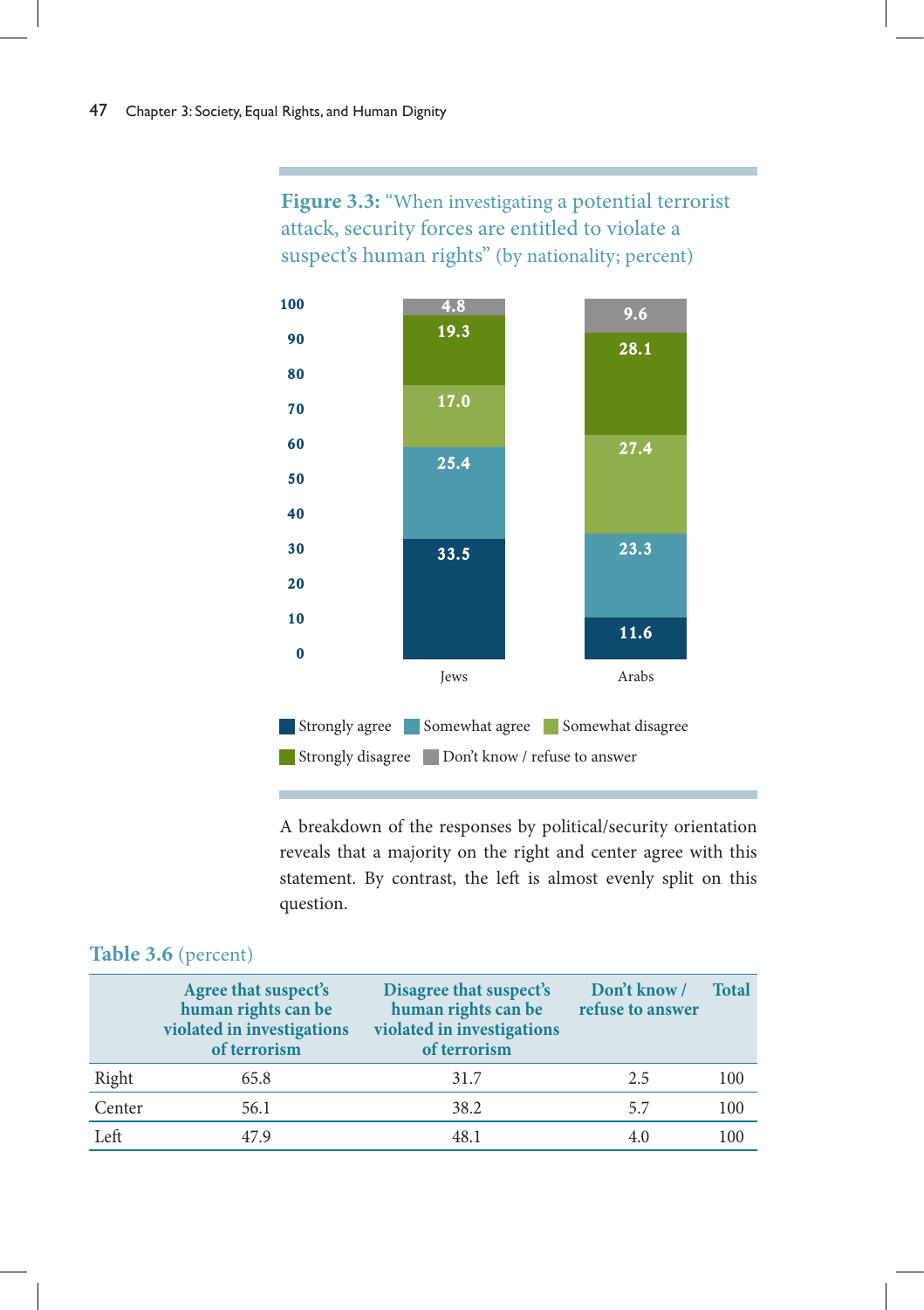**Figure 3.3:** "When investigating a potential terrorist attack, security forces are entitled to violate a suspect's human rights" (by nationality; percent)

| | Jews | Arabs |
|---|---|---|
| Strongly agree | 33.5 | 11.6 |
| Somewhat agree | 25.4 | 23.3 |
| Somewhat disagree | 17.0 | 27.4 |
| Strongly disagree | 19.3 | 28.1 |
| Don't know / refuse to answer | 4.8 | 9.6 |

A breakdown of the responses by political/security orientation reveals that a majority on the right and center agree with this statement. By contrast, the left is almost evenly split on this question.

**Table 3.6** (percent)

| | Agree that suspect's human rights can be violated in investigations of terrorism | Disagree that suspect's human rights can be violated in investigations of terrorism | Don't know / refuse to answer | Total |
|---|---|---|---|---|
| Right | 65.8 | 31.7 | 2.5 | 100 |
| Center | 56.1 | 38.2 | 5.7 | 100 |
| Left | 47.9 | 48.1 | 4.0 | 100 |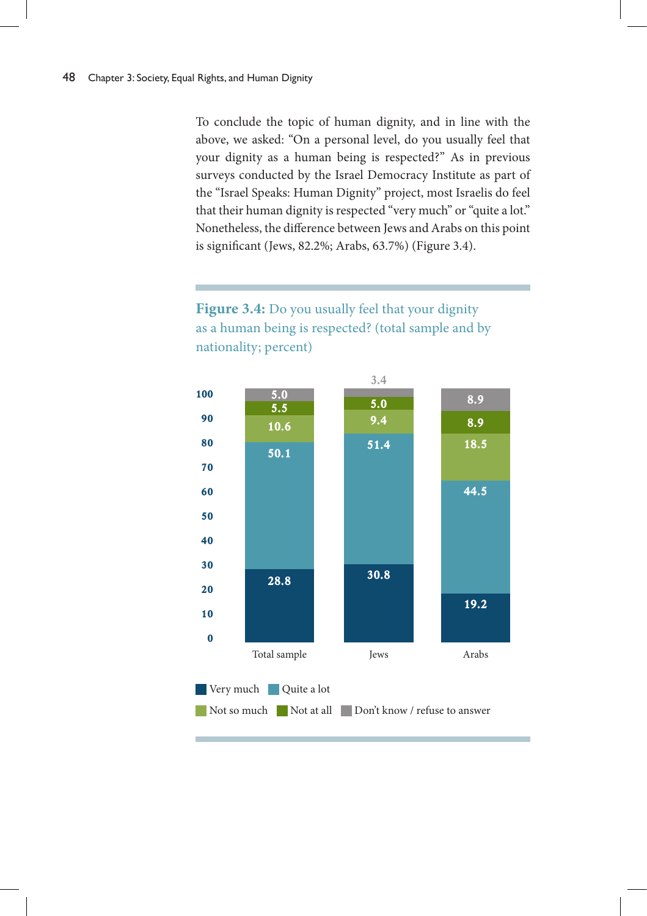To conclude the topic of human dignity, and in line with the above, we asked: "On a personal level, do you usually feel that your dignity as a human being is respected?" As in previous surveys conducted by the Israel Democracy Institute as part of the "Israel Speaks: Human Dignity" project, most Israelis do feel that their human dignity is respected "very much" or "quite a lot." Nonetheless, the difference between Jews and Arabs on this point is significant (Jews, 82.2%; Arabs, 63.7%) (Figure 3.4).

**Figure 3.4:** Do you usually feel that your dignity as a human being is respected? (total sample and by nationality; percent)

| | Very much | Quite a lot | Not so much | Not at all | Don't know / refuse to answer |
|---|---|---|---|---|---|
| Total sample | 28.8 | 50.1 | 10.6 | 5.5 | 5.0 |
| Jews | 30.8 | 51.4 | 9.4 | 5.0 | 3.4 |
| Arabs | 19.2 | 44.5 | 18.5 | 8.9 | 8.9 |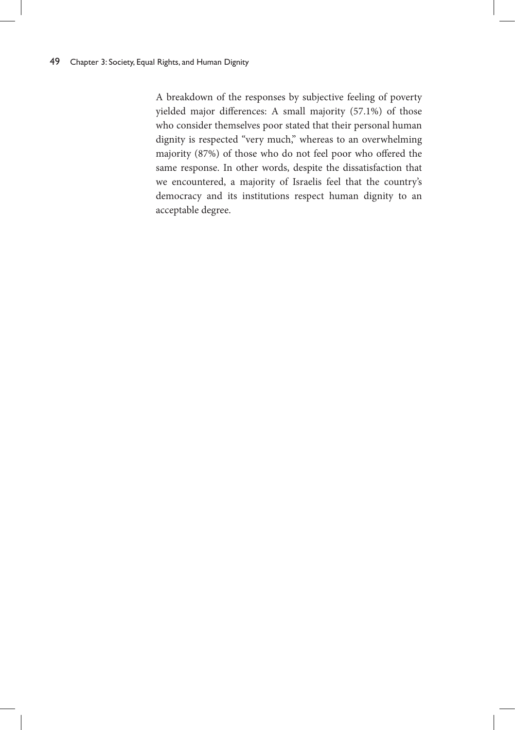A breakdown of the responses by subjective feeling of poverty yielded major differences: A small majority (57.1%) of those who consider themselves poor stated that their personal human dignity is respected "very much," whereas to an overwhelming majority (87%) of those who do not feel poor who offered the same response. In other words, despite the dissatisfaction that we encountered, a majority of Israelis feel that the country's democracy and its institutions respect human dignity to an acceptable degree.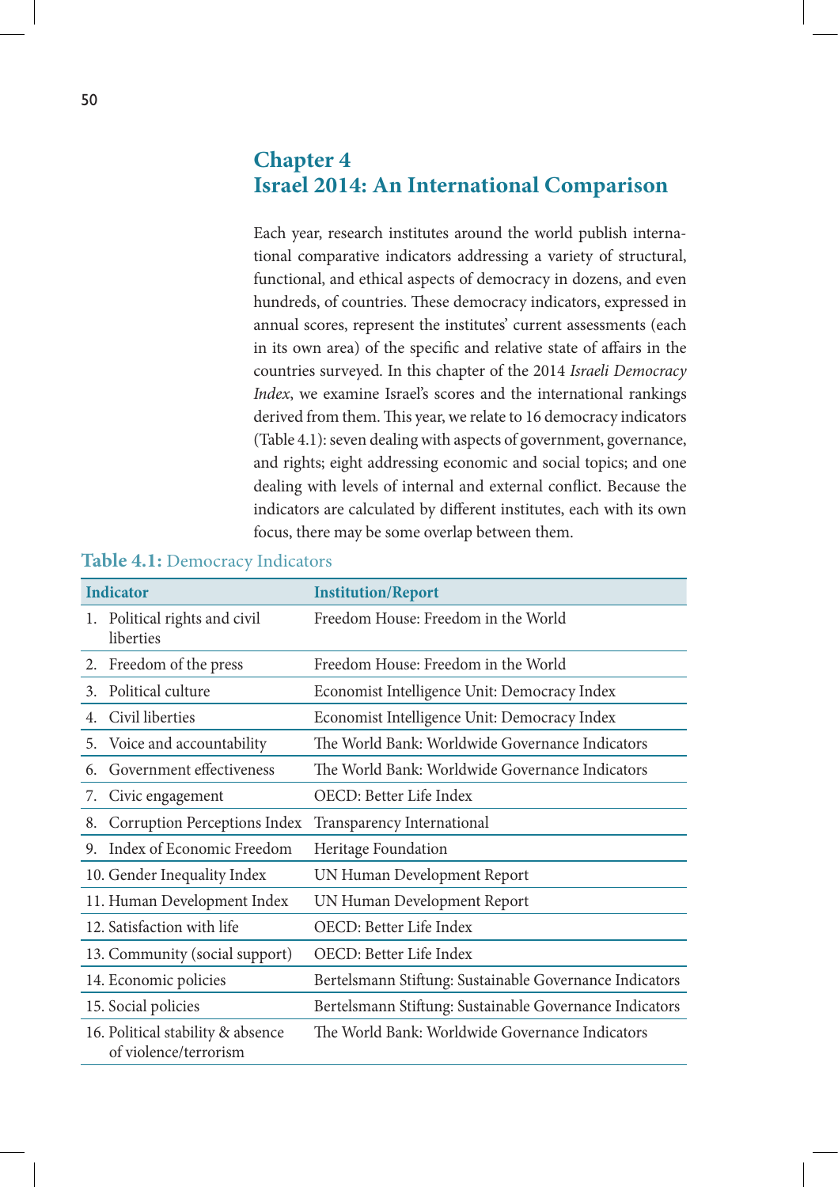# Chapter 4
# Israel 2014: An International Comparison

Each year, research institutes around the world publish international comparative indicators addressing a variety of structural, functional, and ethical aspects of democracy in dozens, and even hundreds, of countries. These democracy indicators, expressed in annual scores, represent the institutes' current assessments (each in its own area) of the specific and relative state of affairs in the countries surveyed. In this chapter of the 2014 *Israeli Democracy Index*, we examine Israel's scores and the international rankings derived from them. This year, we relate to 16 democracy indicators (Table 4.1): seven dealing with aspects of government, governance, and rights; eight addressing economic and social topics; and one dealing with levels of internal and external conflict. Because the indicators are calculated by different institutes, each with its own focus, there may be some overlap between them.

**Table 4.1:** Democracy Indicators

| Indicator | Institution/Report |
|---|---|
| 1. Political rights and civil liberties | Freedom House: Freedom in the World |
| 2. Freedom of the press | Freedom House: Freedom in the World |
| 3. Political culture | Economist Intelligence Unit: Democracy Index |
| 4. Civil liberties | Economist Intelligence Unit: Democracy Index |
| 5. Voice and accountability | The World Bank: Worldwide Governance Indicators |
| 6. Government effectiveness | The World Bank: Worldwide Governance Indicators |
| 7. Civic engagement | OECD: Better Life Index |
| 8. Corruption Perceptions Index | Transparency International |
| 9. Index of Economic Freedom | Heritage Foundation |
| 10. Gender Inequality Index | UN Human Development Report |
| 11. Human Development Index | UN Human Development Report |
| 12. Satisfaction with life | OECD: Better Life Index |
| 13. Community (social support) | OECD: Better Life Index |
| 14. Economic policies | Bertelsmann Stiftung: Sustainable Governance Indicators |
| 15. Social policies | Bertelsmann Stiftung: Sustainable Governance Indicators |
| 16. Political stability & absence of violence/terrorism | The World Bank: Worldwide Governance Indicators |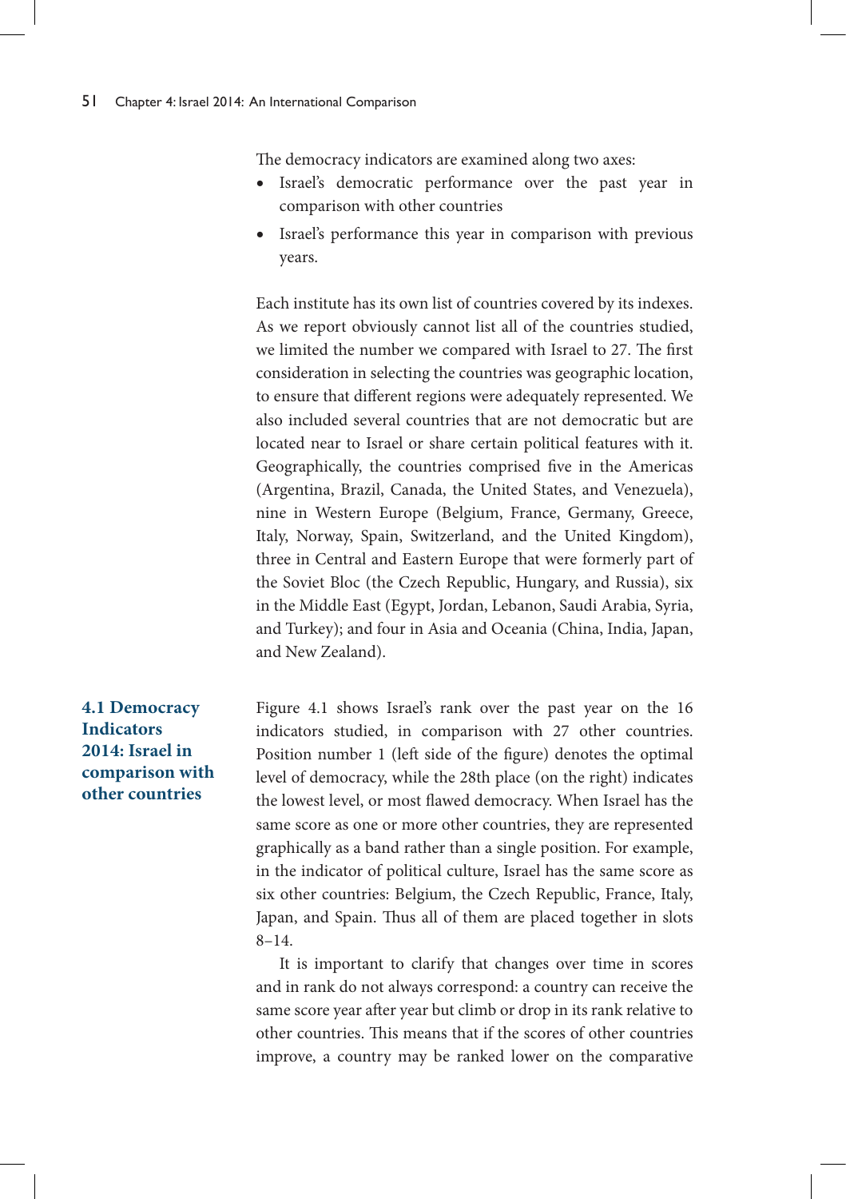The democracy indicators are examined along two axes:

- Israel's democratic performance over the past year in comparison with other countries
- Israel's performance this year in comparison with previous years.

Each institute has its own list of countries covered by its indexes. As we report obviously cannot list all of the countries studied, we limited the number we compared with Israel to 27. The first consideration in selecting the countries was geographic location, to ensure that different regions were adequately represented. We also included several countries that are not democratic but are located near to Israel or share certain political features with it. Geographically, the countries comprised five in the Americas (Argentina, Brazil, Canada, the United States, and Venezuela), nine in Western Europe (Belgium, France, Germany, Greece, Italy, Norway, Spain, Switzerland, and the United Kingdom), three in Central and Eastern Europe that were formerly part of the Soviet Bloc (the Czech Republic, Hungary, and Russia), six in the Middle East (Egypt, Jordan, Lebanon, Saudi Arabia, Syria, and Turkey); and four in Asia and Oceania (China, India, Japan, and New Zealand).

## 4.1 Democracy Indicators 2014: Israel in comparison with other countries

Figure 4.1 shows Israel's rank over the past year on the 16 indicators studied, in comparison with 27 other countries. Position number 1 (left side of the figure) denotes the optimal level of democracy, while the 28th place (on the right) indicates the lowest level, or most flawed democracy. When Israel has the same score as one or more other countries, they are represented graphically as a band rather than a single position. For example, in the indicator of political culture, Israel has the same score as six other countries: Belgium, the Czech Republic, France, Italy, Japan, and Spain. Thus all of them are placed together in slots 8–14.

It is important to clarify that changes over time in scores and in rank do not always correspond: a country can receive the same score year after year but climb or drop in its rank relative to other countries. This means that if the scores of other countries improve, a country may be ranked lower on the comparative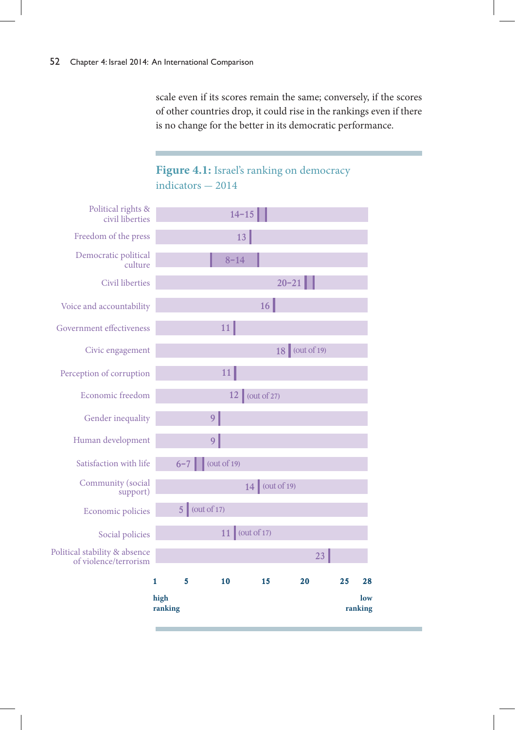scale even if its scores remain the same; conversely, if the scores of other countries drop, it could rise in the rankings even if there is no change for the better in its democratic performance.

**Figure 4.1:** Israel's ranking on democracy indicators — 2014

| Indicator | Israel's ranking |
|---|---|
| Political rights & civil liberties | 14–15 |
| Freedom of the press | 13 |
| Democratic political culture | 8–14 |
| Civil liberties | 20–21 |
| Voice and accountability | 16 |
| Government effectiveness | 11 |
| Civic engagement | 18 (out of 19) |
| Perception of corruption | 11 |
| Economic freedom | 12 (out of 27) |
| Gender inequality | 9 |
| Human development | 9 |
| Satisfaction with life | 6–7 (out of 19) |
| Community (social support) | 14 (out of 19) |
| Economic policies | 5 (out of 17) |
| Social policies | 11 (out of 17) |
| Political stability & absence of violence/terrorism | 23 |

Scale: 1 (high ranking) to 28 (low ranking)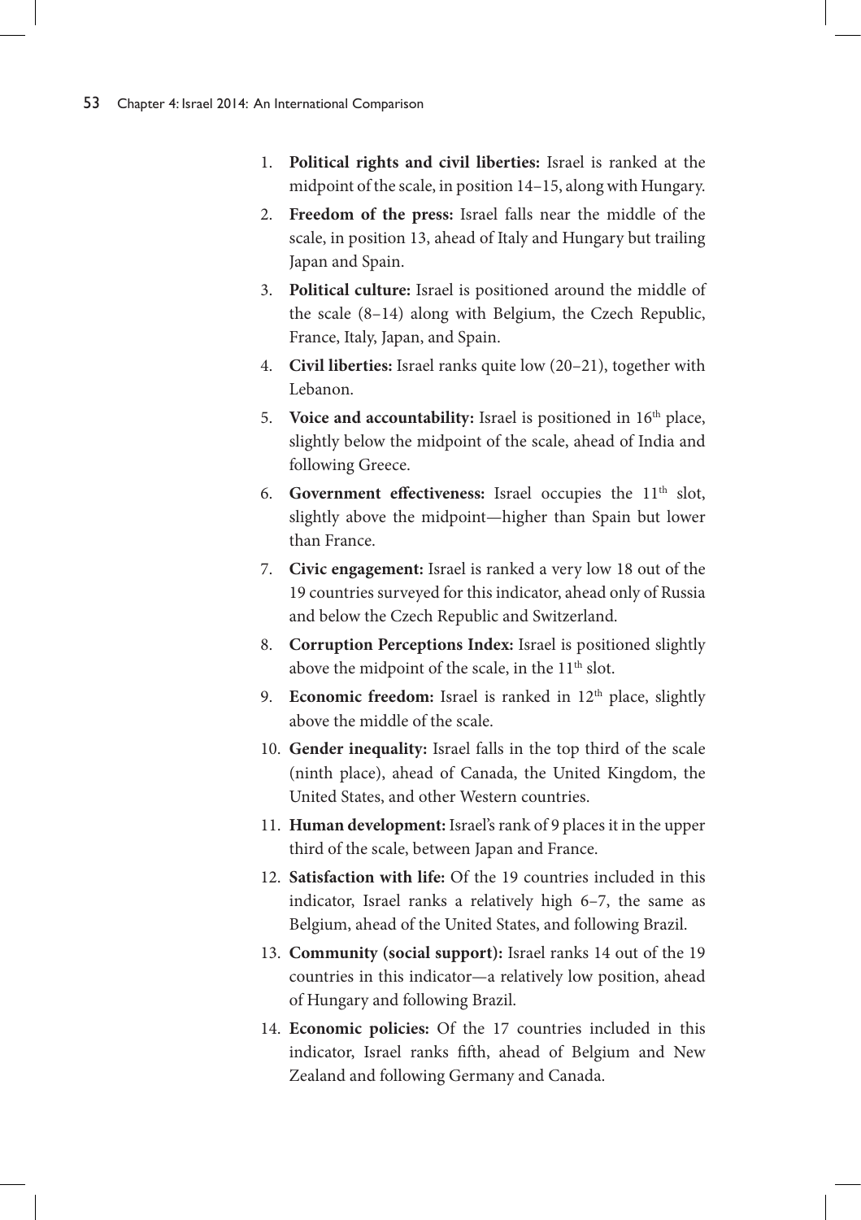1. **Political rights and civil liberties:** Israel is ranked at the midpoint of the scale, in position 14–15, along with Hungary.
2. **Freedom of the press:** Israel falls near the middle of the scale, in position 13, ahead of Italy and Hungary but trailing Japan and Spain.
3. **Political culture:** Israel is positioned around the middle of the scale (8–14) along with Belgium, the Czech Republic, France, Italy, Japan, and Spain.
4. **Civil liberties:** Israel ranks quite low (20–21), together with Lebanon.
5. **Voice and accountability:** Israel is positioned in 16th place, slightly below the midpoint of the scale, ahead of India and following Greece.
6. **Government effectiveness:** Israel occupies the 11th slot, slightly above the midpoint—higher than Spain but lower than France.
7. **Civic engagement:** Israel is ranked a very low 18 out of the 19 countries surveyed for this indicator, ahead only of Russia and below the Czech Republic and Switzerland.
8. **Corruption Perceptions Index:** Israel is positioned slightly above the midpoint of the scale, in the 11th slot.
9. **Economic freedom:** Israel is ranked in 12th place, slightly above the middle of the scale.
10. **Gender inequality:** Israel falls in the top third of the scale (ninth place), ahead of Canada, the United Kingdom, the United States, and other Western countries.
11. **Human development:** Israel's rank of 9 places it in the upper third of the scale, between Japan and France.
12. **Satisfaction with life:** Of the 19 countries included in this indicator, Israel ranks a relatively high 6–7, the same as Belgium, ahead of the United States, and following Brazil.
13. **Community (social support):** Israel ranks 14 out of the 19 countries in this indicator—a relatively low position, ahead of Hungary and following Brazil.
14. **Economic policies:** Of the 17 countries included in this indicator, Israel ranks fifth, ahead of Belgium and New Zealand and following Germany and Canada.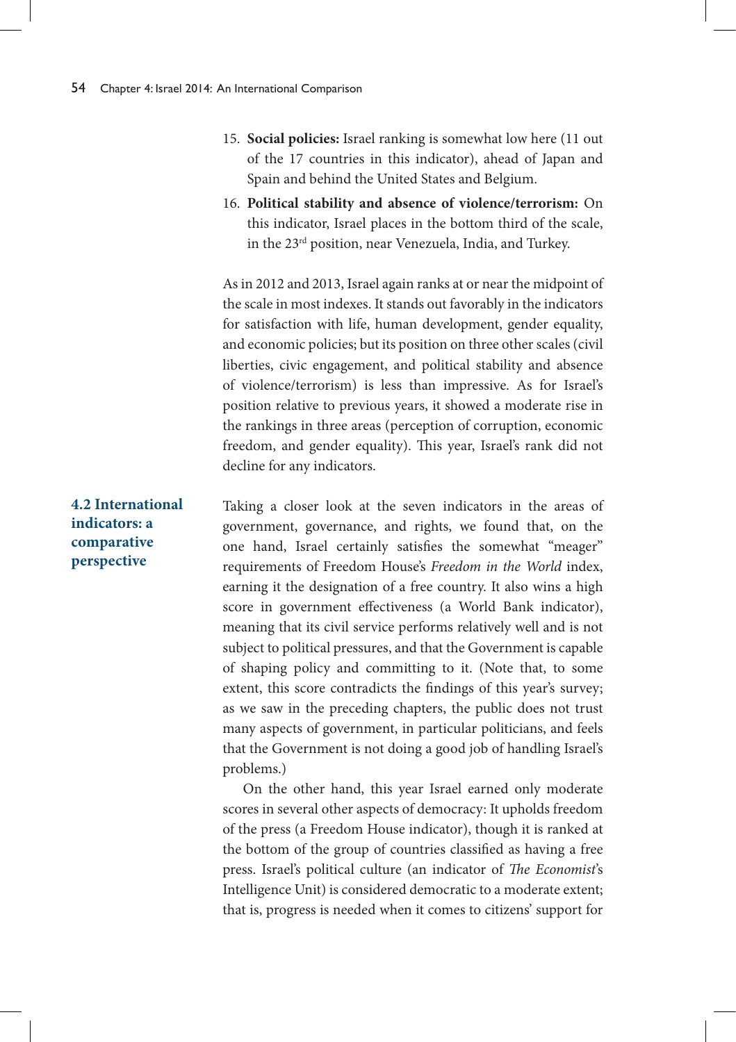15. **Social policies:** Israel ranking is somewhat low here (11 out of the 17 countries in this indicator), ahead of Japan and Spain and behind the United States and Belgium.
16. **Political stability and absence of violence/terrorism:** On this indicator, Israel places in the bottom third of the scale, in the 23rd position, near Venezuela, India, and Turkey.

As in 2012 and 2013, Israel again ranks at or near the midpoint of the scale in most indexes. It stands out favorably in the indicators for satisfaction with life, human development, gender equality, and economic policies; but its position on three other scales (civil liberties, civic engagement, and political stability and absence of violence/terrorism) is less than impressive. As for Israel's position relative to previous years, it showed a moderate rise in the rankings in three areas (perception of corruption, economic freedom, and gender equality). This year, Israel's rank did not decline for any indicators.

## 4.2 International indicators: a comparative perspective

Taking a closer look at the seven indicators in the areas of government, governance, and rights, we found that, on the one hand, Israel certainly satisfies the somewhat "meager" requirements of Freedom House's *Freedom in the World* index, earning it the designation of a free country. It also wins a high score in government effectiveness (a World Bank indicator), meaning that its civil service performs relatively well and is not subject to political pressures, and that the Government is capable of shaping policy and committing to it. (Note that, to some extent, this score contradicts the findings of this year's survey; as we saw in the preceding chapters, the public does not trust many aspects of government, in particular politicians, and feels that the Government is not doing a good job of handling Israel's problems.)

On the other hand, this year Israel earned only moderate scores in several other aspects of democracy: It upholds freedom of the press (a Freedom House indicator), though it is ranked at the bottom of the group of countries classified as having a free press. Israel's political culture (an indicator of *The Economist*'s Intelligence Unit) is considered democratic to a moderate extent; that is, progress is needed when it comes to citizens' support for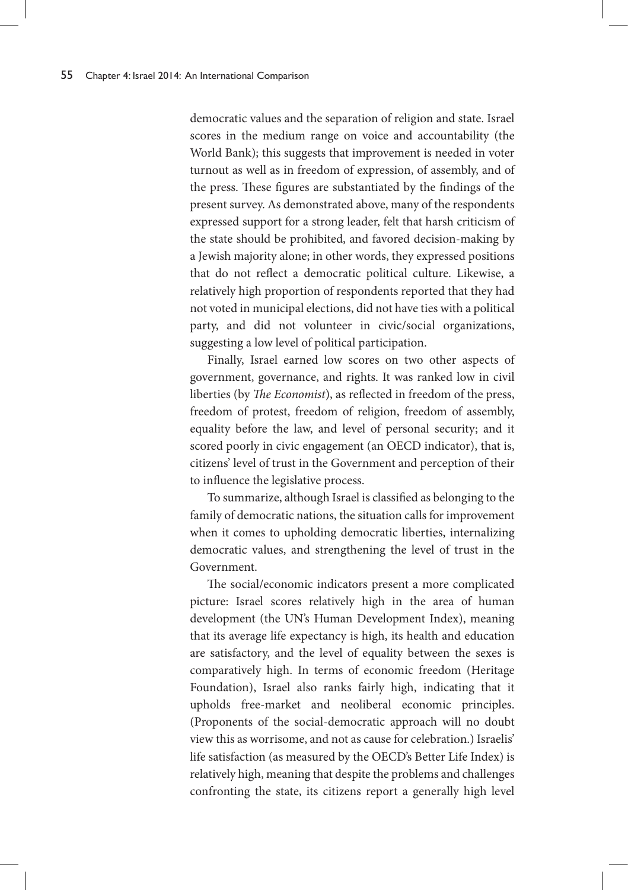democratic values and the separation of religion and state. Israel scores in the medium range on voice and accountability (the World Bank); this suggests that improvement is needed in voter turnout as well as in freedom of expression, of assembly, and of the press. These figures are substantiated by the findings of the present survey. As demonstrated above, many of the respondents expressed support for a strong leader, felt that harsh criticism of the state should be prohibited, and favored decision-making by a Jewish majority alone; in other words, they expressed positions that do not reflect a democratic political culture. Likewise, a relatively high proportion of respondents reported that they had not voted in municipal elections, did not have ties with a political party, and did not volunteer in civic/social organizations, suggesting a low level of political participation.

Finally, Israel earned low scores on two other aspects of government, governance, and rights. It was ranked low in civil liberties (by *The Economist*), as reflected in freedom of the press, freedom of protest, freedom of religion, freedom of assembly, equality before the law, and level of personal security; and it scored poorly in civic engagement (an OECD indicator), that is, citizens' level of trust in the Government and perception of their to influence the legislative process.

To summarize, although Israel is classified as belonging to the family of democratic nations, the situation calls for improvement when it comes to upholding democratic liberties, internalizing democratic values, and strengthening the level of trust in the Government.

The social/economic indicators present a more complicated picture: Israel scores relatively high in the area of human development (the UN's Human Development Index), meaning that its average life expectancy is high, its health and education are satisfactory, and the level of equality between the sexes is comparatively high. In terms of economic freedom (Heritage Foundation), Israel also ranks fairly high, indicating that it upholds free-market and neoliberal economic principles. (Proponents of the social-democratic approach will no doubt view this as worrisome, and not as cause for celebration.) Israelis' life satisfaction (as measured by the OECD's Better Life Index) is relatively high, meaning that despite the problems and challenges confronting the state, its citizens report a generally high level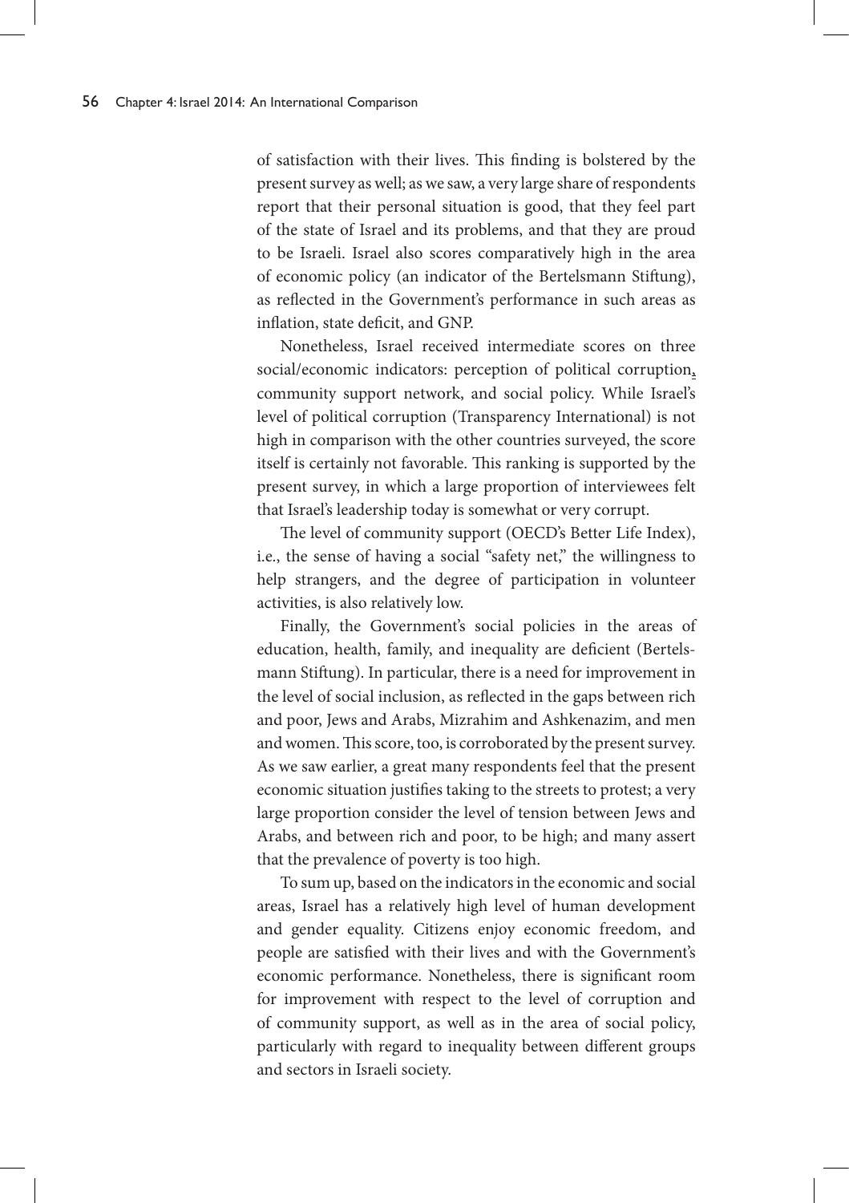of satisfaction with their lives. This finding is bolstered by the present survey as well; as we saw, a very large share of respondents report that their personal situation is good, that they feel part of the state of Israel and its problems, and that they are proud to be Israeli. Israel also scores comparatively high in the area of economic policy (an indicator of the Bertelsmann Stiftung), as reflected in the Government's performance in such areas as inflation, state deficit, and GNP.

Nonetheless, Israel received intermediate scores on three social/economic indicators: perception of political corruption, community support network, and social policy. While Israel's level of political corruption (Transparency International) is not high in comparison with the other countries surveyed, the score itself is certainly not favorable. This ranking is supported by the present survey, in which a large proportion of interviewees felt that Israel's leadership today is somewhat or very corrupt.

The level of community support (OECD's Better Life Index), i.e., the sense of having a social "safety net," the willingness to help strangers, and the degree of participation in volunteer activities, is also relatively low.

Finally, the Government's social policies in the areas of education, health, family, and inequality are deficient (Bertelsmann Stiftung). In particular, there is a need for improvement in the level of social inclusion, as reflected in the gaps between rich and poor, Jews and Arabs, Mizrahim and Ashkenazim, and men and women. This score, too, is corroborated by the present survey. As we saw earlier, a great many respondents feel that the present economic situation justifies taking to the streets to protest; a very large proportion consider the level of tension between Jews and Arabs, and between rich and poor, to be high; and many assert that the prevalence of poverty is too high.

To sum up, based on the indicators in the economic and social areas, Israel has a relatively high level of human development and gender equality. Citizens enjoy economic freedom, and people are satisfied with their lives and with the Government's economic performance. Nonetheless, there is significant room for improvement with respect to the level of corruption and of community support, as well as in the area of social policy, particularly with regard to inequality between different groups and sectors in Israeli society.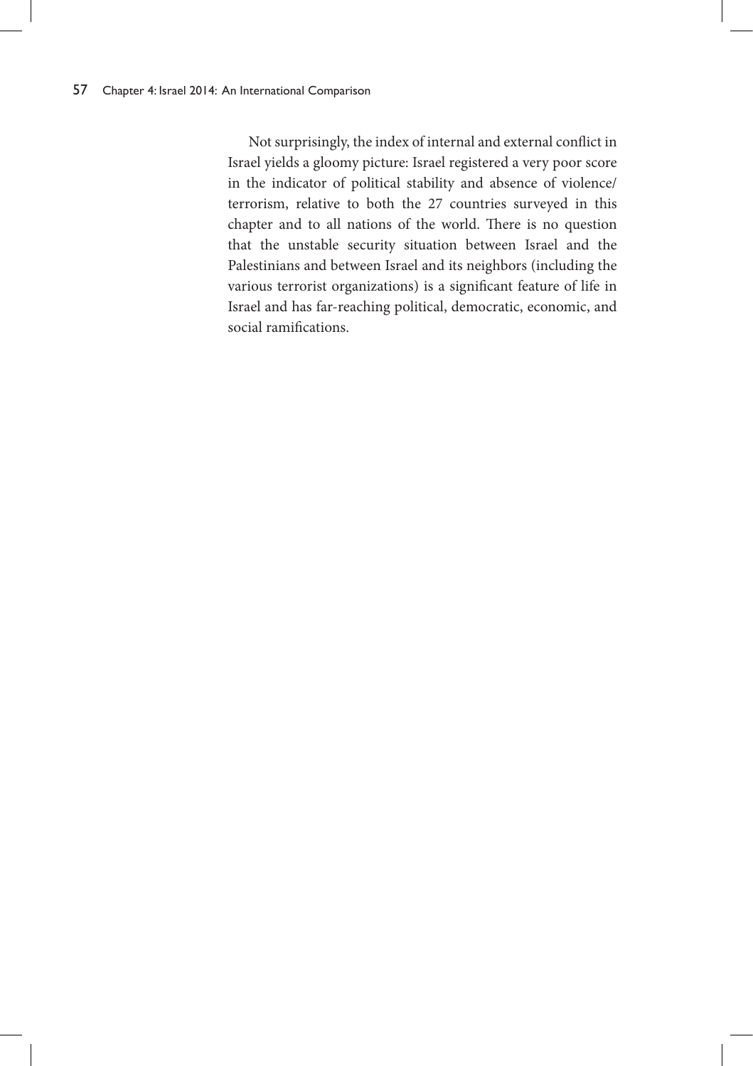Not surprisingly, the index of internal and external conflict in Israel yields a gloomy picture: Israel registered a very poor score in the indicator of political stability and absence of violence/terrorism, relative to both the 27 countries surveyed in this chapter and to all nations of the world. There is no question that the unstable security situation between Israel and the Palestinians and between Israel and its neighbors (including the various terrorist organizations) is a significant feature of life in Israel and has far-reaching political, democratic, economic, and social ramifications.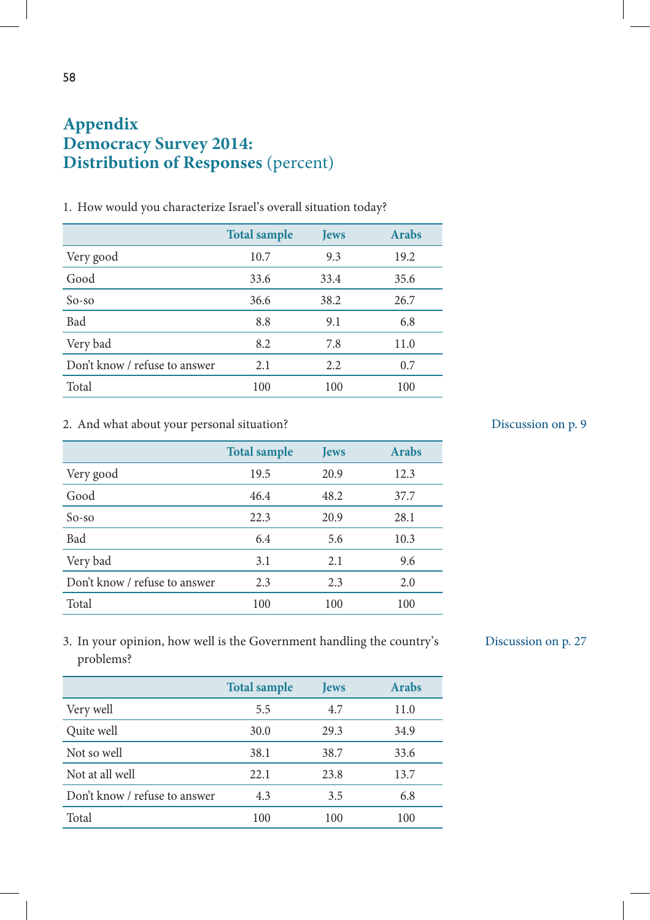# Appendix
# Democracy Survey 2014:
# Distribution of Responses (percent)

1. How would you characterize Israel's overall situation today?

| | Total sample | Jews | Arabs |
|---|---|---|---|
| Very good | 10.7 | 9.3 | 19.2 |
| Good | 33.6 | 33.4 | 35.6 |
| So-so | 36.6 | 38.2 | 26.7 |
| Bad | 8.8 | 9.1 | 6.8 |
| Very bad | 8.2 | 7.8 | 11.0 |
| Don't know / refuse to answer | 2.1 | 2.2 | 0.7 |
| Total | 100 | 100 | 100 |

2. And what about your personal situation?

Discussion on p. 9

| | Total sample | Jews | Arabs |
|---|---|---|---|
| Very good | 19.5 | 20.9 | 12.3 |
| Good | 46.4 | 48.2 | 37.7 |
| So-so | 22.3 | 20.9 | 28.1 |
| Bad | 6.4 | 5.6 | 10.3 |
| Very bad | 3.1 | 2.1 | 9.6 |
| Don't know / refuse to answer | 2.3 | 2.3 | 2.0 |
| Total | 100 | 100 | 100 |

3. In your opinion, how well is the Government handling the country's problems?

Discussion on p. 27

| | Total sample | Jews | Arabs |
|---|---|---|---|
| Very well | 5.5 | 4.7 | 11.0 |
| Quite well | 30.0 | 29.3 | 34.9 |
| Not so well | 38.1 | 38.7 | 33.6 |
| Not at all well | 22.1 | 23.8 | 13.7 |
| Don't know / refuse to answer | 4.3 | 3.5 | 6.8 |
| Total | 100 | 100 | 100 |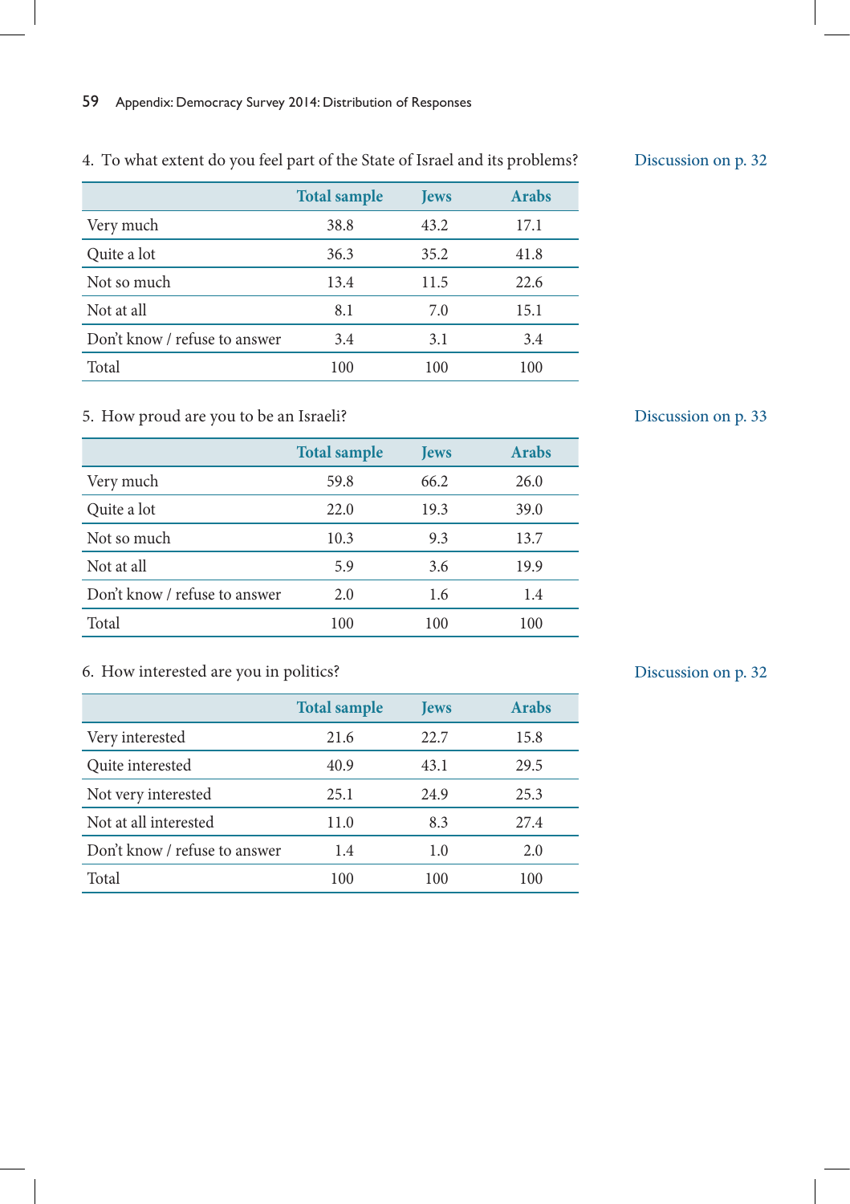4. To what extent do you feel part of the State of Israel and its problems?

Discussion on p. 32

| | Total sample | Jews | Arabs |
|---|---|---|---|
| Very much | 38.8 | 43.2 | 17.1 |
| Quite a lot | 36.3 | 35.2 | 41.8 |
| Not so much | 13.4 | 11.5 | 22.6 |
| Not at all | 8.1 | 7.0 | 15.1 |
| Don't know / refuse to answer | 3.4 | 3.1 | 3.4 |
| Total | 100 | 100 | 100 |

5. How proud are you to be an Israeli?

Discussion on p. 33

| | Total sample | Jews | Arabs |
|---|---|---|---|
| Very much | 59.8 | 66.2 | 26.0 |
| Quite a lot | 22.0 | 19.3 | 39.0 |
| Not so much | 10.3 | 9.3 | 13.7 |
| Not at all | 5.9 | 3.6 | 19.9 |
| Don't know / refuse to answer | 2.0 | 1.6 | 1.4 |
| Total | 100 | 100 | 100 |

6. How interested are you in politics?

Discussion on p. 32

| | Total sample | Jews | Arabs |
|---|---|---|---|
| Very interested | 21.6 | 22.7 | 15.8 |
| Quite interested | 40.9 | 43.1 | 29.5 |
| Not very interested | 25.1 | 24.9 | 25.3 |
| Not at all interested | 11.0 | 8.3 | 27.4 |
| Don't know / refuse to answer | 1.4 | 1.0 | 2.0 |
| Total | 100 | 100 | 100 |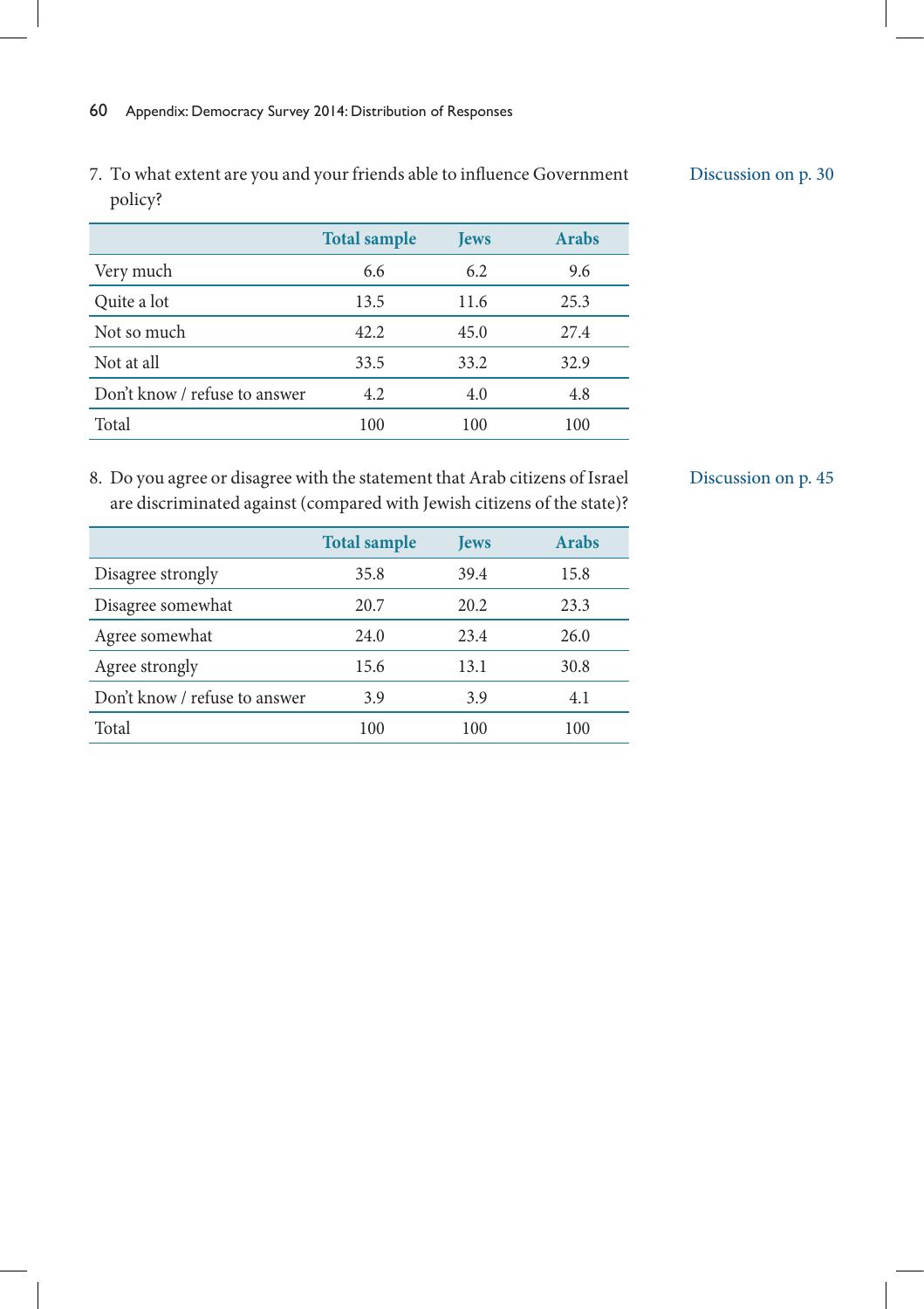7. To what extent are you and your friends able to influence Government policy?

Discussion on p. 30

| | Total sample | Jews | Arabs |
|---|---|---|---|
| Very much | 6.6 | 6.2 | 9.6 |
| Quite a lot | 13.5 | 11.6 | 25.3 |
| Not so much | 42.2 | 45.0 | 27.4 |
| Not at all | 33.5 | 33.2 | 32.9 |
| Don't know / refuse to answer | 4.2 | 4.0 | 4.8 |
| Total | 100 | 100 | 100 |

8. Do you agree or disagree with the statement that Arab citizens of Israel are discriminated against (compared with Jewish citizens of the state)?

Discussion on p. 45

| | Total sample | Jews | Arabs |
|---|---|---|---|
| Disagree strongly | 35.8 | 39.4 | 15.8 |
| Disagree somewhat | 20.7 | 20.2 | 23.3 |
| Agree somewhat | 24.0 | 23.4 | 26.0 |
| Agree strongly | 15.6 | 13.1 | 30.8 |
| Don't know / refuse to answer | 3.9 | 3.9 | 4.1 |
| Total | 100 | 100 | 100 |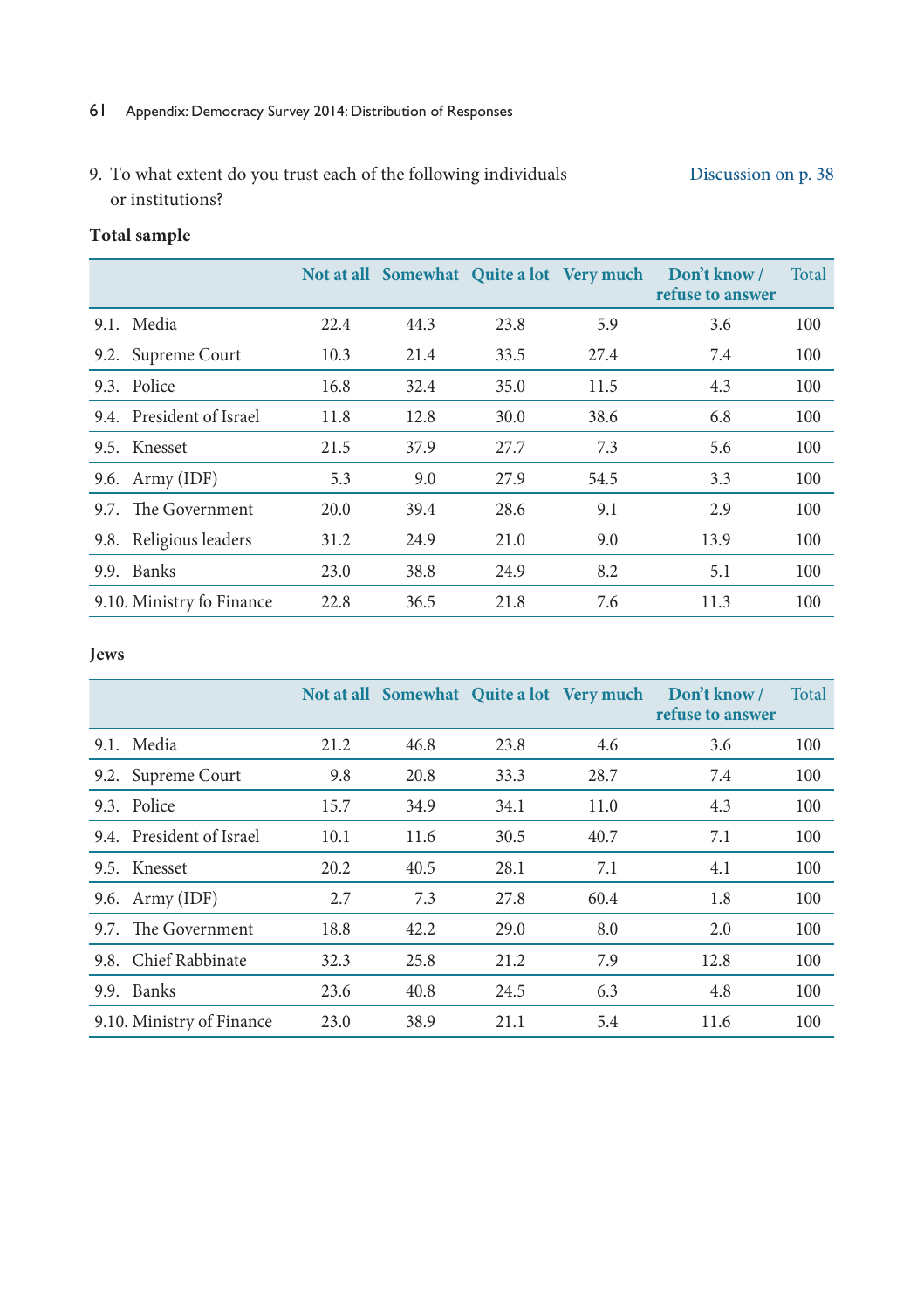9. To what extent do you trust each of the following individuals or institutions?

Discussion on p. 38

**Total sample**

| | Not at all | Somewhat | Quite a lot | Very much | Don't know / refuse to answer | Total |
|---|---|---|---|---|---|---|
| 9.1. Media | 22.4 | 44.3 | 23.8 | 5.9 | 3.6 | 100 |
| 9.2. Supreme Court | 10.3 | 21.4 | 33.5 | 27.4 | 7.4 | 100 |
| 9.3. Police | 16.8 | 32.4 | 35.0 | 11.5 | 4.3 | 100 |
| 9.4. President of Israel | 11.8 | 12.8 | 30.0 | 38.6 | 6.8 | 100 |
| 9.5. Knesset | 21.5 | 37.9 | 27.7 | 7.3 | 5.6 | 100 |
| 9.6. Army (IDF) | 5.3 | 9.0 | 27.9 | 54.5 | 3.3 | 100 |
| 9.7. The Government | 20.0 | 39.4 | 28.6 | 9.1 | 2.9 | 100 |
| 9.8. Religious leaders | 31.2 | 24.9 | 21.0 | 9.0 | 13.9 | 100 |
| 9.9. Banks | 23.0 | 38.8 | 24.9 | 8.2 | 5.1 | 100 |
| 9.10. Ministry fo Finance | 22.8 | 36.5 | 21.8 | 7.6 | 11.3 | 100 |

**Jews**

| | Not at all | Somewhat | Quite a lot | Very much | Don't know / refuse to answer | Total |
|---|---|---|---|---|---|---|
| 9.1. Media | 21.2 | 46.8 | 23.8 | 4.6 | 3.6 | 100 |
| 9.2. Supreme Court | 9.8 | 20.8 | 33.3 | 28.7 | 7.4 | 100 |
| 9.3. Police | 15.7 | 34.9 | 34.1 | 11.0 | 4.3 | 100 |
| 9.4. President of Israel | 10.1 | 11.6 | 30.5 | 40.7 | 7.1 | 100 |
| 9.5. Knesset | 20.2 | 40.5 | 28.1 | 7.1 | 4.1 | 100 |
| 9.6. Army (IDF) | 2.7 | 7.3 | 27.8 | 60.4 | 1.8 | 100 |
| 9.7. The Government | 18.8 | 42.2 | 29.0 | 8.0 | 2.0 | 100 |
| 9.8. Chief Rabbinate | 32.3 | 25.8 | 21.2 | 7.9 | 12.8 | 100 |
| 9.9. Banks | 23.6 | 40.8 | 24.5 | 6.3 | 4.8 | 100 |
| 9.10. Ministry of Finance | 23.0 | 38.9 | 21.1 | 5.4 | 11.6 | 100 |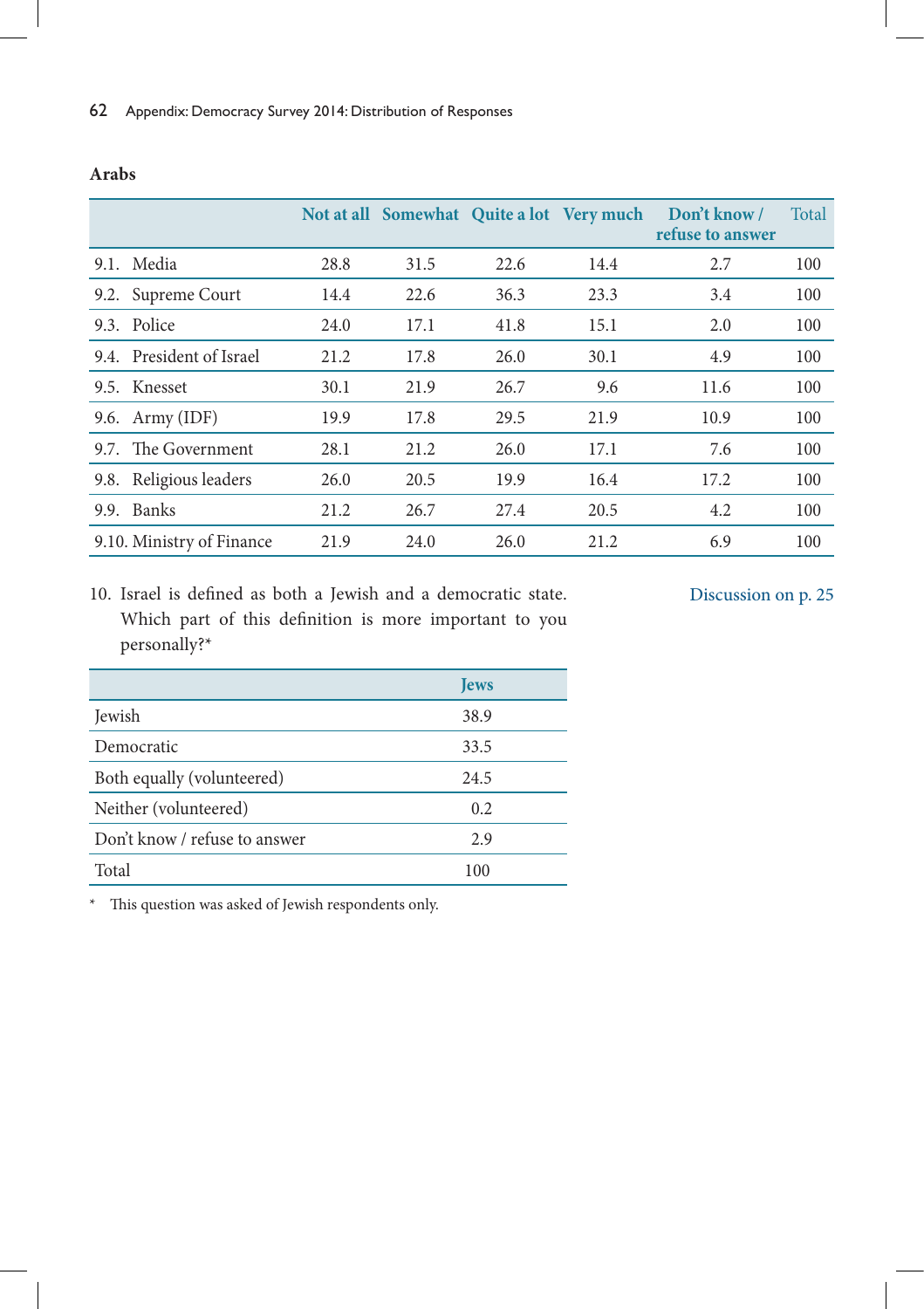**Arabs**

| | Not at all | Somewhat | Quite a lot | Very much | Don't know / refuse to answer | Total |
|---|---|---|---|---|---|---|
| 9.1. Media | 28.8 | 31.5 | 22.6 | 14.4 | 2.7 | 100 |
| 9.2. Supreme Court | 14.4 | 22.6 | 36.3 | 23.3 | 3.4 | 100 |
| 9.3. Police | 24.0 | 17.1 | 41.8 | 15.1 | 2.0 | 100 |
| 9.4. President of Israel | 21.2 | 17.8 | 26.0 | 30.1 | 4.9 | 100 |
| 9.5. Knesset | 30.1 | 21.9 | 26.7 | 9.6 | 11.6 | 100 |
| 9.6. Army (IDF) | 19.9 | 17.8 | 29.5 | 21.9 | 10.9 | 100 |
| 9.7. The Government | 28.1 | 21.2 | 26.0 | 17.1 | 7.6 | 100 |
| 9.8. Religious leaders | 26.0 | 20.5 | 19.9 | 16.4 | 17.2 | 100 |
| 9.9. Banks | 21.2 | 26.7 | 27.4 | 20.5 | 4.2 | 100 |
| 9.10. Ministry of Finance | 21.9 | 24.0 | 26.0 | 21.2 | 6.9 | 100 |

10. Israel is defined as both a Jewish and a democratic state. Which part of this definition is more important to you personally?*

Discussion on p. 25

| | Jews |
|---|---|
| Jewish | 38.9 |
| Democratic | 33.5 |
| Both equally (volunteered) | 24.5 |
| Neither (volunteered) | 0.2 |
| Don't know / refuse to answer | 2.9 |
| Total | 100 |

* This question was asked of Jewish respondents only.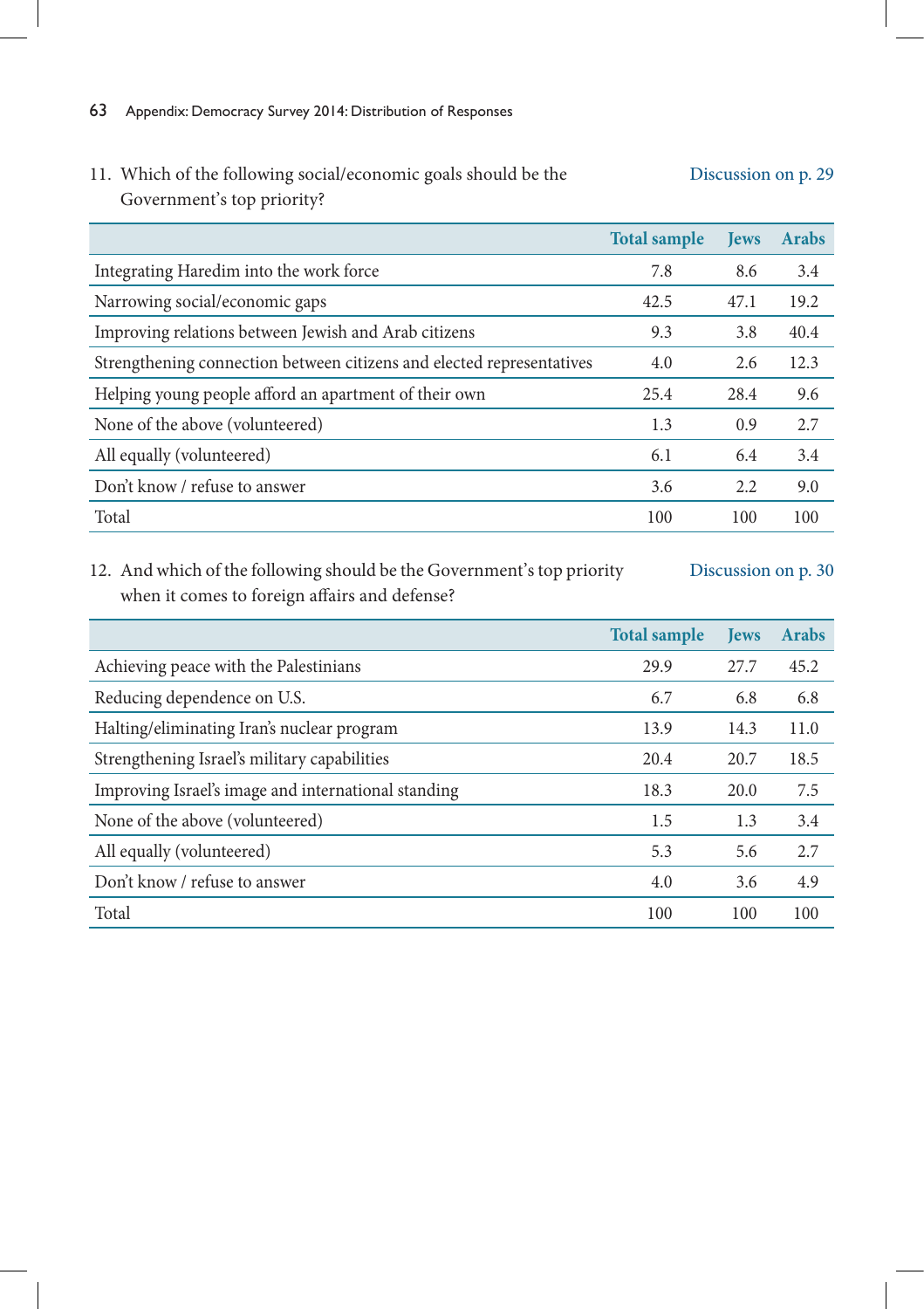11. Which of the following social/economic goals should be the Government's top priority? Discussion on p. 29

| | Total sample | Jews | Arabs |
|---|---|---|---|
| Integrating Haredim into the work force | 7.8 | 8.6 | 3.4 |
| Narrowing social/economic gaps | 42.5 | 47.1 | 19.2 |
| Improving relations between Jewish and Arab citizens | 9.3 | 3.8 | 40.4 |
| Strengthening connection between citizens and elected representatives | 4.0 | 2.6 | 12.3 |
| Helping young people afford an apartment of their own | 25.4 | 28.4 | 9.6 |
| None of the above (volunteered) | 1.3 | 0.9 | 2.7 |
| All equally (volunteered) | 6.1 | 6.4 | 3.4 |
| Don't know / refuse to answer | 3.6 | 2.2 | 9.0 |
| Total | 100 | 100 | 100 |

12. And which of the following should be the Government's top priority when it comes to foreign affairs and defense? Discussion on p. 30

| | Total sample | Jews | Arabs |
|---|---|---|---|
| Achieving peace with the Palestinians | 29.9 | 27.7 | 45.2 |
| Reducing dependence on U.S. | 6.7 | 6.8 | 6.8 |
| Halting/eliminating Iran's nuclear program | 13.9 | 14.3 | 11.0 |
| Strengthening Israel's military capabilities | 20.4 | 20.7 | 18.5 |
| Improving Israel's image and international standing | 18.3 | 20.0 | 7.5 |
| None of the above (volunteered) | 1.5 | 1.3 | 3.4 |
| All equally (volunteered) | 5.3 | 5.6 | 2.7 |
| Don't know / refuse to answer | 4.0 | 3.6 | 4.9 |
| Total | 100 | 100 | 100 |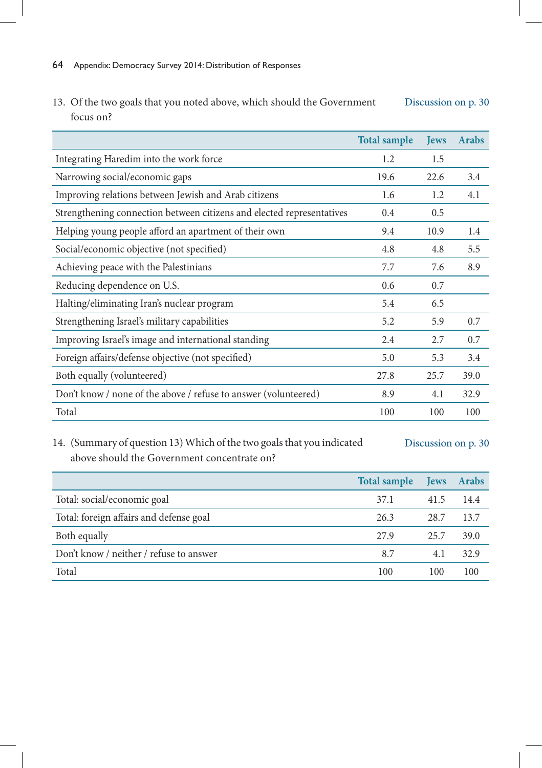13. Of the two goals that you noted above, which should the Government focus on? Discussion on p. 30

| | Total sample | Jews | Arabs |
|---|---|---|---|
| Integrating Haredim into the work force | 1.2 | 1.5 | |
| Narrowing social/economic gaps | 19.6 | 22.6 | 3.4 |
| Improving relations between Jewish and Arab citizens | 1.6 | 1.2 | 4.1 |
| Strengthening connection between citizens and elected representatives | 0.4 | 0.5 | |
| Helping young people afford an apartment of their own | 9.4 | 10.9 | 1.4 |
| Social/economic objective (not specified) | 4.8 | 4.8 | 5.5 |
| Achieving peace with the Palestinians | 7.7 | 7.6 | 8.9 |
| Reducing dependence on U.S. | 0.6 | 0.7 | |
| Halting/eliminating Iran's nuclear program | 5.4 | 6.5 | |
| Strengthening Israel's military capabilities | 5.2 | 5.9 | 0.7 |
| Improving Israel's image and international standing | 2.4 | 2.7 | 0.7 |
| Foreign affairs/defense objective (not specified) | 5.0 | 5.3 | 3.4 |
| Both equally (volunteered) | 27.8 | 25.7 | 39.0 |
| Don't know / none of the above / refuse to answer (volunteered) | 8.9 | 4.1 | 32.9 |
| Total | 100 | 100 | 100 |

14. (Summary of question 13) Which of the two goals that you indicated above should the Government concentrate on? Discussion on p. 30

| | Total sample | Jews | Arabs |
|---|---|---|---|
| Total: social/economic goal | 37.1 | 41.5 | 14.4 |
| Total: foreign affairs and defense goal | 26.3 | 28.7 | 13.7 |
| Both equally | 27.9 | 25.7 | 39.0 |
| Don't know / neither / refuse to answer | 8.7 | 4.1 | 32.9 |
| Total | 100 | 100 | 100 |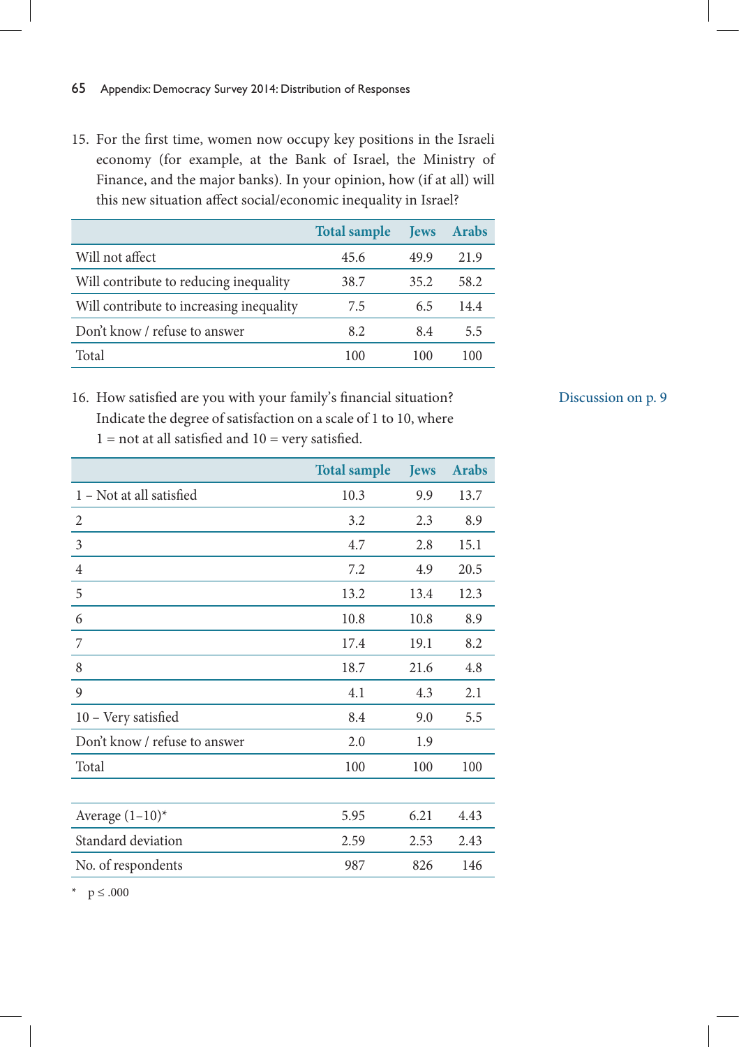15. For the first time, women now occupy key positions in the Israeli economy (for example, at the Bank of Israel, the Ministry of Finance, and the major banks). In your opinion, how (if at all) will this new situation affect social/economic inequality in Israel?

| | Total sample | Jews | Arabs |
|---|---|---|---|
| Will not affect | 45.6 | 49.9 | 21.9 |
| Will contribute to reducing inequality | 38.7 | 35.2 | 58.2 |
| Will contribute to increasing inequality | 7.5 | 6.5 | 14.4 |
| Don't know / refuse to answer | 8.2 | 8.4 | 5.5 |
| Total | 100 | 100 | 100 |

16. How satisfied are you with your family's financial situation? Indicate the degree of satisfaction on a scale of 1 to 10, where 1 = not at all satisfied and 10 = very satisfied.

Discussion on p. 9

| | Total sample | Jews | Arabs |
|---|---|---|---|
| 1 – Not at all satisfied | 10.3 | 9.9 | 13.7 |
| 2 | 3.2 | 2.3 | 8.9 |
| 3 | 4.7 | 2.8 | 15.1 |
| 4 | 7.2 | 4.9 | 20.5 |
| 5 | 13.2 | 13.4 | 12.3 |
| 6 | 10.8 | 10.8 | 8.9 |
| 7 | 17.4 | 19.1 | 8.2 |
| 8 | 18.7 | 21.6 | 4.8 |
| 9 | 4.1 | 4.3 | 2.1 |
| 10 – Very satisfied | 8.4 | 9.0 | 5.5 |
| Don't know / refuse to answer | 2.0 | 1.9 | |
| Total | 100 | 100 | 100 |
| | | | |
| Average (1–10)* | 5.95 | 6.21 | 4.43 |
| Standard deviation | 2.59 | 2.53 | 2.43 |
| No. of respondents | 987 | 826 | 146 |

\* $p \leq .000$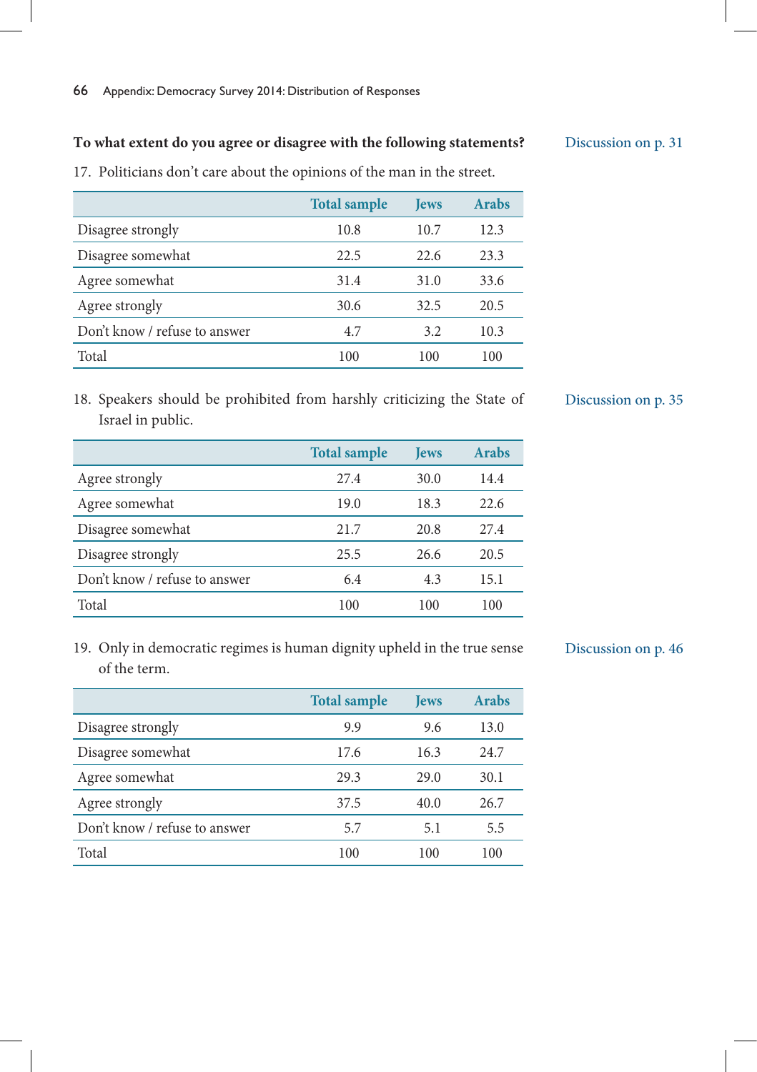**To what extent do you agree or disagree with the following statements?**

Discussion on p. 31

17. Politicians don't care about the opinions of the man in the street.

| | Total sample | Jews | Arabs |
|---|---|---|---|
| Disagree strongly | 10.8 | 10.7 | 12.3 |
| Disagree somewhat | 22.5 | 22.6 | 23.3 |
| Agree somewhat | 31.4 | 31.0 | 33.6 |
| Agree strongly | 30.6 | 32.5 | 20.5 |
| Don't know / refuse to answer | 4.7 | 3.2 | 10.3 |
| Total | 100 | 100 | 100 |

18. Speakers should be prohibited from harshly criticizing the State of Israel in public.

Discussion on p. 35

| | Total sample | Jews | Arabs |
|---|---|---|---|
| Agree strongly | 27.4 | 30.0 | 14.4 |
| Agree somewhat | 19.0 | 18.3 | 22.6 |
| Disagree somewhat | 21.7 | 20.8 | 27.4 |
| Disagree strongly | 25.5 | 26.6 | 20.5 |
| Don't know / refuse to answer | 6.4 | 4.3 | 15.1 |
| Total | 100 | 100 | 100 |

19. Only in democratic regimes is human dignity upheld in the true sense of the term.

Discussion on p. 46

| | Total sample | Jews | Arabs |
|---|---|---|---|
| Disagree strongly | 9.9 | 9.6 | 13.0 |
| Disagree somewhat | 17.6 | 16.3 | 24.7 |
| Agree somewhat | 29.3 | 29.0 | 30.1 |
| Agree strongly | 37.5 | 40.0 | 26.7 |
| Don't know / refuse to answer | 5.7 | 5.1 | 5.5 |
| Total | 100 | 100 | 100 |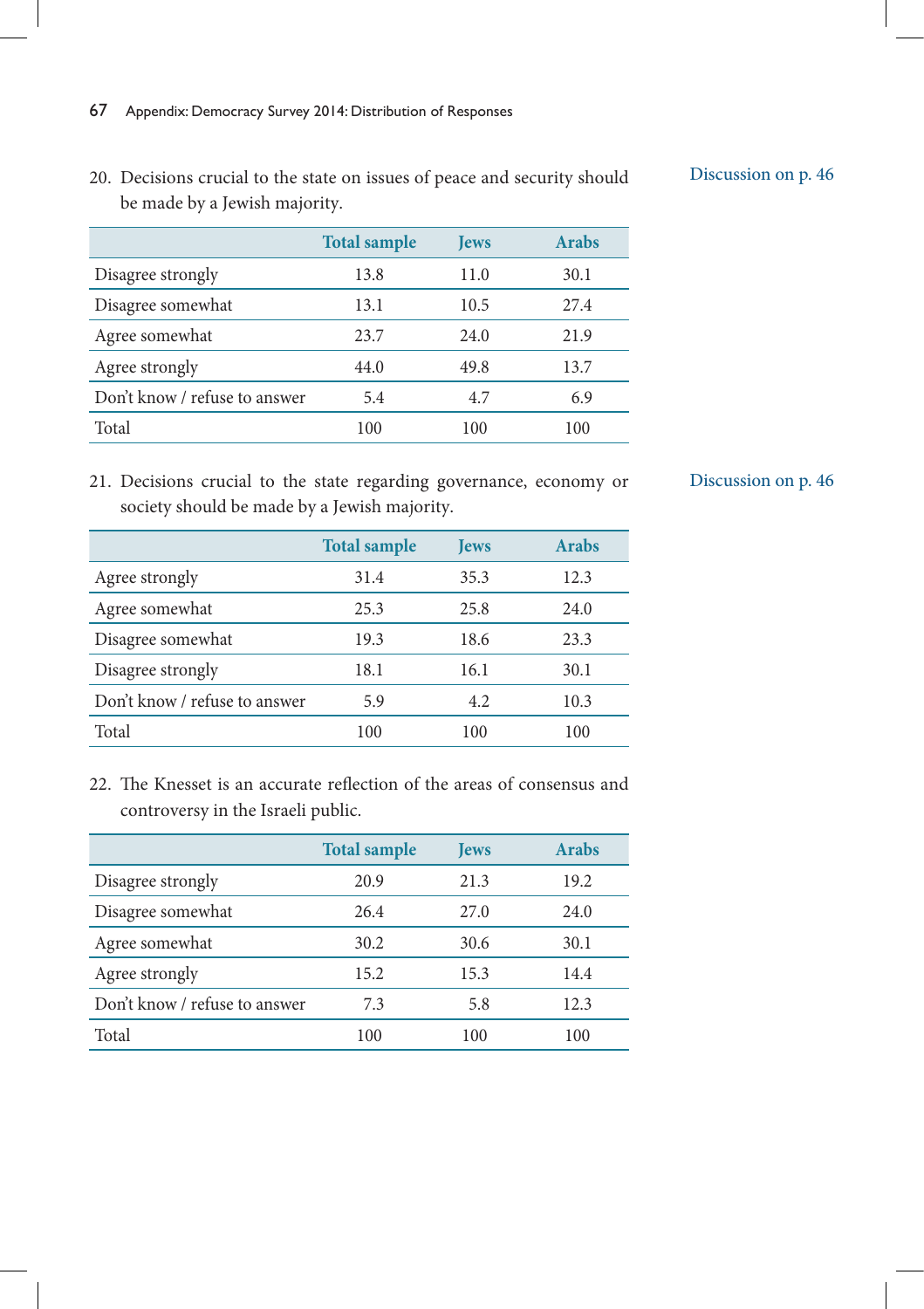20. Decisions crucial to the state on issues of peace and security should be made by a Jewish majority.

Discussion on p. 46

| | Total sample | Jews | Arabs |
|---|---|---|---|
| Disagree strongly | 13.8 | 11.0 | 30.1 |
| Disagree somewhat | 13.1 | 10.5 | 27.4 |
| Agree somewhat | 23.7 | 24.0 | 21.9 |
| Agree strongly | 44.0 | 49.8 | 13.7 |
| Don't know / refuse to answer | 5.4 | 4.7 | 6.9 |
| Total | 100 | 100 | 100 |

21. Decisions crucial to the state regarding governance, economy or society should be made by a Jewish majority.

Discussion on p. 46

| | Total sample | Jews | Arabs |
|---|---|---|---|
| Agree strongly | 31.4 | 35.3 | 12.3 |
| Agree somewhat | 25.3 | 25.8 | 24.0 |
| Disagree somewhat | 19.3 | 18.6 | 23.3 |
| Disagree strongly | 18.1 | 16.1 | 30.1 |
| Don't know / refuse to answer | 5.9 | 4.2 | 10.3 |
| Total | 100 | 100 | 100 |

22. The Knesset is an accurate reflection of the areas of consensus and controversy in the Israeli public.

| | Total sample | Jews | Arabs |
|---|---|---|---|
| Disagree strongly | 20.9 | 21.3 | 19.2 |
| Disagree somewhat | 26.4 | 27.0 | 24.0 |
| Agree somewhat | 30.2 | 30.6 | 30.1 |
| Agree strongly | 15.2 | 15.3 | 14.4 |
| Don't know / refuse to answer | 7.3 | 5.8 | 12.3 |
| Total | 100 | 100 | 100 |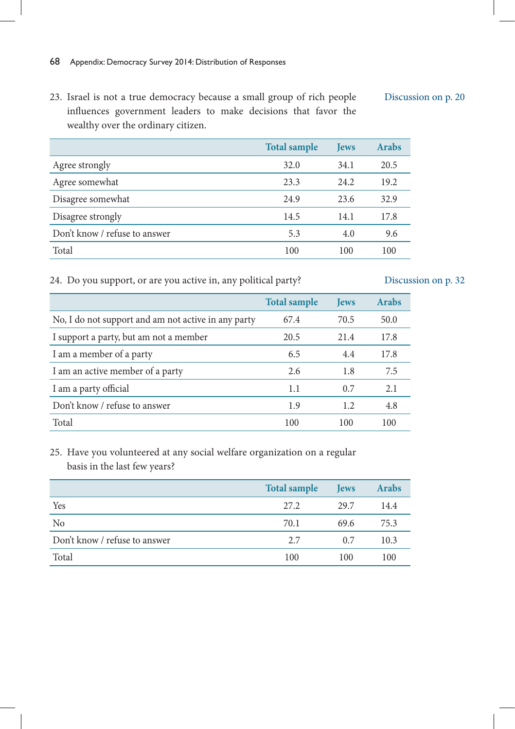23. Israel is not a true democracy because a small group of rich people influences government leaders to make decisions that favor the wealthy over the ordinary citizen.

Discussion on p. 20

| | Total sample | Jews | Arabs |
|---|---|---|---|
| Agree strongly | 32.0 | 34.1 | 20.5 |
| Agree somewhat | 23.3 | 24.2 | 19.2 |
| Disagree somewhat | 24.9 | 23.6 | 32.9 |
| Disagree strongly | 14.5 | 14.1 | 17.8 |
| Don't know / refuse to answer | 5.3 | 4.0 | 9.6 |
| Total | 100 | 100 | 100 |

24. Do you support, or are you active in, any political party?

Discussion on p. 32

| | Total sample | Jews | Arabs |
|---|---|---|---|
| No, I do not support and am not active in any party | 67.4 | 70.5 | 50.0 |
| I support a party, but am not a member | 20.5 | 21.4 | 17.8 |
| I am a member of a party | 6.5 | 4.4 | 17.8 |
| I am an active member of a party | 2.6 | 1.8 | 7.5 |
| I am a party official | 1.1 | 0.7 | 2.1 |
| Don't know / refuse to answer | 1.9 | 1.2 | 4.8 |
| Total | 100 | 100 | 100 |

25. Have you volunteered at any social welfare organization on a regular basis in the last few years?

| | Total sample | Jews | Arabs |
|---|---|---|---|
| Yes | 27.2 | 29.7 | 14.4 |
| No | 70.1 | 69.6 | 75.3 |
| Don't know / refuse to answer | 2.7 | 0.7 | 10.3 |
| Total | 100 | 100 | 100 |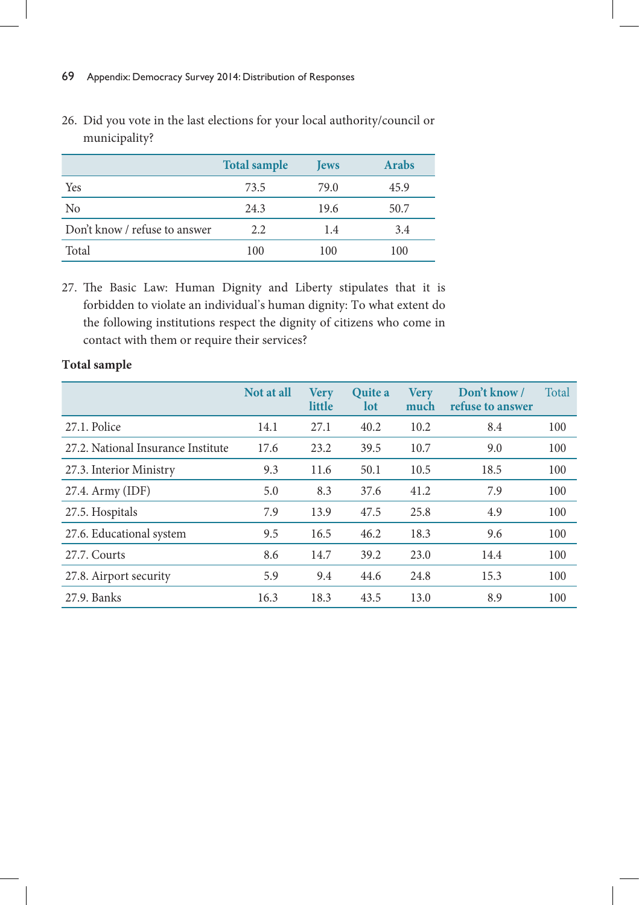26. Did you vote in the last elections for your local authority/council or municipality?

| | Total sample | Jews | Arabs |
|---|---|---|---|
| Yes | 73.5 | 79.0 | 45.9 |
| No | 24.3 | 19.6 | 50.7 |
| Don't know / refuse to answer | 2.2 | 1.4 | 3.4 |
| Total | 100 | 100 | 100 |

27. The Basic Law: Human Dignity and Liberty stipulates that it is forbidden to violate an individual's human dignity: To what extent do the following institutions respect the dignity of citizens who come in contact with them or require their services?

**Total sample**

| | Not at all | Very little | Quite a lot | Very much | Don't know / refuse to answer | Total |
|---|---|---|---|---|---|---|
| 27.1. Police | 14.1 | 27.1 | 40.2 | 10.2 | 8.4 | 100 |
| 27.2. National Insurance Institute | 17.6 | 23.2 | 39.5 | 10.7 | 9.0 | 100 |
| 27.3. Interior Ministry | 9.3 | 11.6 | 50.1 | 10.5 | 18.5 | 100 |
| 27.4. Army (IDF) | 5.0 | 8.3 | 37.6 | 41.2 | 7.9 | 100 |
| 27.5. Hospitals | 7.9 | 13.9 | 47.5 | 25.8 | 4.9 | 100 |
| 27.6. Educational system | 9.5 | 16.5 | 46.2 | 18.3 | 9.6 | 100 |
| 27.7. Courts | 8.6 | 14.7 | 39.2 | 23.0 | 14.4 | 100 |
| 27.8. Airport security | 5.9 | 9.4 | 44.6 | 24.8 | 15.3 | 100 |
| 27.9. Banks | 16.3 | 18.3 | 43.5 | 13.0 | 8.9 | 100 |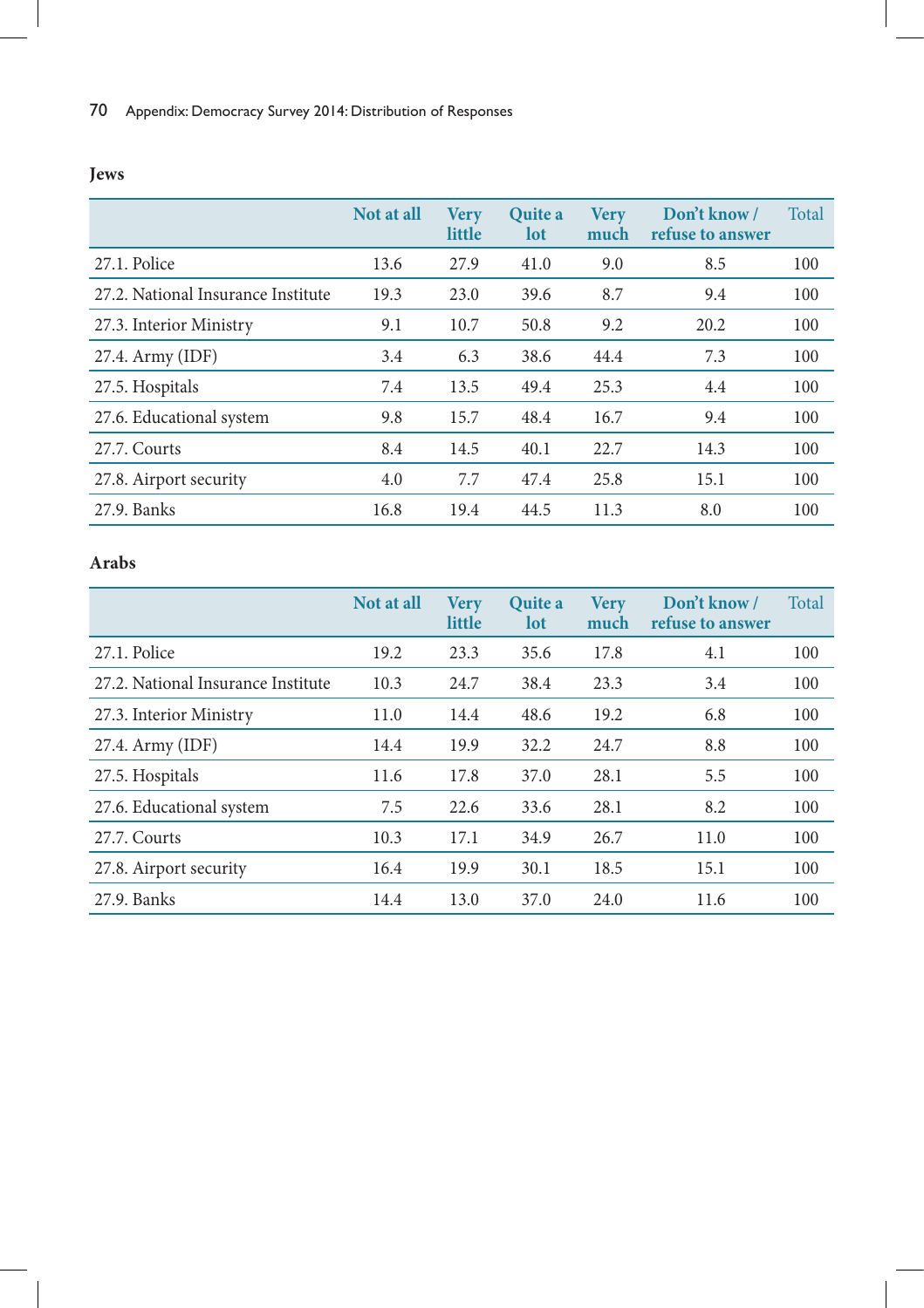**Jews**

| | Not at all | Very little | Quite a lot | Very much | Don't know / refuse to answer | Total |
|---|---|---|---|---|---|---|
| 27.1. Police | 13.6 | 27.9 | 41.0 | 9.0 | 8.5 | 100 |
| 27.2. National Insurance Institute | 19.3 | 23.0 | 39.6 | 8.7 | 9.4 | 100 |
| 27.3. Interior Ministry | 9.1 | 10.7 | 50.8 | 9.2 | 20.2 | 100 |
| 27.4. Army (IDF) | 3.4 | 6.3 | 38.6 | 44.4 | 7.3 | 100 |
| 27.5. Hospitals | 7.4 | 13.5 | 49.4 | 25.3 | 4.4 | 100 |
| 27.6. Educational system | 9.8 | 15.7 | 48.4 | 16.7 | 9.4 | 100 |
| 27.7. Courts | 8.4 | 14.5 | 40.1 | 22.7 | 14.3 | 100 |
| 27.8. Airport security | 4.0 | 7.7 | 47.4 | 25.8 | 15.1 | 100 |
| 27.9. Banks | 16.8 | 19.4 | 44.5 | 11.3 | 8.0 | 100 |

**Arabs**

| | Not at all | Very little | Quite a lot | Very much | Don't know / refuse to answer | Total |
|---|---|---|---|---|---|---|
| 27.1. Police | 19.2 | 23.3 | 35.6 | 17.8 | 4.1 | 100 |
| 27.2. National Insurance Institute | 10.3 | 24.7 | 38.4 | 23.3 | 3.4 | 100 |
| 27.3. Interior Ministry | 11.0 | 14.4 | 48.6 | 19.2 | 6.8 | 100 |
| 27.4. Army (IDF) | 14.4 | 19.9 | 32.2 | 24.7 | 8.8 | 100 |
| 27.5. Hospitals | 11.6 | 17.8 | 37.0 | 28.1 | 5.5 | 100 |
| 27.6. Educational system | 7.5 | 22.6 | 33.6 | 28.1 | 8.2 | 100 |
| 27.7. Courts | 10.3 | 17.1 | 34.9 | 26.7 | 11.0 | 100 |
| 27.8. Airport security | 16.4 | 19.9 | 30.1 | 18.5 | 15.1 | 100 |
| 27.9. Banks | 14.4 | 13.0 | 37.0 | 24.0 | 11.6 | 100 |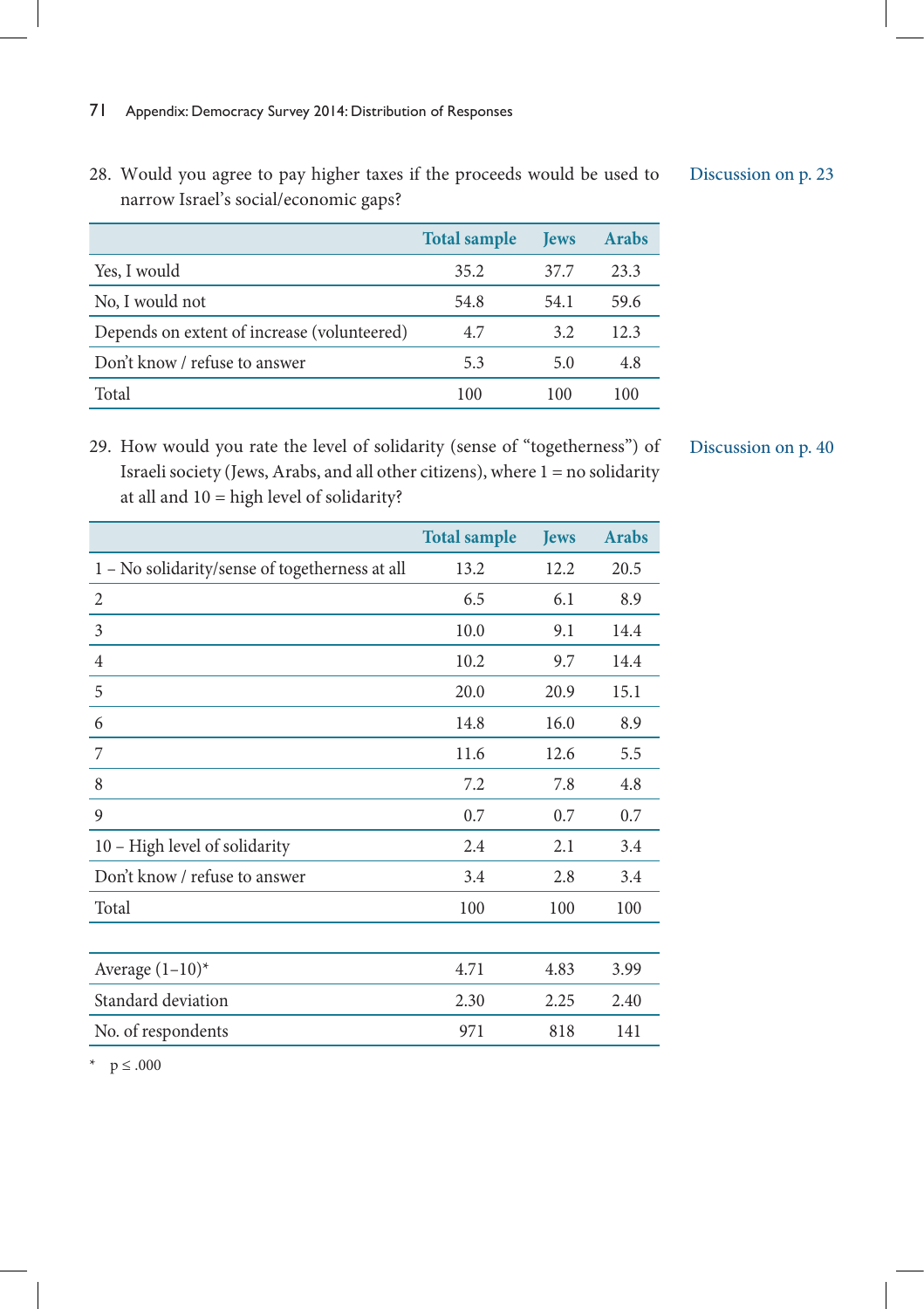28. Would you agree to pay higher taxes if the proceeds would be used to narrow Israel's social/economic gaps?

Discussion on p. 23

| | Total sample | Jews | Arabs |
|---|---|---|---|
| Yes, I would | 35.2 | 37.7 | 23.3 |
| No, I would not | 54.8 | 54.1 | 59.6 |
| Depends on extent of increase (volunteered) | 4.7 | 3.2 | 12.3 |
| Don't know / refuse to answer | 5.3 | 5.0 | 4.8 |
| Total | 100 | 100 | 100 |

29. How would you rate the level of solidarity (sense of "togetherness") of Israeli society (Jews, Arabs, and all other citizens), where 1 = no solidarity at all and 10 = high level of solidarity?

Discussion on p. 40

| | Total sample | Jews | Arabs |
|---|---|---|---|
| 1 – No solidarity/sense of togetherness at all | 13.2 | 12.2 | 20.5 |
| 2 | 6.5 | 6.1 | 8.9 |
| 3 | 10.0 | 9.1 | 14.4 |
| 4 | 10.2 | 9.7 | 14.4 |
| 5 | 20.0 | 20.9 | 15.1 |
| 6 | 14.8 | 16.0 | 8.9 |
| 7 | 11.6 | 12.6 | 5.5 |
| 8 | 7.2 | 7.8 | 4.8 |
| 9 | 0.7 | 0.7 | 0.7 |
| 10 – High level of solidarity | 2.4 | 2.1 | 3.4 |
| Don't know / refuse to answer | 3.4 | 2.8 | 3.4 |
| Total | 100 | 100 | 100 |
| | | | |
| Average (1–10)* | 4.71 | 4.83 | 3.99 |
| Standard deviation | 2.30 | 2.25 | 2.40 |
| No. of respondents | 971 | 818 | 141 |

* $p \leq .000$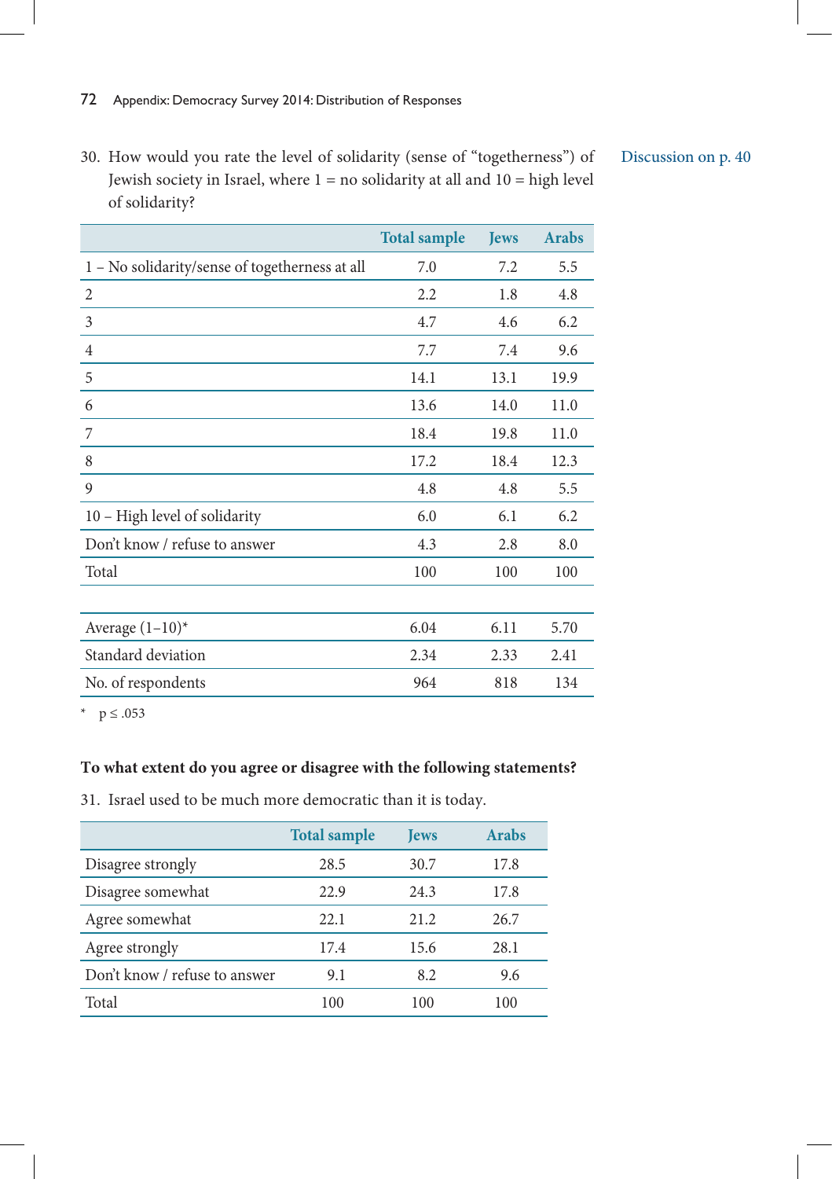30. How would you rate the level of solidarity (sense of "togetherness") of Jewish society in Israel, where 1 = no solidarity at all and 10 = high level of solidarity?

Discussion on p. 40

| | Total sample | Jews | Arabs |
|---|---|---|---|
| 1 – No solidarity/sense of togetherness at all | 7.0 | 7.2 | 5.5 |
| 2 | 2.2 | 1.8 | 4.8 |
| 3 | 4.7 | 4.6 | 6.2 |
| 4 | 7.7 | 7.4 | 9.6 |
| 5 | 14.1 | 13.1 | 19.9 |
| 6 | 13.6 | 14.0 | 11.0 |
| 7 | 18.4 | 19.8 | 11.0 |
| 8 | 17.2 | 18.4 | 12.3 |
| 9 | 4.8 | 4.8 | 5.5 |
| 10 – High level of solidarity | 6.0 | 6.1 | 6.2 |
| Don't know / refuse to answer | 4.3 | 2.8 | 8.0 |
| Total | 100 | 100 | 100 |
| | | | |
| Average (1–10)* | 6.04 | 6.11 | 5.70 |
| Standard deviation | 2.34 | 2.33 | 2.41 |
| No. of respondents | 964 | 818 | 134 |

\* $p \leq .053$

**To what extent do you agree or disagree with the following statements?**

31. Israel used to be much more democratic than it is today.

| | Total sample | Jews | Arabs |
|---|---|---|---|
| Disagree strongly | 28.5 | 30.7 | 17.8 |
| Disagree somewhat | 22.9 | 24.3 | 17.8 |
| Agree somewhat | 22.1 | 21.2 | 26.7 |
| Agree strongly | 17.4 | 15.6 | 28.1 |
| Don't know / refuse to answer | 9.1 | 8.2 | 9.6 |
| Total | 100 | 100 | 100 |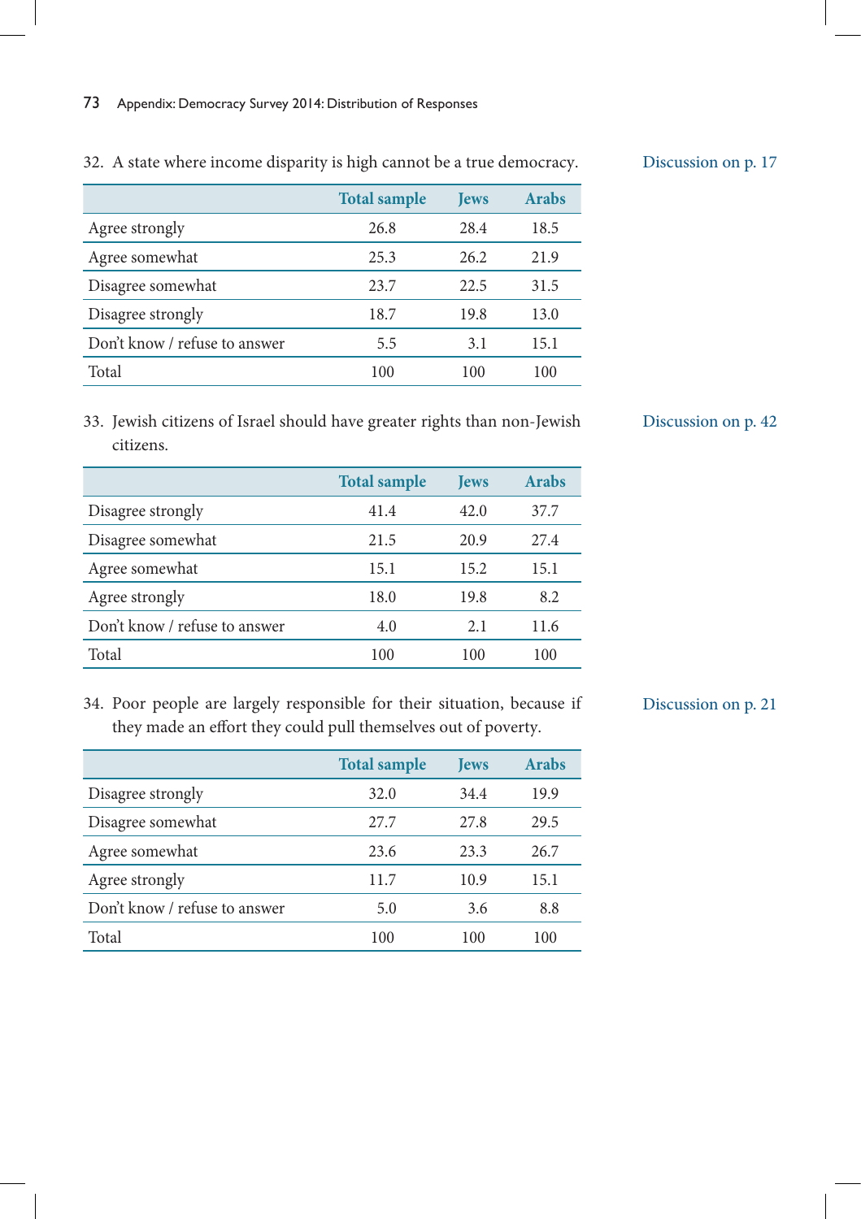32. A state where income disparity is high cannot be a true democracy.

Discussion on p. 17

| | Total sample | Jews | Arabs |
|---|---|---|---|
| Agree strongly | 26.8 | 28.4 | 18.5 |
| Agree somewhat | 25.3 | 26.2 | 21.9 |
| Disagree somewhat | 23.7 | 22.5 | 31.5 |
| Disagree strongly | 18.7 | 19.8 | 13.0 |
| Don't know / refuse to answer | 5.5 | 3.1 | 15.1 |
| Total | 100 | 100 | 100 |

33. Jewish citizens of Israel should have greater rights than non-Jewish citizens.

Discussion on p. 42

| | Total sample | Jews | Arabs |
|---|---|---|---|
| Disagree strongly | 41.4 | 42.0 | 37.7 |
| Disagree somewhat | 21.5 | 20.9 | 27.4 |
| Agree somewhat | 15.1 | 15.2 | 15.1 |
| Agree strongly | 18.0 | 19.8 | 8.2 |
| Don't know / refuse to answer | 4.0 | 2.1 | 11.6 |
| Total | 100 | 100 | 100 |

34. Poor people are largely responsible for their situation, because if they made an effort they could pull themselves out of poverty.

Discussion on p. 21

| | Total sample | Jews | Arabs |
|---|---|---|---|
| Disagree strongly | 32.0 | 34.4 | 19.9 |
| Disagree somewhat | 27.7 | 27.8 | 29.5 |
| Agree somewhat | 23.6 | 23.3 | 26.7 |
| Agree strongly | 11.7 | 10.9 | 15.1 |
| Don't know / refuse to answer | 5.0 | 3.6 | 8.8 |
| Total | 100 | 100 | 100 |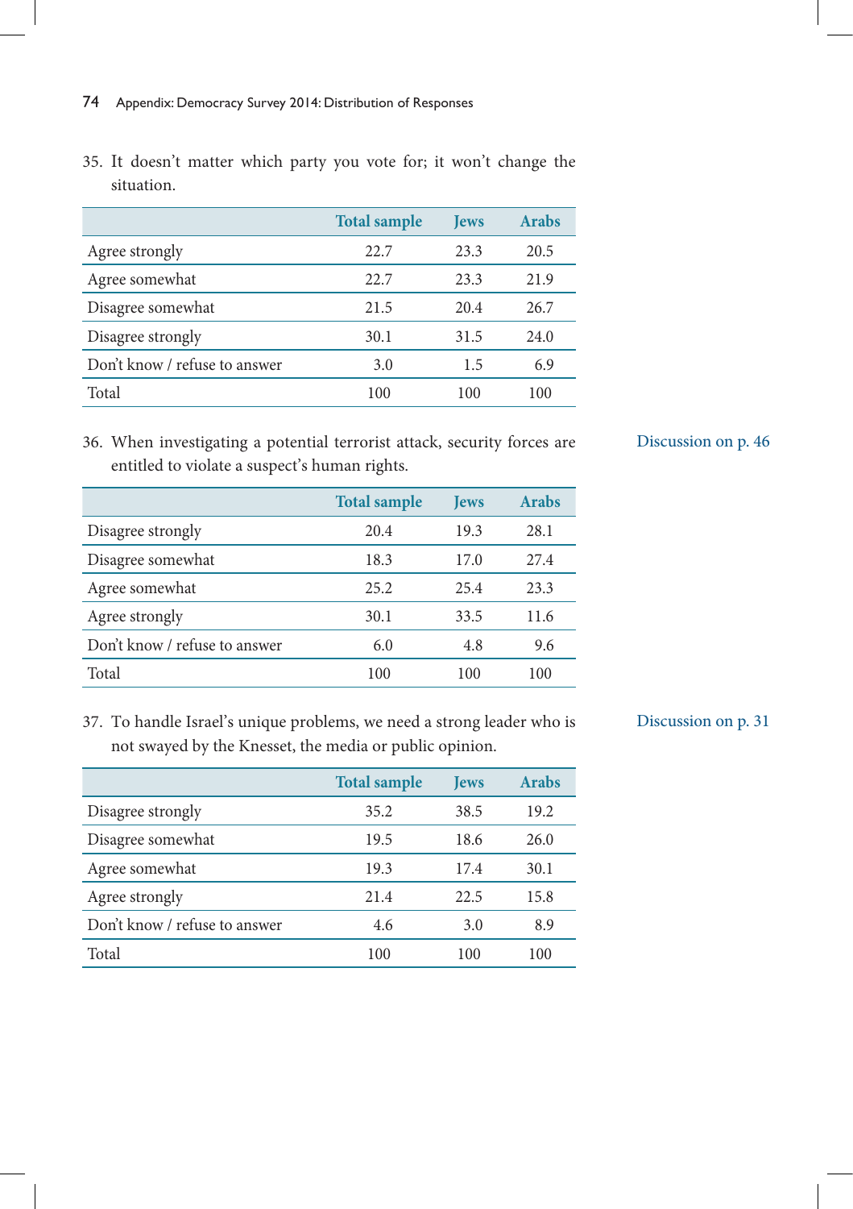35. It doesn't matter which party you vote for; it won't change the situation.

| | Total sample | Jews | Arabs |
|---|---|---|---|
| Agree strongly | 22.7 | 23.3 | 20.5 |
| Agree somewhat | 22.7 | 23.3 | 21.9 |
| Disagree somewhat | 21.5 | 20.4 | 26.7 |
| Disagree strongly | 30.1 | 31.5 | 24.0 |
| Don't know / refuse to answer | 3.0 | 1.5 | 6.9 |
| Total | 100 | 100 | 100 |

36. When investigating a potential terrorist attack, security forces are entitled to violate a suspect's human rights.

Discussion on p. 46

| | Total sample | Jews | Arabs |
|---|---|---|---|
| Disagree strongly | 20.4 | 19.3 | 28.1 |
| Disagree somewhat | 18.3 | 17.0 | 27.4 |
| Agree somewhat | 25.2 | 25.4 | 23.3 |
| Agree strongly | 30.1 | 33.5 | 11.6 |
| Don't know / refuse to answer | 6.0 | 4.8 | 9.6 |
| Total | 100 | 100 | 100 |

37. To handle Israel's unique problems, we need a strong leader who is not swayed by the Knesset, the media or public opinion.

Discussion on p. 31

| | Total sample | Jews | Arabs |
|---|---|---|---|
| Disagree strongly | 35.2 | 38.5 | 19.2 |
| Disagree somewhat | 19.5 | 18.6 | 26.0 |
| Agree somewhat | 19.3 | 17.4 | 30.1 |
| Agree strongly | 21.4 | 22.5 | 15.8 |
| Don't know / refuse to answer | 4.6 | 3.0 | 8.9 |
| Total | 100 | 100 | 100 |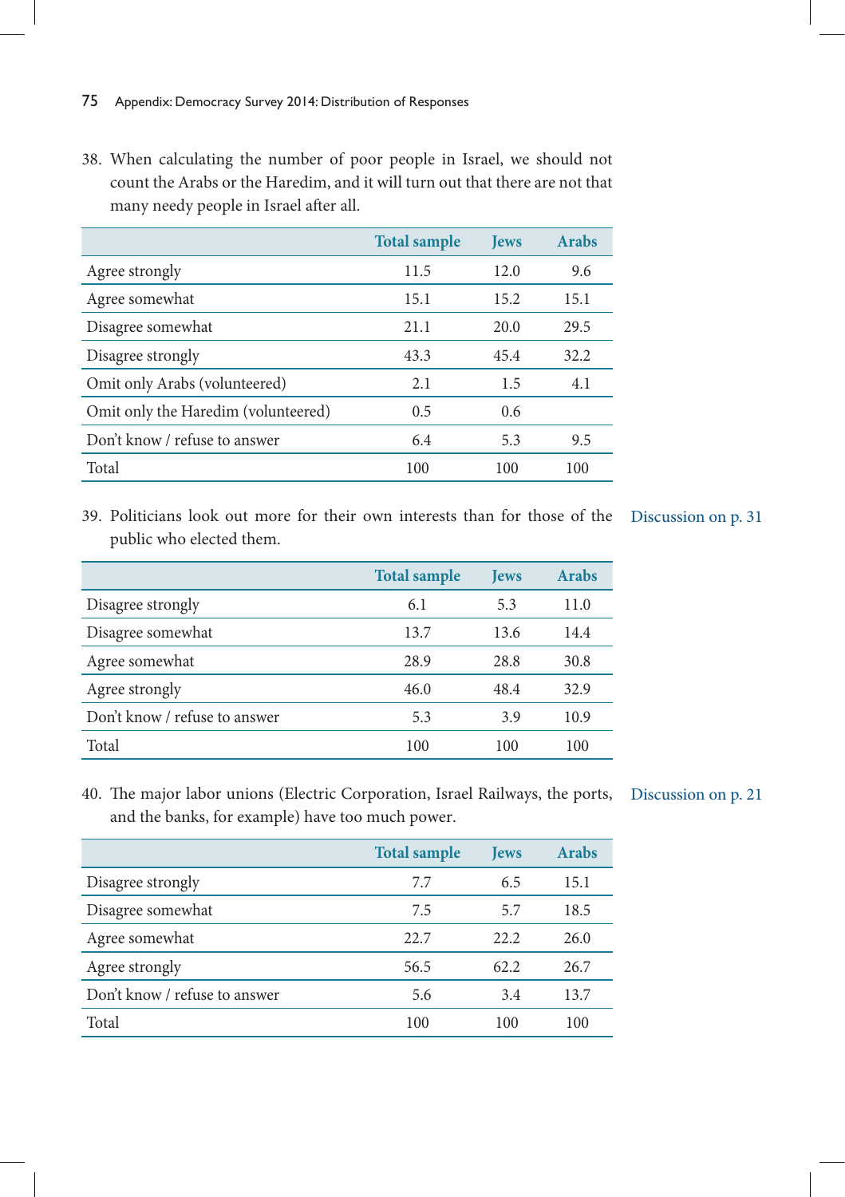38. When calculating the number of poor people in Israel, we should not count the Arabs or the Haredim, and it will turn out that there are not that many needy people in Israel after all.

| | Total sample | Jews | Arabs |
|---|---|---|---|
| Agree strongly | 11.5 | 12.0 | 9.6 |
| Agree somewhat | 15.1 | 15.2 | 15.1 |
| Disagree somewhat | 21.1 | 20.0 | 29.5 |
| Disagree strongly | 43.3 | 45.4 | 32.2 |
| Omit only Arabs (volunteered) | 2.1 | 1.5 | 4.1 |
| Omit only the Haredim (volunteered) | 0.5 | 0.6 | |
| Don't know / refuse to answer | 6.4 | 5.3 | 9.5 |
| Total | 100 | 100 | 100 |

39. Politicians look out more for their own interests than for those of the public who elected them.

Discussion on p. 31

| | Total sample | Jews | Arabs |
|---|---|---|---|
| Disagree strongly | 6.1 | 5.3 | 11.0 |
| Disagree somewhat | 13.7 | 13.6 | 14.4 |
| Agree somewhat | 28.9 | 28.8 | 30.8 |
| Agree strongly | 46.0 | 48.4 | 32.9 |
| Don't know / refuse to answer | 5.3 | 3.9 | 10.9 |
| Total | 100 | 100 | 100 |

40. The major labor unions (Electric Corporation, Israel Railways, the ports, and the banks, for example) have too much power.

Discussion on p. 21

| | Total sample | Jews | Arabs |
|---|---|---|---|
| Disagree strongly | 7.7 | 6.5 | 15.1 |
| Disagree somewhat | 7.5 | 5.7 | 18.5 |
| Agree somewhat | 22.7 | 22.2 | 26.0 |
| Agree strongly | 56.5 | 62.2 | 26.7 |
| Don't know / refuse to answer | 5.6 | 3.4 | 13.7 |
| Total | 100 | 100 | 100 |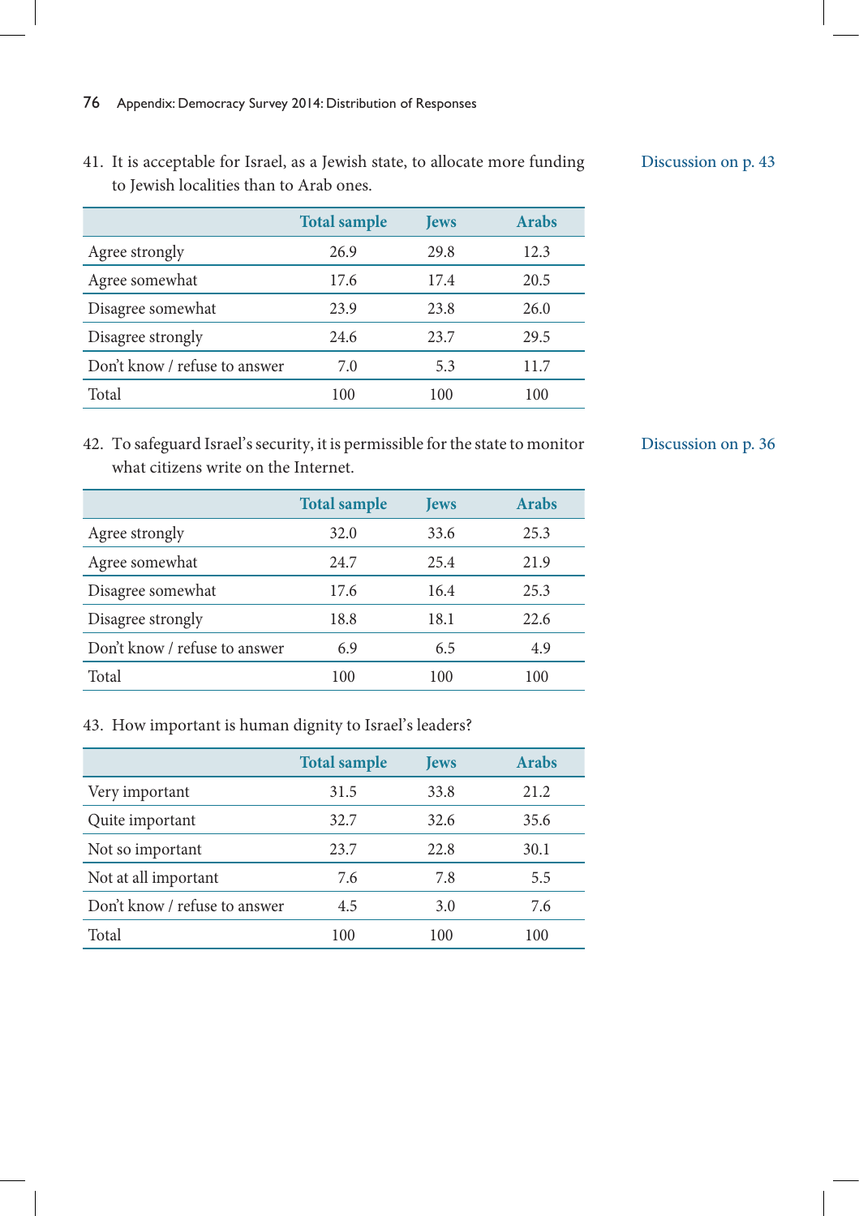41. It is acceptable for Israel, as a Jewish state, to allocate more funding to Jewish localities than to Arab ones.

Discussion on p. 43

| | Total sample | Jews | Arabs |
|---|---|---|---|
| Agree strongly | 26.9 | 29.8 | 12.3 |
| Agree somewhat | 17.6 | 17.4 | 20.5 |
| Disagree somewhat | 23.9 | 23.8 | 26.0 |
| Disagree strongly | 24.6 | 23.7 | 29.5 |
| Don't know / refuse to answer | 7.0 | 5.3 | 11.7 |
| Total | 100 | 100 | 100 |

42. To safeguard Israel's security, it is permissible for the state to monitor what citizens write on the Internet.

Discussion on p. 36

| | Total sample | Jews | Arabs |
|---|---|---|---|
| Agree strongly | 32.0 | 33.6 | 25.3 |
| Agree somewhat | 24.7 | 25.4 | 21.9 |
| Disagree somewhat | 17.6 | 16.4 | 25.3 |
| Disagree strongly | 18.8 | 18.1 | 22.6 |
| Don't know / refuse to answer | 6.9 | 6.5 | 4.9 |
| Total | 100 | 100 | 100 |

43. How important is human dignity to Israel's leaders?

| | Total sample | Jews | Arabs |
|---|---|---|---|
| Very important | 31.5 | 33.8 | 21.2 |
| Quite important | 32.7 | 32.6 | 35.6 |
| Not so important | 23.7 | 22.8 | 30.1 |
| Not at all important | 7.6 | 7.8 | 5.5 |
| Don't know / refuse to answer | 4.5 | 3.0 | 7.6 |
| Total | 100 | 100 | 100 |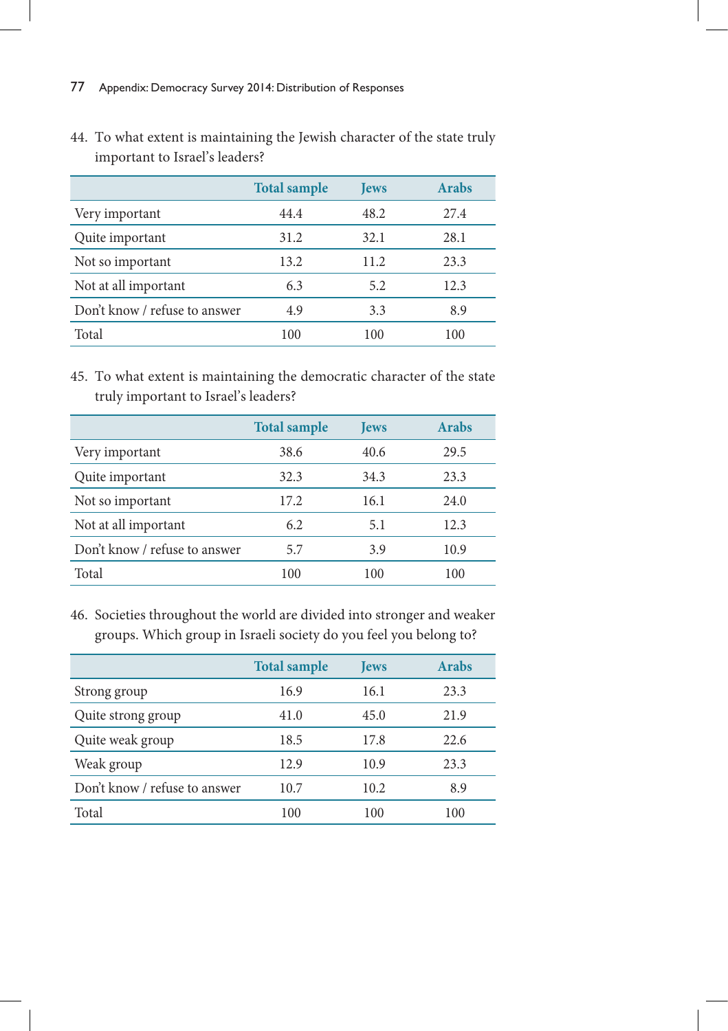44. To what extent is maintaining the Jewish character of the state truly important to Israel's leaders?

| | Total sample | Jews | Arabs |
|---|---|---|---|
| Very important | 44.4 | 48.2 | 27.4 |
| Quite important | 31.2 | 32.1 | 28.1 |
| Not so important | 13.2 | 11.2 | 23.3 |
| Not at all important | 6.3 | 5.2 | 12.3 |
| Don't know / refuse to answer | 4.9 | 3.3 | 8.9 |
| Total | 100 | 100 | 100 |

45. To what extent is maintaining the democratic character of the state truly important to Israel's leaders?

| | Total sample | Jews | Arabs |
|---|---|---|---|
| Very important | 38.6 | 40.6 | 29.5 |
| Quite important | 32.3 | 34.3 | 23.3 |
| Not so important | 17.2 | 16.1 | 24.0 |
| Not at all important | 6.2 | 5.1 | 12.3 |
| Don't know / refuse to answer | 5.7 | 3.9 | 10.9 |
| Total | 100 | 100 | 100 |

46. Societies throughout the world are divided into stronger and weaker groups. Which group in Israeli society do you feel you belong to?

| | Total sample | Jews | Arabs |
|---|---|---|---|
| Strong group | 16.9 | 16.1 | 23.3 |
| Quite strong group | 41.0 | 45.0 | 21.9 |
| Quite weak group | 18.5 | 17.8 | 22.6 |
| Weak group | 12.9 | 10.9 | 23.3 |
| Don't know / refuse to answer | 10.7 | 10.2 | 8.9 |
| Total | 100 | 100 | 100 |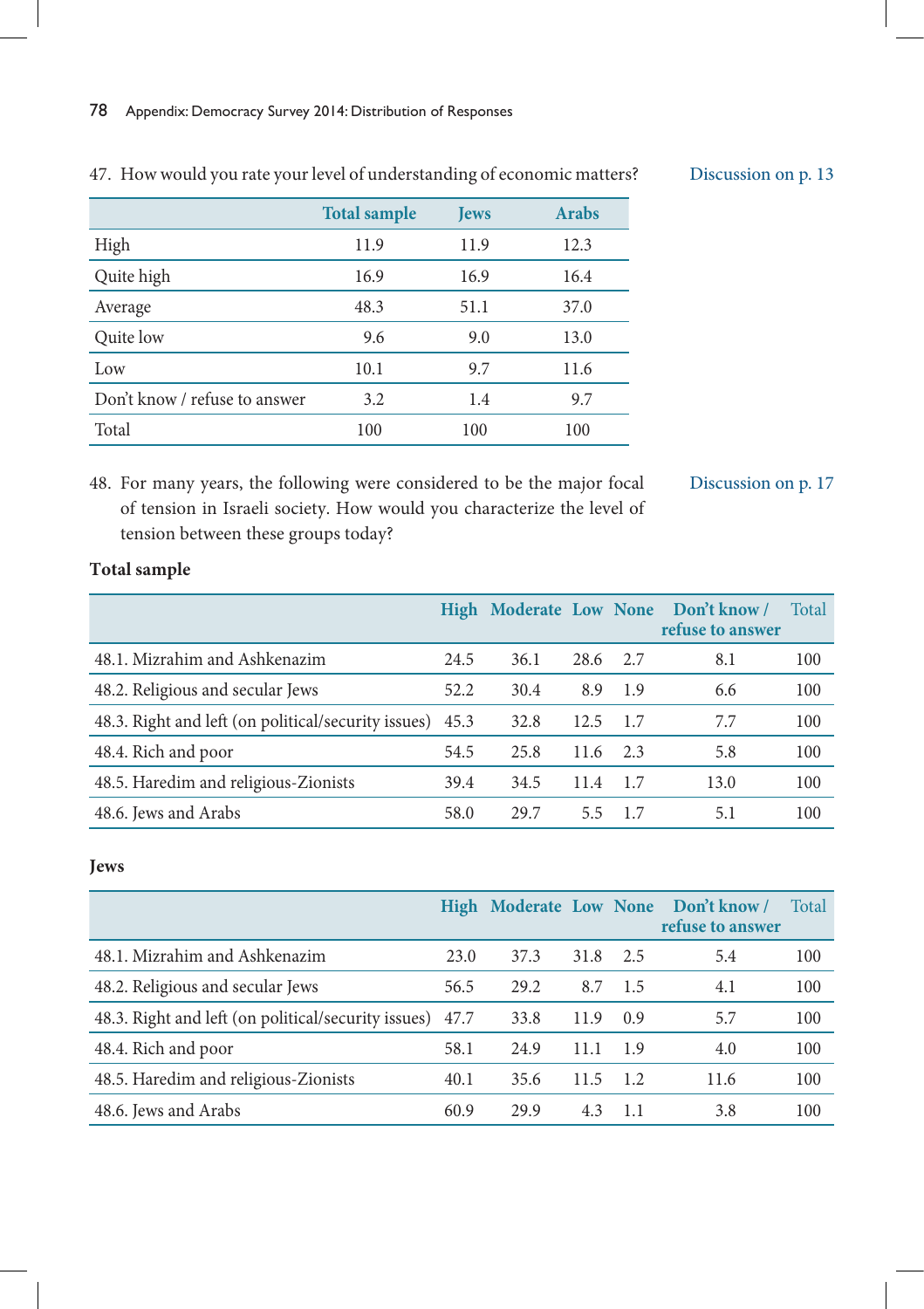47. How would you rate your level of understanding of economic matters? Discussion on p. 13

| | Total sample | Jews | Arabs |
|---|---|---|---|
| High | 11.9 | 11.9 | 12.3 |
| Quite high | 16.9 | 16.9 | 16.4 |
| Average | 48.3 | 51.1 | 37.0 |
| Quite low | 9.6 | 9.0 | 13.0 |
| Low | 10.1 | 9.7 | 11.6 |
| Don't know / refuse to answer | 3.2 | 1.4 | 9.7 |
| Total | 100 | 100 | 100 |

48. For many years, the following were considered to be the major focal of tension in Israeli society. How would you characterize the level of tension between these groups today? Discussion on p. 17

**Total sample**

| | High | Moderate | Low | None | Don't know / refuse to answer | Total |
|---|---|---|---|---|---|---|
| 48.1. Mizrahim and Ashkenazim | 24.5 | 36.1 | 28.6 | 2.7 | 8.1 | 100 |
| 48.2. Religious and secular Jews | 52.2 | 30.4 | 8.9 | 1.9 | 6.6 | 100 |
| 48.3. Right and left (on political/security issues) | 45.3 | 32.8 | 12.5 | 1.7 | 7.7 | 100 |
| 48.4. Rich and poor | 54.5 | 25.8 | 11.6 | 2.3 | 5.8 | 100 |
| 48.5. Haredim and religious-Zionists | 39.4 | 34.5 | 11.4 | 1.7 | 13.0 | 100 |
| 48.6. Jews and Arabs | 58.0 | 29.7 | 5.5 | 1.7 | 5.1 | 100 |

**Jews**

| | High | Moderate | Low | None | Don't know / refuse to answer | Total |
|---|---|---|---|---|---|---|
| 48.1. Mizrahim and Ashkenazim | 23.0 | 37.3 | 31.8 | 2.5 | 5.4 | 100 |
| 48.2. Religious and secular Jews | 56.5 | 29.2 | 8.7 | 1.5 | 4.1 | 100 |
| 48.3. Right and left (on political/security issues) | 47.7 | 33.8 | 11.9 | 0.9 | 5.7 | 100 |
| 48.4. Rich and poor | 58.1 | 24.9 | 11.1 | 1.9 | 4.0 | 100 |
| 48.5. Haredim and religious-Zionists | 40.1 | 35.6 | 11.5 | 1.2 | 11.6 | 100 |
| 48.6. Jews and Arabs | 60.9 | 29.9 | 4.3 | 1.1 | 3.8 | 100 |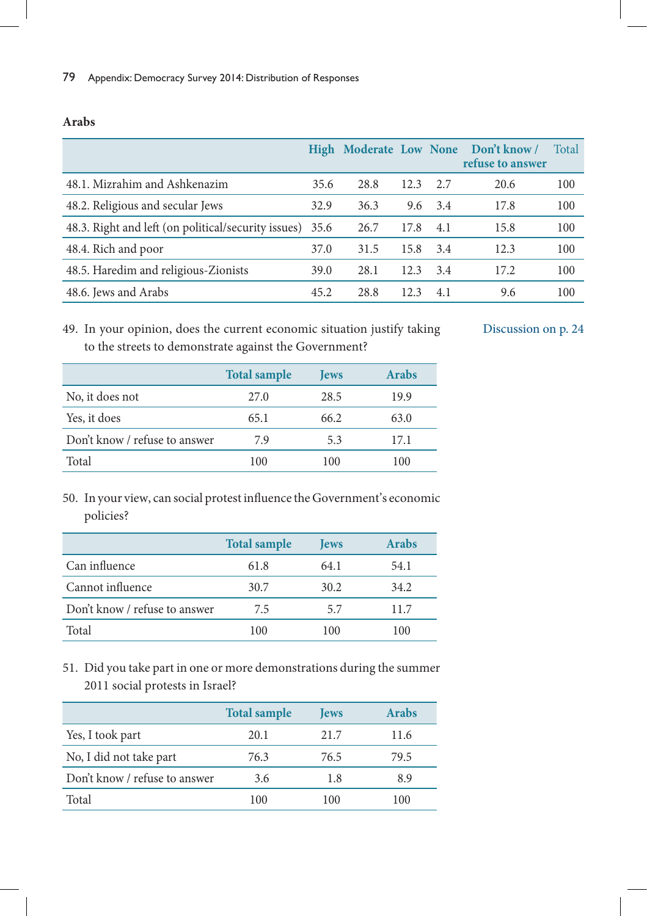**Arabs**

| | High | Moderate | Low | None | Don't know / refuse to answer | Total |
|---|---|---|---|---|---|---|
| 48.1. Mizrahim and Ashkenazim | 35.6 | 28.8 | 12.3 | 2.7 | 20.6 | 100 |
| 48.2. Religious and secular Jews | 32.9 | 36.3 | 9.6 | 3.4 | 17.8 | 100 |
| 48.3. Right and left (on political/security issues) | 35.6 | 26.7 | 17.8 | 4.1 | 15.8 | 100 |
| 48.4. Rich and poor | 37.0 | 31.5 | 15.8 | 3.4 | 12.3 | 100 |
| 48.5. Haredim and religious-Zionists | 39.0 | 28.1 | 12.3 | 3.4 | 17.2 | 100 |
| 48.6. Jews and Arabs | 45.2 | 28.8 | 12.3 | 4.1 | 9.6 | 100 |

49. In your opinion, does the current economic situation justify taking to the streets to demonstrate against the Government?

Discussion on p. 24

| | Total sample | Jews | Arabs |
|---|---|---|---|
| No, it does not | 27.0 | 28.5 | 19.9 |
| Yes, it does | 65.1 | 66.2 | 63.0 |
| Don't know / refuse to answer | 7.9 | 5.3 | 17.1 |
| Total | 100 | 100 | 100 |

50. In your view, can social protest influence the Government's economic policies?

| | Total sample | Jews | Arabs |
|---|---|---|---|
| Can influence | 61.8 | 64.1 | 54.1 |
| Cannot influence | 30.7 | 30.2 | 34.2 |
| Don't know / refuse to answer | 7.5 | 5.7 | 11.7 |
| Total | 100 | 100 | 100 |

51. Did you take part in one or more demonstrations during the summer 2011 social protests in Israel?

| | Total sample | Jews | Arabs |
|---|---|---|---|
| Yes, I took part | 20.1 | 21.7 | 11.6 |
| No, I did not take part | 76.3 | 76.5 | 79.5 |
| Don't know / refuse to answer | 3.6 | 1.8 | 8.9 |
| Total | 100 | 100 | 100 |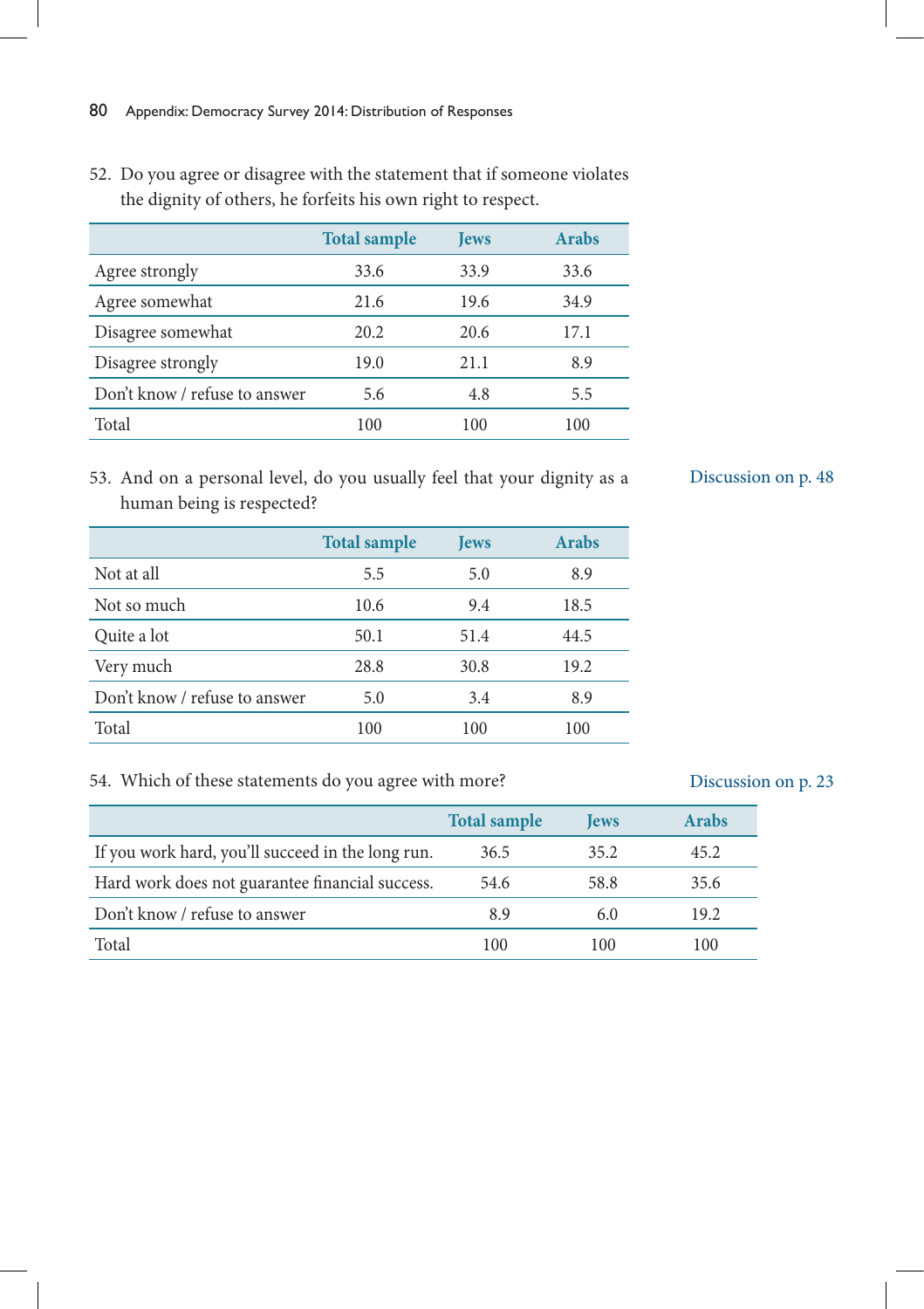52. Do you agree or disagree with the statement that if someone violates the dignity of others, he forfeits his own right to respect.

| | Total sample | Jews | Arabs |
|---|---|---|---|
| Agree strongly | 33.6 | 33.9 | 33.6 |
| Agree somewhat | 21.6 | 19.6 | 34.9 |
| Disagree somewhat | 20.2 | 20.6 | 17.1 |
| Disagree strongly | 19.0 | 21.1 | 8.9 |
| Don't know / refuse to answer | 5.6 | 4.8 | 5.5 |
| Total | 100 | 100 | 100 |

53. And on a personal level, do you usually feel that your dignity as a human being is respected?

Discussion on p. 48

| | Total sample | Jews | Arabs |
|---|---|---|---|
| Not at all | 5.5 | 5.0 | 8.9 |
| Not so much | 10.6 | 9.4 | 18.5 |
| Quite a lot | 50.1 | 51.4 | 44.5 |
| Very much | 28.8 | 30.8 | 19.2 |
| Don't know / refuse to answer | 5.0 | 3.4 | 8.9 |
| Total | 100 | 100 | 100 |

54. Which of these statements do you agree with more?

Discussion on p. 23

| | Total sample | Jews | Arabs |
|---|---|---|---|
| If you work hard, you'll succeed in the long run. | 36.5 | 35.2 | 45.2 |
| Hard work does not guarantee financial success. | 54.6 | 58.8 | 35.6 |
| Don't know / refuse to answer | 8.9 | 6.0 | 19.2 |
| Total | 100 | 100 | 100 |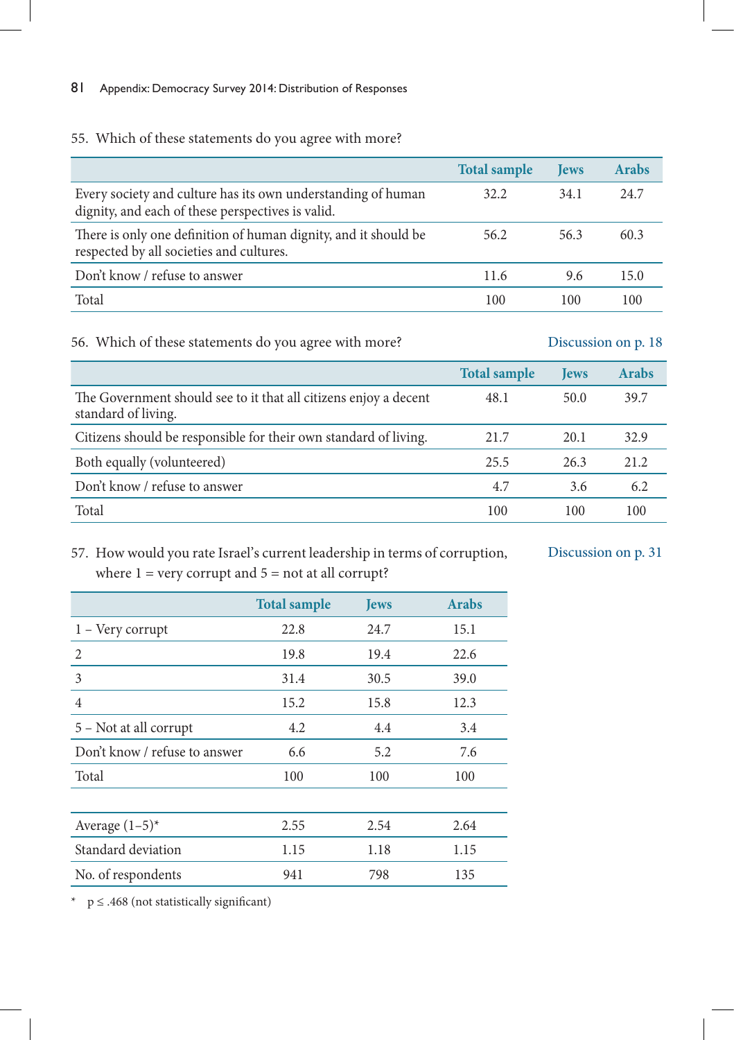55. Which of these statements do you agree with more?

| | Total sample | Jews | Arabs |
|---|---|---|---|
| Every society and culture has its own understanding of human dignity, and each of these perspectives is valid. | 32.2 | 34.1 | 24.7 |
| There is only one definition of human dignity, and it should be respected by all societies and cultures. | 56.2 | 56.3 | 60.3 |
| Don't know / refuse to answer | 11.6 | 9.6 | 15.0 |
| Total | 100 | 100 | 100 |

56. Which of these statements do you agree with more?

Discussion on p. 18

| | Total sample | Jews | Arabs |
|---|---|---|---|
| The Government should see to it that all citizens enjoy a decent standard of living. | 48.1 | 50.0 | 39.7 |
| Citizens should be responsible for their own standard of living. | 21.7 | 20.1 | 32.9 |
| Both equally (volunteered) | 25.5 | 26.3 | 21.2 |
| Don't know / refuse to answer | 4.7 | 3.6 | 6.2 |
| Total | 100 | 100 | 100 |

57. How would you rate Israel's current leadership in terms of corruption, where 1 = very corrupt and 5 = not at all corrupt?

Discussion on p. 31

| | Total sample | Jews | Arabs |
|---|---|---|---|
| 1 – Very corrupt | 22.8 | 24.7 | 15.1 |
| 2 | 19.8 | 19.4 | 22.6 |
| 3 | 31.4 | 30.5 | 39.0 |
| 4 | 15.2 | 15.8 | 12.3 |
| 5 – Not at all corrupt | 4.2 | 4.4 | 3.4 |
| Don't know / refuse to answer | 6.6 | 5.2 | 7.6 |
| Total | 100 | 100 | 100 |
| | | | |
| Average (1–5)* | 2.55 | 2.54 | 2.64 |
| Standard deviation | 1.15 | 1.18 | 1.15 |
| No. of respondents | 941 | 798 | 135 |

\* $p \leq .468$ (not statistically significant)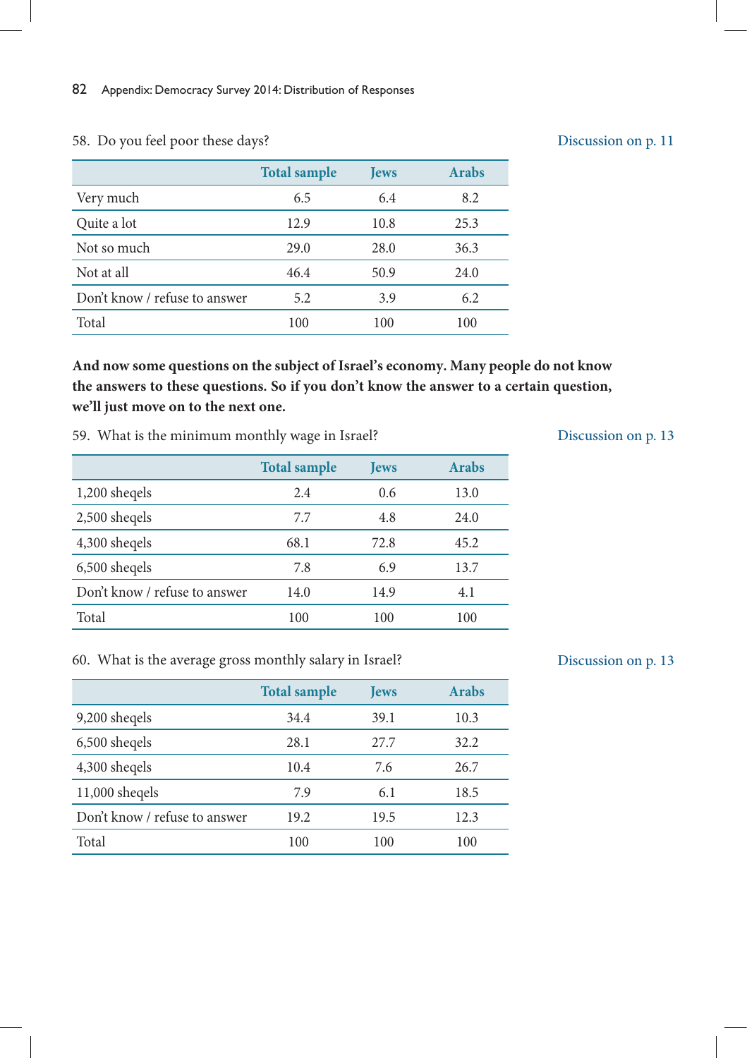58. Do you feel poor these days?

Discussion on p. 11

| | Total sample | Jews | Arabs |
|---|---|---|---|
| Very much | 6.5 | 6.4 | 8.2 |
| Quite a lot | 12.9 | 10.8 | 25.3 |
| Not so much | 29.0 | 28.0 | 36.3 |
| Not at all | 46.4 | 50.9 | 24.0 |
| Don't know / refuse to answer | 5.2 | 3.9 | 6.2 |
| Total | 100 | 100 | 100 |

**And now some questions on the subject of Israel's economy. Many people do not know the answers to these questions. So if you don't know the answer to a certain question, we'll just move on to the next one.**

59. What is the minimum monthly wage in Israel?

Discussion on p. 13

| | Total sample | Jews | Arabs |
|---|---|---|---|
| 1,200 sheqels | 2.4 | 0.6 | 13.0 |
| 2,500 sheqels | 7.7 | 4.8 | 24.0 |
| 4,300 sheqels | 68.1 | 72.8 | 45.2 |
| 6,500 sheqels | 7.8 | 6.9 | 13.7 |
| Don't know / refuse to answer | 14.0 | 14.9 | 4.1 |
| Total | 100 | 100 | 100 |

60. What is the average gross monthly salary in Israel?

Discussion on p. 13

| | Total sample | Jews | Arabs |
|---|---|---|---|
| 9,200 sheqels | 34.4 | 39.1 | 10.3 |
| 6,500 sheqels | 28.1 | 27.7 | 32.2 |
| 4,300 sheqels | 10.4 | 7.6 | 26.7 |
| 11,000 sheqels | 7.9 | 6.1 | 18.5 |
| Don't know / refuse to answer | 19.2 | 19.5 | 12.3 |
| Total | 100 | 100 | 100 |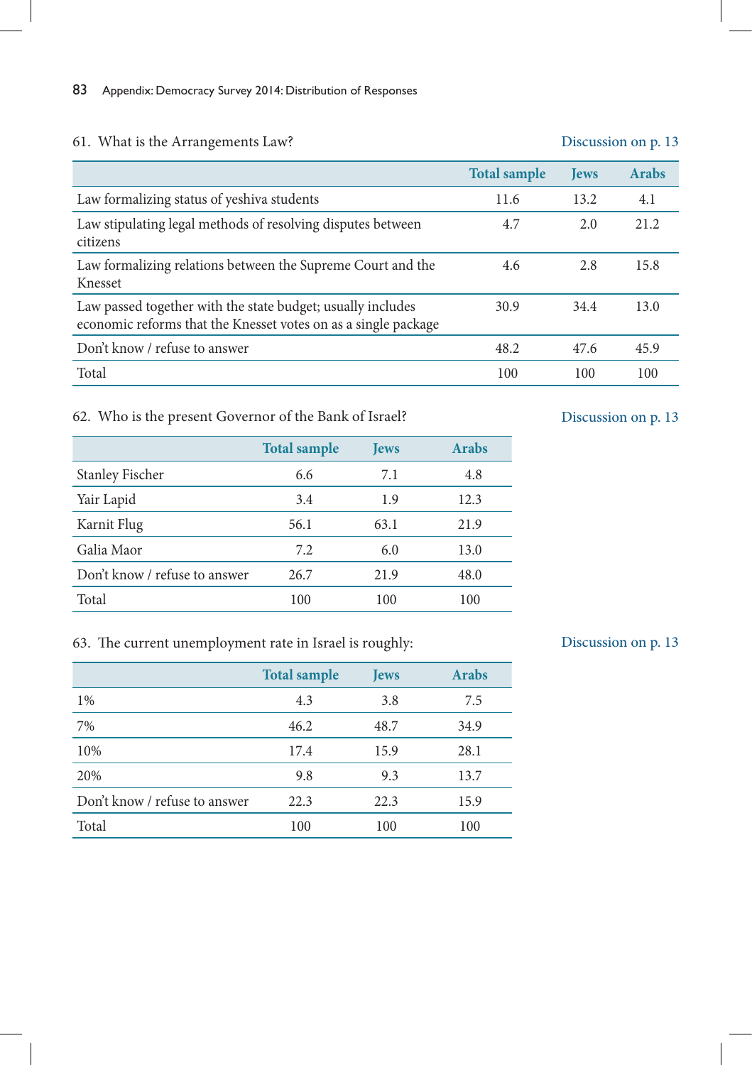61. What is the Arrangements Law? Discussion on p. 13

| | Total sample | Jews | Arabs |
|---|---|---|---|
| Law formalizing status of yeshiva students | 11.6 | 13.2 | 4.1 |
| Law stipulating legal methods of resolving disputes between citizens | 4.7 | 2.0 | 21.2 |
| Law formalizing relations between the Supreme Court and the Knesset | 4.6 | 2.8 | 15.8 |
| Law passed together with the state budget; usually includes economic reforms that the Knesset votes on as a single package | 30.9 | 34.4 | 13.0 |
| Don't know / refuse to answer | 48.2 | 47.6 | 45.9 |
| Total | 100 | 100 | 100 |

62. Who is the present Governor of the Bank of Israel? Discussion on p. 13

| | Total sample | Jews | Arabs |
|---|---|---|---|
| Stanley Fischer | 6.6 | 7.1 | 4.8 |
| Yair Lapid | 3.4 | 1.9 | 12.3 |
| Karnit Flug | 56.1 | 63.1 | 21.9 |
| Galia Maor | 7.2 | 6.0 | 13.0 |
| Don't know / refuse to answer | 26.7 | 21.9 | 48.0 |
| Total | 100 | 100 | 100 |

63. The current unemployment rate in Israel is roughly: Discussion on p. 13

| | Total sample | Jews | Arabs |
|---|---|---|---|
| 1% | 4.3 | 3.8 | 7.5 |
| 7% | 46.2 | 48.7 | 34.9 |
| 10% | 17.4 | 15.9 | 28.1 |
| 20% | 9.8 | 9.3 | 13.7 |
| Don't know / refuse to answer | 22.3 | 22.3 | 15.9 |
| Total | 100 | 100 | 100 |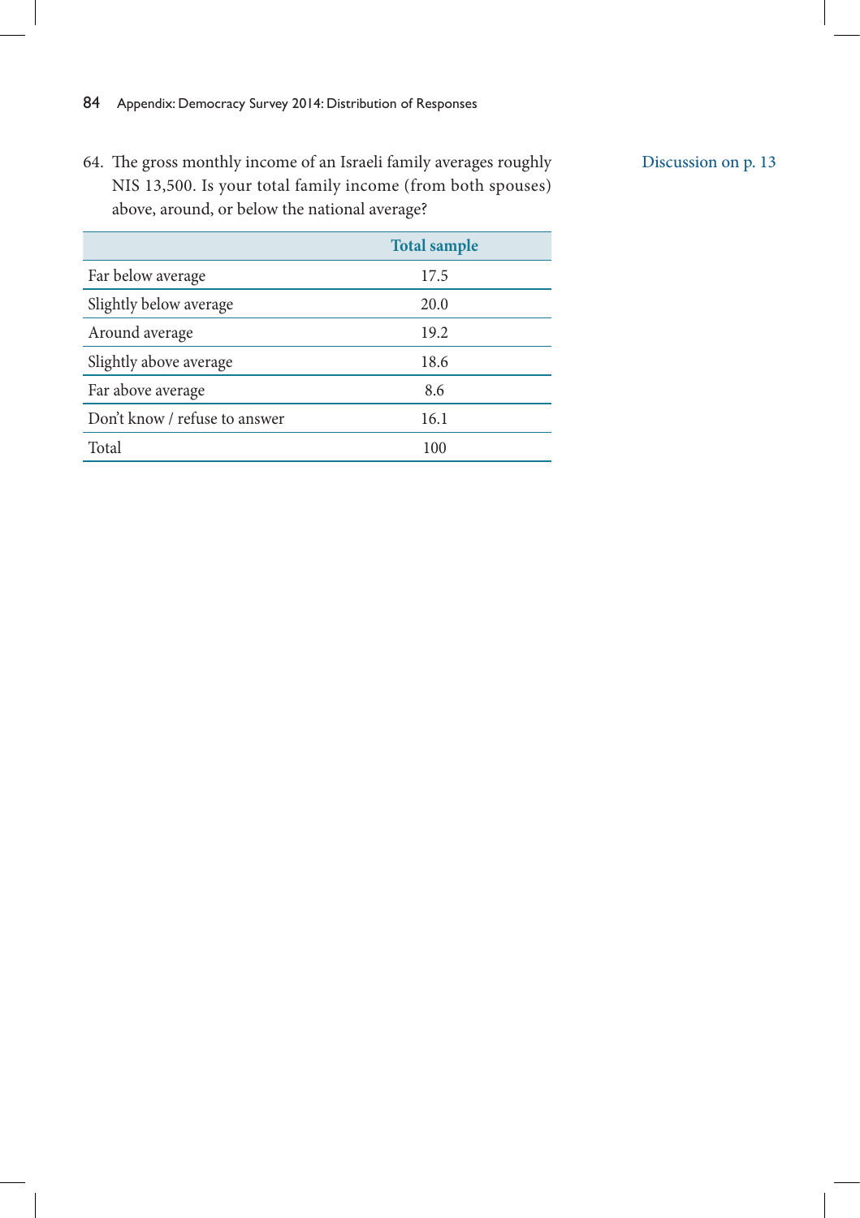64. The gross monthly income of an Israeli family averages roughly NIS 13,500. Is your total family income (from both spouses) above, around, or below the national average?

Discussion on p. 13

| | Total sample |
|---|---|
| Far below average | 17.5 |
| Slightly below average | 20.0 |
| Around average | 19.2 |
| Slightly above average | 18.6 |
| Far above average | 8.6 |
| Don't know / refuse to answer | 16.1 |
| Total | 100 |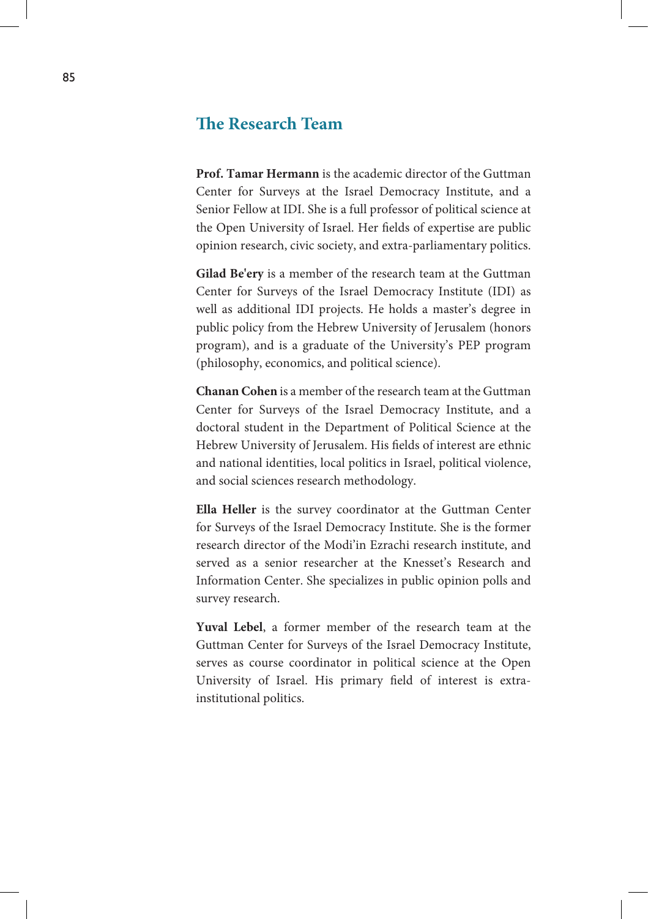## The Research Team

**Prof. Tamar Hermann** is the academic director of the Guttman Center for Surveys at the Israel Democracy Institute, and a Senior Fellow at IDI. She is a full professor of political science at the Open University of Israel. Her fields of expertise are public opinion research, civic society, and extra-parliamentary politics.

**Gilad Be'ery** is a member of the research team at the Guttman Center for Surveys of the Israel Democracy Institute (IDI) as well as additional IDI projects. He holds a master's degree in public policy from the Hebrew University of Jerusalem (honors program), and is a graduate of the University's PEP program (philosophy, economics, and political science).

**Chanan Cohen** is a member of the research team at the Guttman Center for Surveys of the Israel Democracy Institute, and a doctoral student in the Department of Political Science at the Hebrew University of Jerusalem. His fields of interest are ethnic and national identities, local politics in Israel, political violence, and social sciences research methodology.

**Ella Heller** is the survey coordinator at the Guttman Center for Surveys of the Israel Democracy Institute. She is the former research director of the Modi'in Ezrachi research institute, and served as a senior researcher at the Knesset's Research and Information Center. She specializes in public opinion polls and survey research.

**Yuval Lebel**, a former member of the research team at the Guttman Center for Surveys of the Israel Democracy Institute, serves as course coordinator in political science at the Open University of Israel. His primary field of interest is extra-institutional politics.